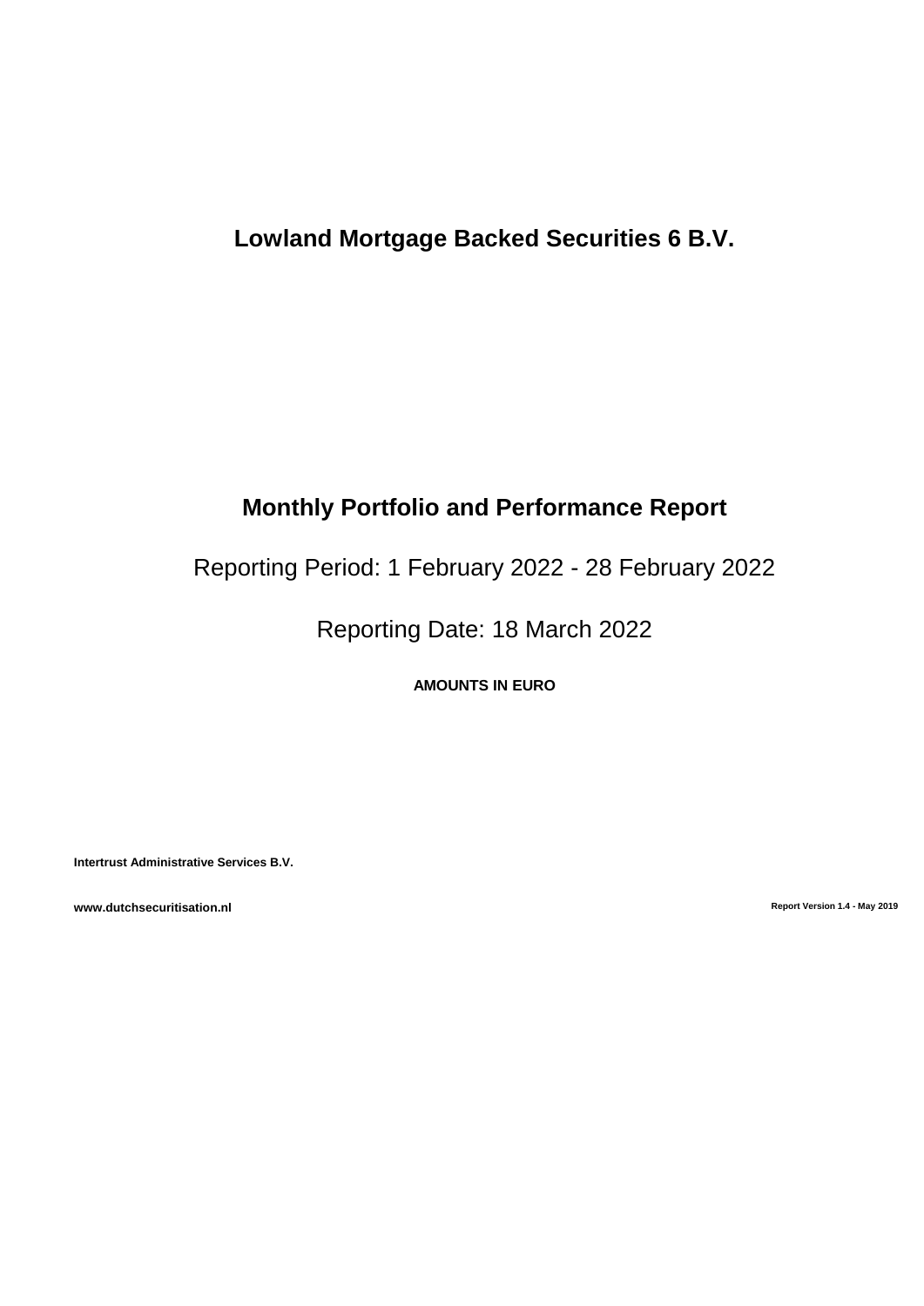# Lowland Mortgage Backed Securities 6 B.V.

## Monthly Portfolio and Performance Report

Reporting Period: 1 February 2022 - 28 February 2022

Reporting Date: 18 March 2022

**AMOUNTS IN EURO**

**Intertrust Administrative Services B.V.**

**www.dutchsecuritisation.nl**

**Report Version 1.4 - May 2019**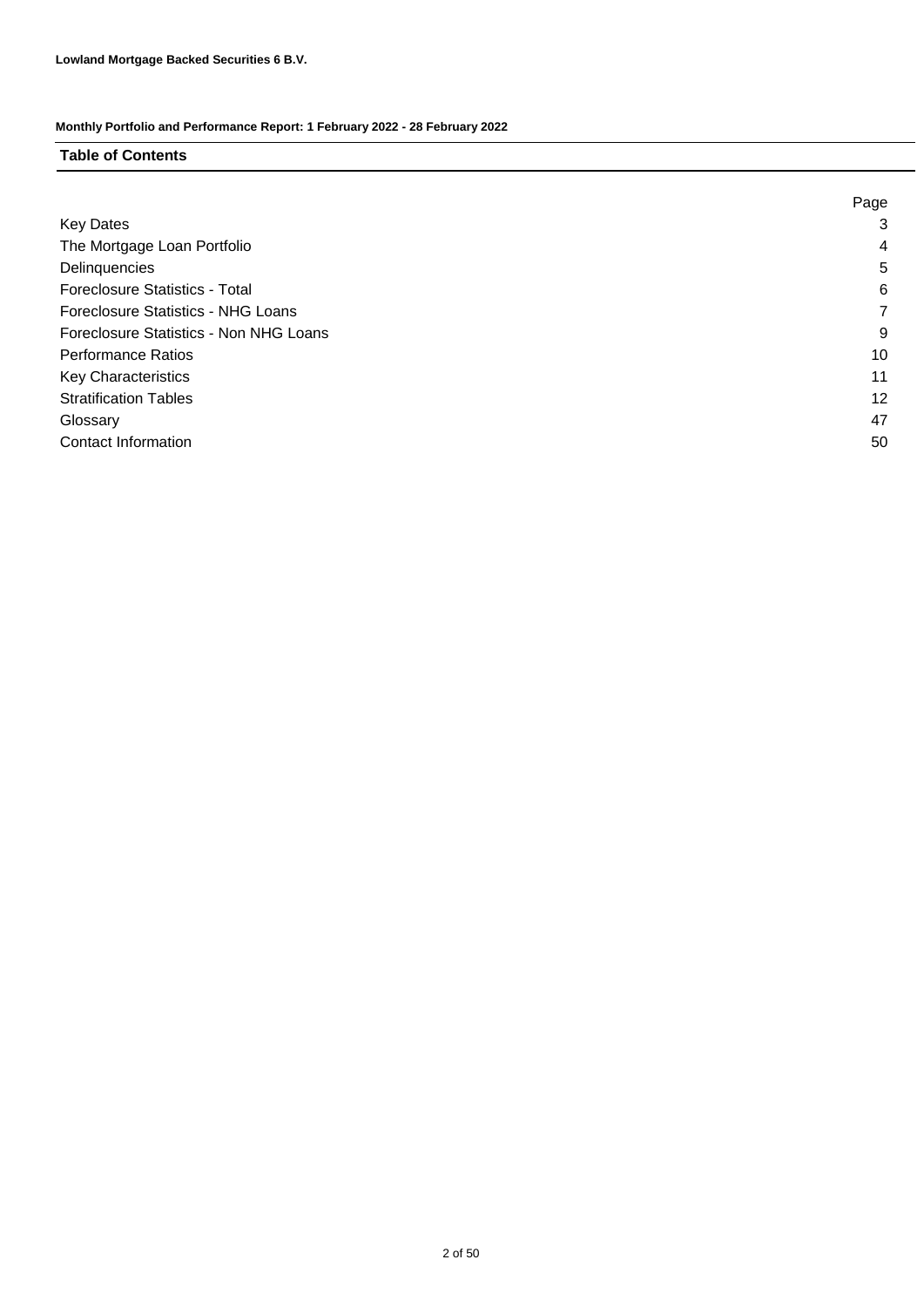**Lowland Mortgage Backed Securities 6 B.V.**

**Monthly Portfolio and Performance Report: 1 February 2022 - 28 February 2022**

## Table of Contents

| | Page |
|---|---|
| Key Dates | 3 |
| The Mortgage Loan Portfolio | 4 |
| Delinquencies | 5 |
| Foreclosure Statistics - Total | 6 |
| Foreclosure Statistics - NHG Loans | 7 |
| Foreclosure Statistics - Non NHG Loans | 9 |
| Performance Ratios | 10 |
| Key Characteristics | 11 |
| Stratification Tables | 12 |
| Glossary | 47 |
| Contact Information | 50 |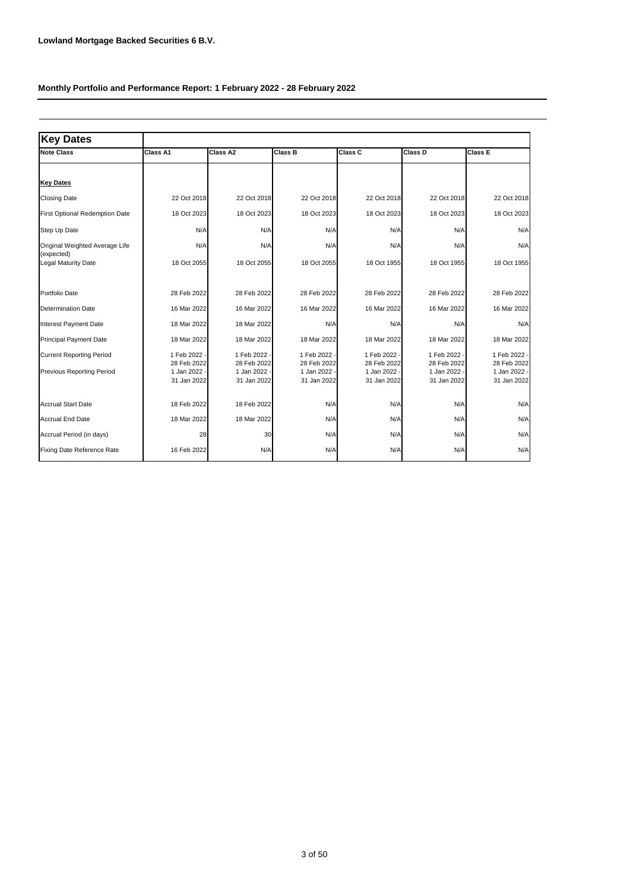**Lowland Mortgage Backed Securities 6 B.V.**

**Monthly Portfolio and Performance Report: 1 February 2022 - 28 February 2022**

| **Key Dates** | | | | | | |
|---|---|---|---|---|---|---|
| **Note Class** | **Class A1** | **Class A2** | **Class B** | **Class C** | **Class D** | **Class E** |
| **Key Dates** | | | | | | |
| Closing Date | 22 Oct 2018 | 22 Oct 2018 | 22 Oct 2018 | 22 Oct 2018 | 22 Oct 2018 | 22 Oct 2018 |
| First Optional Redemption Date | 18 Oct 2023 | 18 Oct 2023 | 18 Oct 2023 | 18 Oct 2023 | 18 Oct 2023 | 18 Oct 2023 |
| Step Up Date | N/A | N/A | N/A | N/A | N/A | N/A |
| Original Weighted Average Life (expected) | N/A | N/A | N/A | N/A | N/A | N/A |
| Legal Maturity Date | 18 Oct 2055 | 18 Oct 2055 | 18 Oct 2055 | 18 Oct 1955 | 18 Oct 1955 | 18 Oct 1955 |
| Portfolio Date | 28 Feb 2022 | 28 Feb 2022 | 28 Feb 2022 | 28 Feb 2022 | 28 Feb 2022 | 28 Feb 2022 |
| Determination Date | 16 Mar 2022 | 16 Mar 2022 | 16 Mar 2022 | 16 Mar 2022 | 16 Mar 2022 | 16 Mar 2022 |
| Interest Payment Date | 18 Mar 2022 | 18 Mar 2022 | N/A | N/A | N/A | N/A |
| Principal Payment Date | 18 Mar 2022 | 18 Mar 2022 | 18 Mar 2022 | 18 Mar 2022 | 18 Mar 2022 | 18 Mar 2022 |
| Current Reporting Period | 1 Feb 2022 - 28 Feb 2022 | 1 Feb 2022 - 28 Feb 2022 | 1 Feb 2022 - 28 Feb 2022 | 1 Feb 2022 - 28 Feb 2022 | 1 Feb 2022 - 28 Feb 2022 | 1 Feb 2022 - 28 Feb 2022 |
| Previous Reporting Period | 1 Jan 2022 - 31 Jan 2022 | 1 Jan 2022 - 31 Jan 2022 | 1 Jan 2022 - 31 Jan 2022 | 1 Jan 2022 - 31 Jan 2022 | 1 Jan 2022 - 31 Jan 2022 | 1 Jan 2022 - 31 Jan 2022 |
| Accrual Start Date | 18 Feb 2022 | 18 Feb 2022 | N/A | N/A | N/A | N/A |
| Accrual End Date | 18 Mar 2022 | 18 Mar 2022 | N/A | N/A | N/A | N/A |
| Accrual Period (in days) | 28 | 30 | N/A | N/A | N/A | N/A |
| Fixing Date Reference Rate | 16 Feb 2022 | N/A | N/A | N/A | N/A | N/A |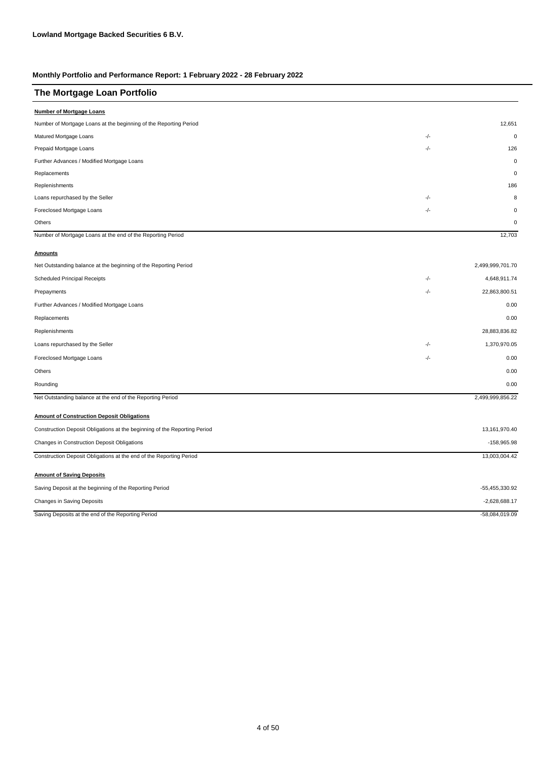**Lowland Mortgage Backed Securities 6 B.V.**

**Monthly Portfolio and Performance Report: 1 February 2022 - 28 February 2022**

## The Mortgage Loan Portfolio

**Number of Mortgage Loans**

| | | |
|---|---|---|
| Number of Mortgage Loans at the beginning of the Reporting Period | | 12,651 |
| Matured Mortgage Loans | -/- | 0 |
| Prepaid Mortgage Loans | -/- | 126 |
| Further Advances / Modified Mortgage Loans | | 0 |
| Replacements | | 0 |
| Replenishments | | 186 |
| Loans repurchased by the Seller | -/- | 8 |
| Foreclosed Mortgage Loans | -/- | 0 |
| Others | | 0 |
| Number of Mortgage Loans at the end of the Reporting Period | | 12,703 |

**Amounts**

| | | |
|---|---|---|
| Net Outstanding balance at the beginning of the Reporting Period | | 2,499,999,701.70 |
| Scheduled Principal Receipts | -/- | 4,648,911.74 |
| Prepayments | -/- | 22,863,800.51 |
| Further Advances / Modified Mortgage Loans | | 0.00 |
| Replacements | | 0.00 |
| Replenishments | | 28,883,836.82 |
| Loans repurchased by the Seller | -/- | 1,370,970.05 |
| Foreclosed Mortgage Loans | -/- | 0.00 |
| Others | | 0.00 |
| Rounding | | 0.00 |
| Net Outstanding balance at the end of the Reporting Period | | 2,499,999,856.22 |

**Amount of Construction Deposit Obligations**

| | |
|---|---|
| Construction Deposit Obligations at the beginning of the Reporting Period | 13,161,970.40 |
| Changes in Construction Deposit Obligations | -158,965.98 |
| Construction Deposit Obligations at the end of the Reporting Period | 13,003,004.42 |

**Amount of Saving Deposits**

| | |
|---|---|
| Saving Deposit at the beginning of the Reporting Period | -55,455,330.92 |
| Changes in Saving Deposits | -2,628,688.17 |
| Saving Deposits at the end of the Reporting Period | -58,084,019.09 |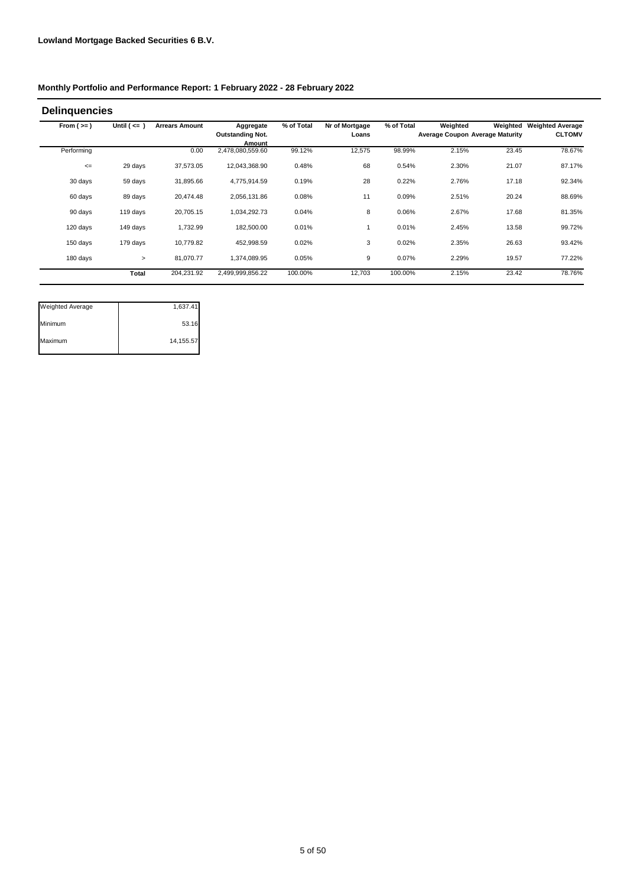**Lowland Mortgage Backed Securities 6 B.V.**

**Monthly Portfolio and Performance Report: 1 February 2022 - 28 February 2022**

## Delinquencies

| From ( >= ) | Until ( <= ) | Arrears Amount | Aggregate Outstanding Not. Amount | % of Total | Nr of Mortgage Loans | % of Total | Weighted Average Coupon | Weighted Average Maturity | Weighted Average CLTOMV |
|---|---|---|---|---|---|---|---|---|---|
| Performing | | 0.00 | 2,478,080,559.60 | 99.12% | 12,575 | 98.99% | 2.15% | 23.45 | 78.67% |
| <= | 29 days | 37,573.05 | 12,043,368.90 | 0.48% | 68 | 0.54% | 2.30% | 21.07 | 87.17% |
| 30 days | 59 days | 31,895.66 | 4,775,914.59 | 0.19% | 28 | 0.22% | 2.76% | 17.18 | 92.34% |
| 60 days | 89 days | 20,474.48 | 2,056,131.86 | 0.08% | 11 | 0.09% | 2.51% | 20.24 | 88.69% |
| 90 days | 119 days | 20,705.15 | 1,034,292.73 | 0.04% | 8 | 0.06% | 2.67% | 17.68 | 81.35% |
| 120 days | 149 days | 1,732.99 | 182,500.00 | 0.01% | 1 | 0.01% | 2.45% | 13.58 | 99.72% |
| 150 days | 179 days | 10,779.82 | 452,998.59 | 0.02% | 3 | 0.02% | 2.35% | 26.63 | 93.42% |
| 180 days | > | 81,070.77 | 1,374,089.95 | 0.05% | 9 | 0.07% | 2.29% | 19.57 | 77.22% |
| | **Total** | 204,231.92 | 2,499,999,856.22 | 100.00% | 12,703 | 100.00% | 2.15% | 23.42 | 78.76% |

| | |
|---|---|
| Weighted Average | 1,637.41 |
| Minimum | 53.16 |
| Maximum | 14,155.57 |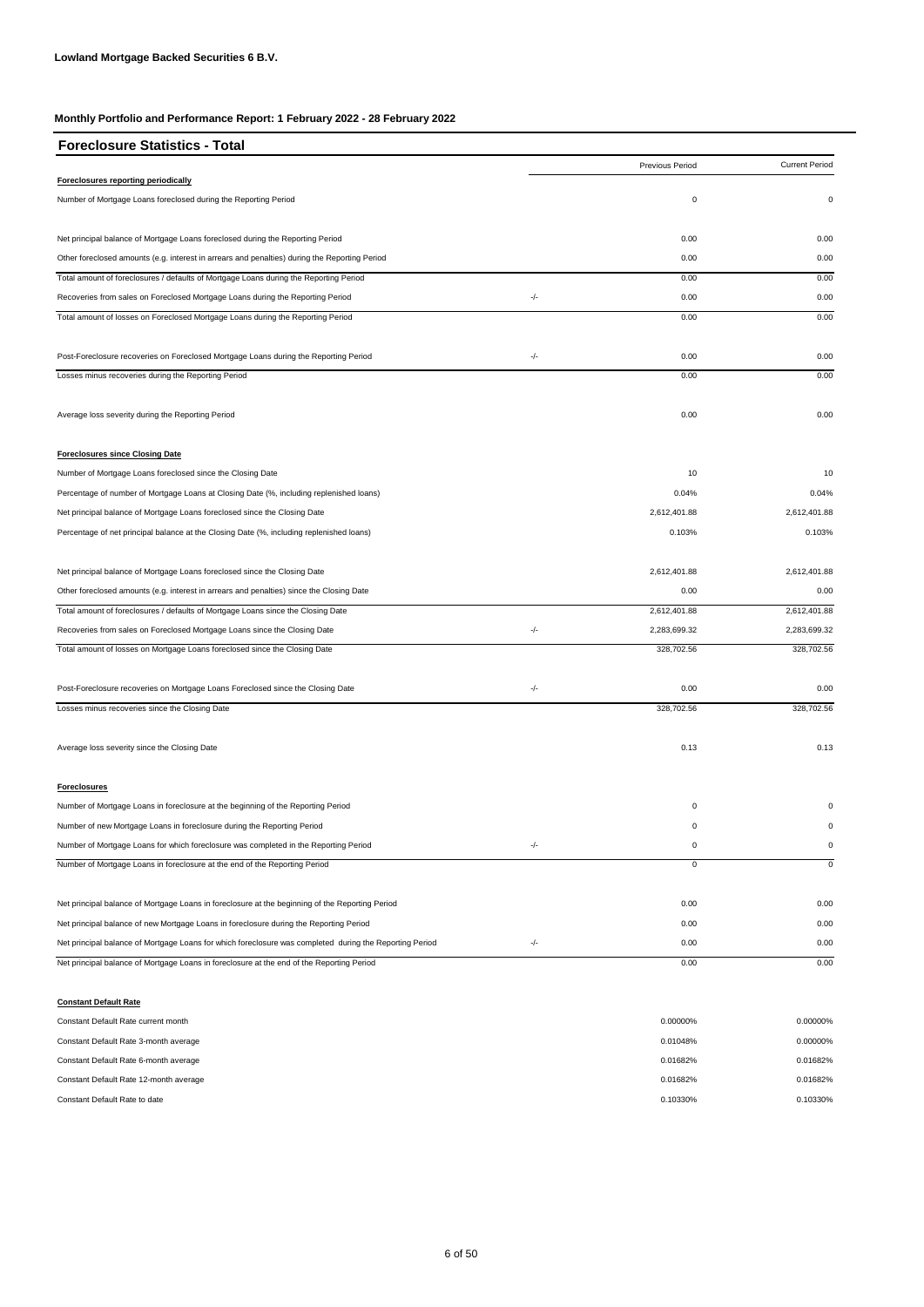**Lowland Mortgage Backed Securities 6 B.V.**

**Monthly Portfolio and Performance Report: 1 February 2022 - 28 February 2022**

## Foreclosure Statistics - Total

| | | Previous Period | Current Period |
|---|---|---|---|
| **Foreclosures reporting periodically** | | | |
| Number of Mortgage Loans foreclosed during the Reporting Period | | 0 | 0 |
| Net principal balance of Mortgage Loans foreclosed during the Reporting Period | | 0.00 | 0.00 |
| Other foreclosed amounts (e.g. interest in arrears and penalties) during the Reporting Period | | 0.00 | 0.00 |
| Total amount of foreclosures / defaults of Mortgage Loans during the Reporting Period | | 0.00 | 0.00 |
| Recoveries from sales on Foreclosed Mortgage Loans during the Reporting Period | -/- | 0.00 | 0.00 |
| Total amount of losses on Foreclosed Mortgage Loans during the Reporting Period | | 0.00 | 0.00 |
| Post-Foreclosure recoveries on Foreclosed Mortgage Loans during the Reporting Period | -/- | 0.00 | 0.00 |
| Losses minus recoveries during the Reporting Period | | 0.00 | 0.00 |
| Average loss severity during the Reporting Period | | 0.00 | 0.00 |
| **Foreclosures since Closing Date** | | | |
| Number of Mortgage Loans foreclosed since the Closing Date | | 10 | 10 |
| Percentage of number of Mortgage Loans at Closing Date (%, including replenished loans) | | 0.04% | 0.04% |
| Net principal balance of Mortgage Loans foreclosed since the Closing Date | | 2,612,401.88 | 2,612,401.88 |
| Percentage of net principal balance at the Closing Date (%, including replenished loans) | | 0.103% | 0.103% |
| Net principal balance of Mortgage Loans foreclosed since the Closing Date | | 2,612,401.88 | 2,612,401.88 |
| Other foreclosed amounts (e.g. interest in arrears and penalties) since the Closing Date | | 0.00 | 0.00 |
| Total amount of foreclosures / defaults of Mortgage Loans since the Closing Date | | 2,612,401.88 | 2,612,401.88 |
| Recoveries from sales on Foreclosed Mortgage Loans since the Closing Date | -/- | 2,283,699.32 | 2,283,699.32 |
| Total amount of losses on Mortgage Loans foreclosed since the Closing Date | | 328,702.56 | 328,702.56 |
| Post-Foreclosure recoveries on Mortgage Loans Foreclosed since the Closing Date | -/- | 0.00 | 0.00 |
| Losses minus recoveries since the Closing Date | | 328,702.56 | 328,702.56 |
| Average loss severity since the Closing Date | | 0.13 | 0.13 |
| **Foreclosures** | | | |
| Number of Mortgage Loans in foreclosure at the beginning of the Reporting Period | | 0 | 0 |
| Number of new Mortgage Loans in foreclosure during the Reporting Period | | 0 | 0 |
| Number of Mortgage Loans for which foreclosure was completed in the Reporting Period | -/- | 0 | 0 |
| Number of Mortgage Loans in foreclosure at the end of the Reporting Period | | 0 | 0 |
| Net principal balance of Mortgage Loans in foreclosure at the beginning of the Reporting Period | | 0.00 | 0.00 |
| Net principal balance of new Mortgage Loans in foreclosure during the Reporting Period | | 0.00 | 0.00 |
| Net principal balance of Mortgage Loans for which foreclosure was completed during the Reporting Period | -/- | 0.00 | 0.00 |
| Net principal balance of Mortgage Loans in foreclosure at the end of the Reporting Period | | 0.00 | 0.00 |
| **Constant Default Rate** | | | |
| Constant Default Rate current month | | 0.00000% | 0.00000% |
| Constant Default Rate 3-month average | | 0.01048% | 0.00000% |
| Constant Default Rate 6-month average | | 0.01682% | 0.01682% |
| Constant Default Rate 12-month average | | 0.01682% | 0.01682% |
| Constant Default Rate to date | | 0.10330% | 0.10330% |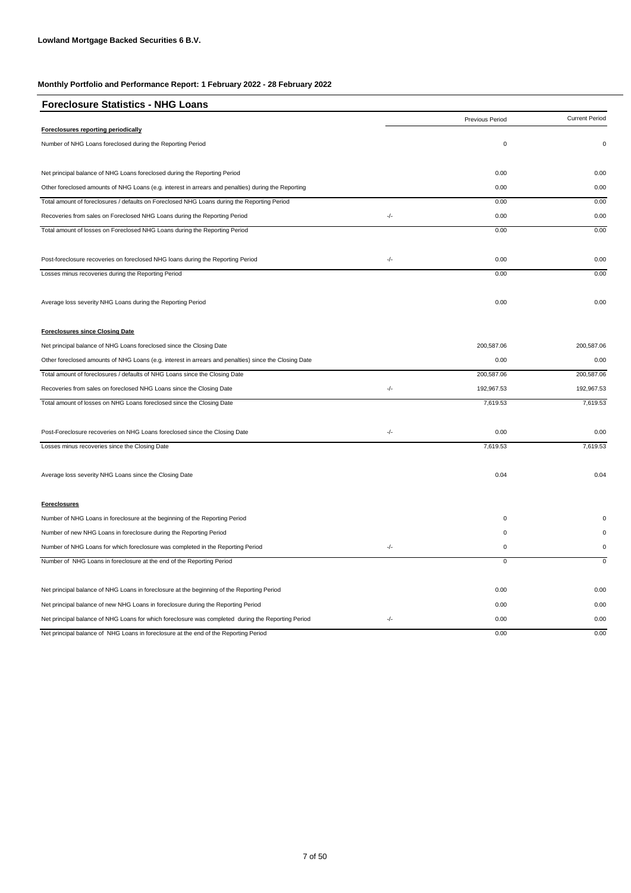**Lowland Mortgage Backed Securities 6 B.V.**

**Monthly Portfolio and Performance Report: 1 February 2022 - 28 February 2022**

## Foreclosure Statistics - NHG Loans

| | | Previous Period | Current Period |
|---|---|---|---|
| **Foreclosures reporting periodically** | | | |
| Number of NHG Loans foreclosed during the Reporting Period | | 0 | 0 |
| Net principal balance of NHG Loans foreclosed during the Reporting Period | | 0.00 | 0.00 |
| Other foreclosed amounts of NHG Loans (e.g. interest in arrears and penalties) during the Reporting | | 0.00 | 0.00 |
| Total amount of foreclosures / defaults on Foreclosed NHG Loans during the Reporting Period | | 0.00 | 0.00 |
| Recoveries from sales on Foreclosed NHG Loans during the Reporting Period | -/- | 0.00 | 0.00 |
| Total amount of losses on Foreclosed NHG Loans during the Reporting Period | | 0.00 | 0.00 |
| Post-foreclosure recoveries on foreclosed NHG loans during the Reporting Period | -/- | 0.00 | 0.00 |
| Losses minus recoveries during the Reporting Period | | 0.00 | 0.00 |
| Average loss severity NHG Loans during the Reporting Period | | 0.00 | 0.00 |
| **Foreclosures since Closing Date** | | | |
| Net principal balance of NHG Loans foreclosed since the Closing Date | | 200,587.06 | 200,587.06 |
| Other foreclosed amounts of NHG Loans (e.g. interest in arrears and penalties) since the Closing Date | | 0.00 | 0.00 |
| Total amount of foreclosures / defaults of NHG Loans since the Closing Date | | 200,587.06 | 200,587.06 |
| Recoveries from sales on foreclosed NHG Loans since the Closing Date | -/- | 192,967.53 | 192,967.53 |
| Total amount of losses on NHG Loans foreclosed since the Closing Date | | 7,619.53 | 7,619.53 |
| Post-Foreclosure recoveries on NHG Loans foreclosed since the Closing Date | -/- | 0.00 | 0.00 |
| Losses minus recoveries since the Closing Date | | 7,619.53 | 7,619.53 |
| Average loss severity NHG Loans since the Closing Date | | 0.04 | 0.04 |
| **Foreclosures** | | | |
| Number of NHG Loans in foreclosure at the beginning of the Reporting Period | | 0 | 0 |
| Number of new NHG Loans in foreclosure during the Reporting Period | | 0 | 0 |
| Number of NHG Loans for which foreclosure was completed in the Reporting Period | -/- | 0 | 0 |
| Number of NHG Loans in foreclosure at the end of the Reporting Period | | 0 | 0 |
| Net principal balance of NHG Loans in foreclosure at the beginning of the Reporting Period | | 0.00 | 0.00 |
| Net principal balance of new NHG Loans in foreclosure during the Reporting Period | | 0.00 | 0.00 |
| Net principal balance of NHG Loans for which foreclosure was completed during the Reporting Period | -/- | 0.00 | 0.00 |
| Net principal balance of NHG Loans in foreclosure at the end of the Reporting Period | | 0.00 | 0.00 |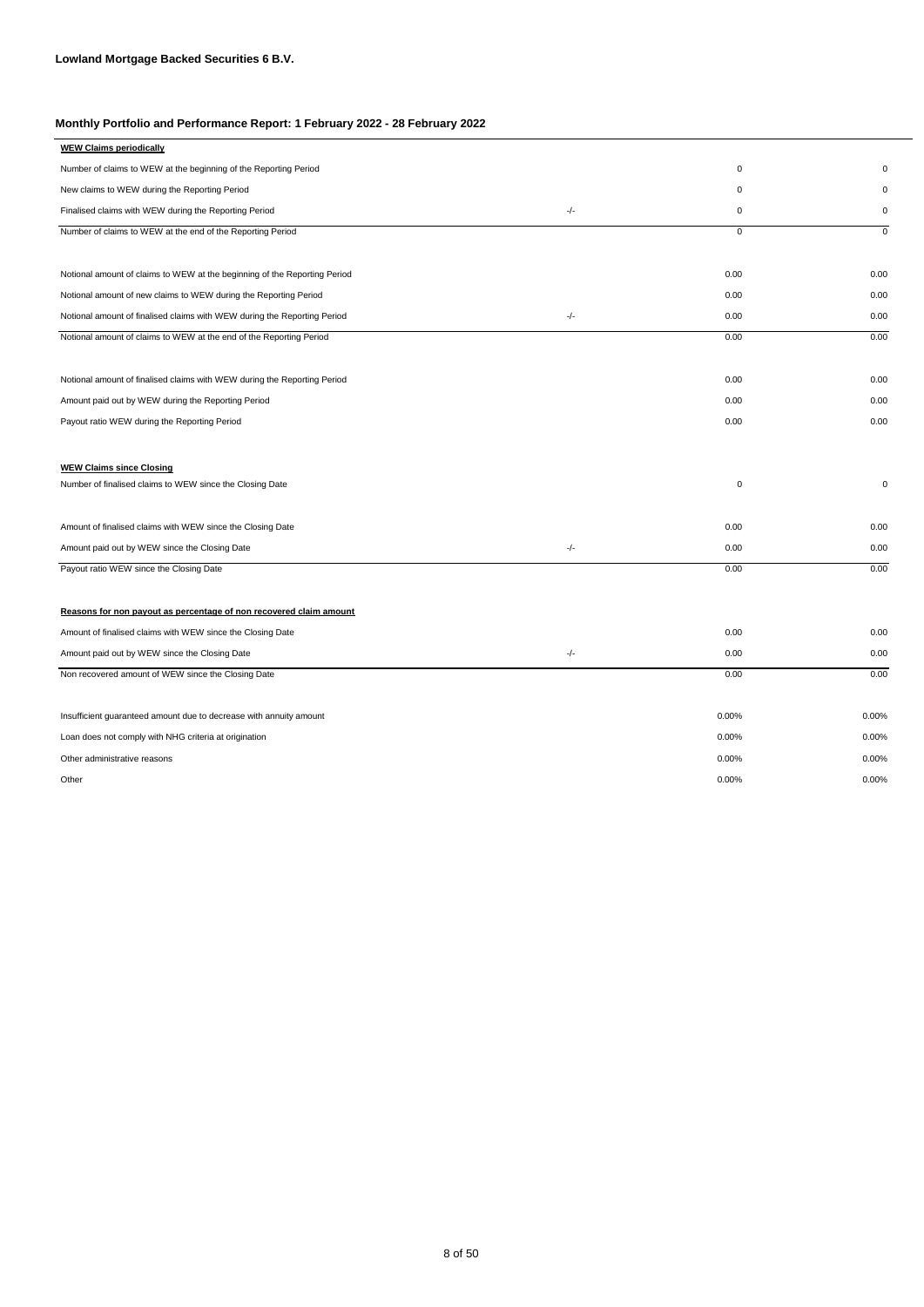**Lowland Mortgage Backed Securities 6 B.V.**

**Monthly Portfolio and Performance Report: 1 February 2022 - 28 February 2022**

| **WEW Claims periodically** | | | |
|---|---|---|---|
| Number of claims to WEW at the beginning of the Reporting Period | | 0 | 0 |
| New claims to WEW during the Reporting Period | | 0 | 0 |
| Finalised claims with WEW during the Reporting Period | -/- | 0 | 0 |
| Number of claims to WEW at the end of the Reporting Period | | 0 | 0 |
| | | | |
| Notional amount of claims to WEW at the beginning of the Reporting Period | | 0.00 | 0.00 |
| Notional amount of new claims to WEW during the Reporting Period | | 0.00 | 0.00 |
| Notional amount of finalised claims with WEW during the Reporting Period | -/- | 0.00 | 0.00 |
| Notional amount of claims to WEW at the end of the Reporting Period | | 0.00 | 0.00 |
| | | | |
| Notional amount of finalised claims with WEW during the Reporting Period | | 0.00 | 0.00 |
| Amount paid out by WEW during the Reporting Period | | 0.00 | 0.00 |
| Payout ratio WEW during the Reporting Period | | 0.00 | 0.00 |
| | | | |
| **WEW Claims since Closing** | | | |
| Number of finalised claims to WEW since the Closing Date | | 0 | 0 |
| | | | |
| Amount of finalised claims with WEW since the Closing Date | | 0.00 | 0.00 |
| Amount paid out by WEW since the Closing Date | -/- | 0.00 | 0.00 |
| Payout ratio WEW since the Closing Date | | 0.00 | 0.00 |
| | | | |
| **Reasons for non payout as percentage of non recovered claim amount** | | | |
| Amount of finalised claims with WEW since the Closing Date | | 0.00 | 0.00 |
| Amount paid out by WEW since the Closing Date | -/- | 0.00 | 0.00 |
| Non recovered amount of WEW since the Closing Date | | 0.00 | 0.00 |
| | | | |
| Insufficient guaranteed amount due to decrease with annuity amount | | 0.00% | 0.00% |
| Loan does not comply with NHG criteria at origination | | 0.00% | 0.00% |
| Other administrative reasons | | 0.00% | 0.00% |
| Other | | 0.00% | 0.00% |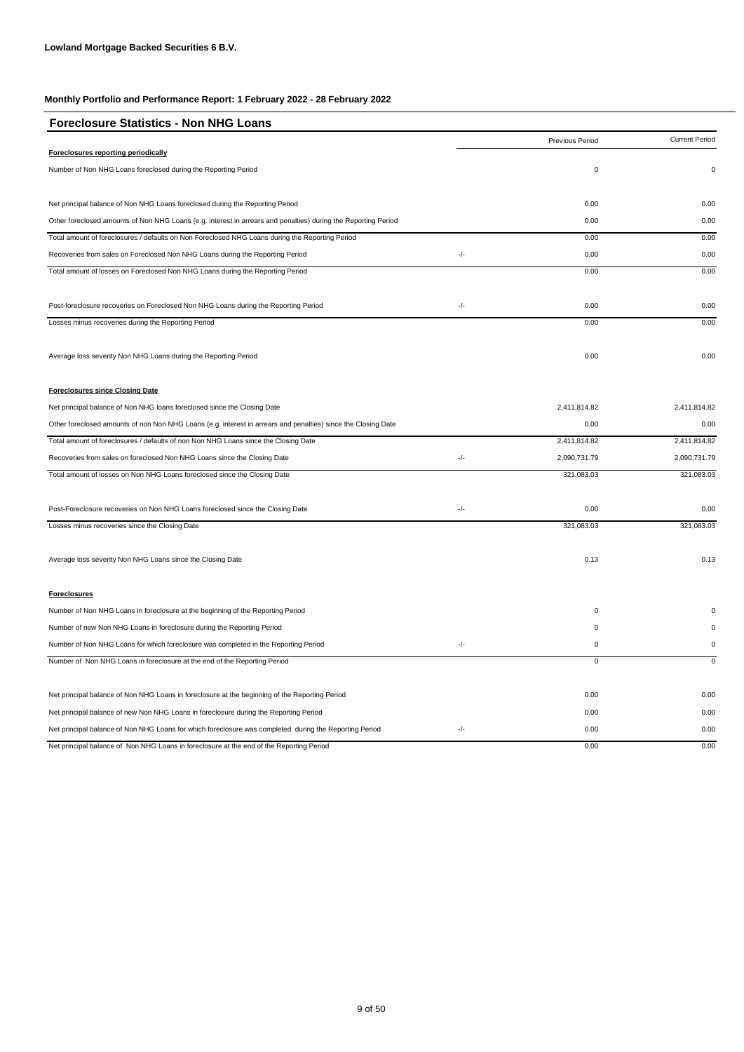**Lowland Mortgage Backed Securities 6 B.V.**

**Monthly Portfolio and Performance Report: 1 February 2022 - 28 February 2022**

## Foreclosure Statistics - Non NHG Loans

| | | Previous Period | Current Period |
|---|---|---|---|
| **Foreclosures reporting periodically** | | | |
| Number of Non NHG Loans foreclosed during the Reporting Period | | 0 | 0 |
| Net principal balance of Non NHG Loans foreclosed during the Reporting Period | | 0.00 | 0.00 |
| Other foreclosed amounts of Non NHG Loans (e.g. interest in arrears and penalties) during the Reporting Period | | 0.00 | 0.00 |
| Total amount of foreclosures / defaults on Non Foreclosed NHG Loans during the Reporting Period | | 0.00 | 0.00 |
| Recoveries from sales on Foreclosed Non NHG Loans during the Reporting Period | -/- | 0.00 | 0.00 |
| Total amount of losses on Foreclosed Non NHG Loans during the Reporting Period | | 0.00 | 0.00 |
| Post-foreclosure recoveries on Foreclosed Non NHG Loans during the Reporting Period | -/- | 0.00 | 0.00 |
| Losses minus recoveries during the Reporting Period | | 0.00 | 0.00 |
| Average loss severity Non NHG Loans during the Reporting Period | | 0.00 | 0.00 |
| **Foreclosures since Closing Date** | | | |
| Net principal balance of Non NHG loans foreclosed since the Closing Date | | 2,411,814.82 | 2,411,814.82 |
| Other foreclosed amounts of non Non NHG Loans (e.g. interest in arrears and penalties) since the Closing Date | | 0.00 | 0.00 |
| Total amount of foreclosures / defaults of non Non NHG Loans since the Closing Date | | 2,411,814.82 | 2,411,814.82 |
| Recoveries from sales on foreclosed Non NHG Loans since the Closing Date | -/- | 2,090,731.79 | 2,090,731.79 |
| Total amount of losses on Non NHG Loans foreclosed since the Closing Date | | 321,083.03 | 321,083.03 |
| Post-Foreclosure recoveries on Non NHG Loans foreclosed since the Closing Date | -/- | 0.00 | 0.00 |
| Losses minus recoveries since the Closing Date | | 321,083.03 | 321,083.03 |
| Average loss severity Non NHG Loans since the Closing Date | | 0.13 | 0.13 |
| **Foreclosures** | | | |
| Number of Non NHG Loans in foreclosure at the beginning of the Reporting Period | | 0 | 0 |
| Number of new Non NHG Loans in foreclosure during the Reporting Period | | 0 | 0 |
| Number of Non NHG Loans for which foreclosure was completed in the Reporting Period | -/- | 0 | 0 |
| Number of Non NHG Loans in foreclosure at the end of the Reporting Period | | 0 | 0 |
| Net principal balance of Non NHG Loans in foreclosure at the beginning of the Reporting Period | | 0.00 | 0.00 |
| Net principal balance of new Non NHG Loans in foreclosure during the Reporting Period | | 0.00 | 0.00 |
| Net principal balance of Non NHG Loans for which foreclosure was completed during the Reporting Period | -/- | 0.00 | 0.00 |
| Net principal balance of Non NHG Loans in foreclosure at the end of the Reporting Period | | 0.00 | 0.00 |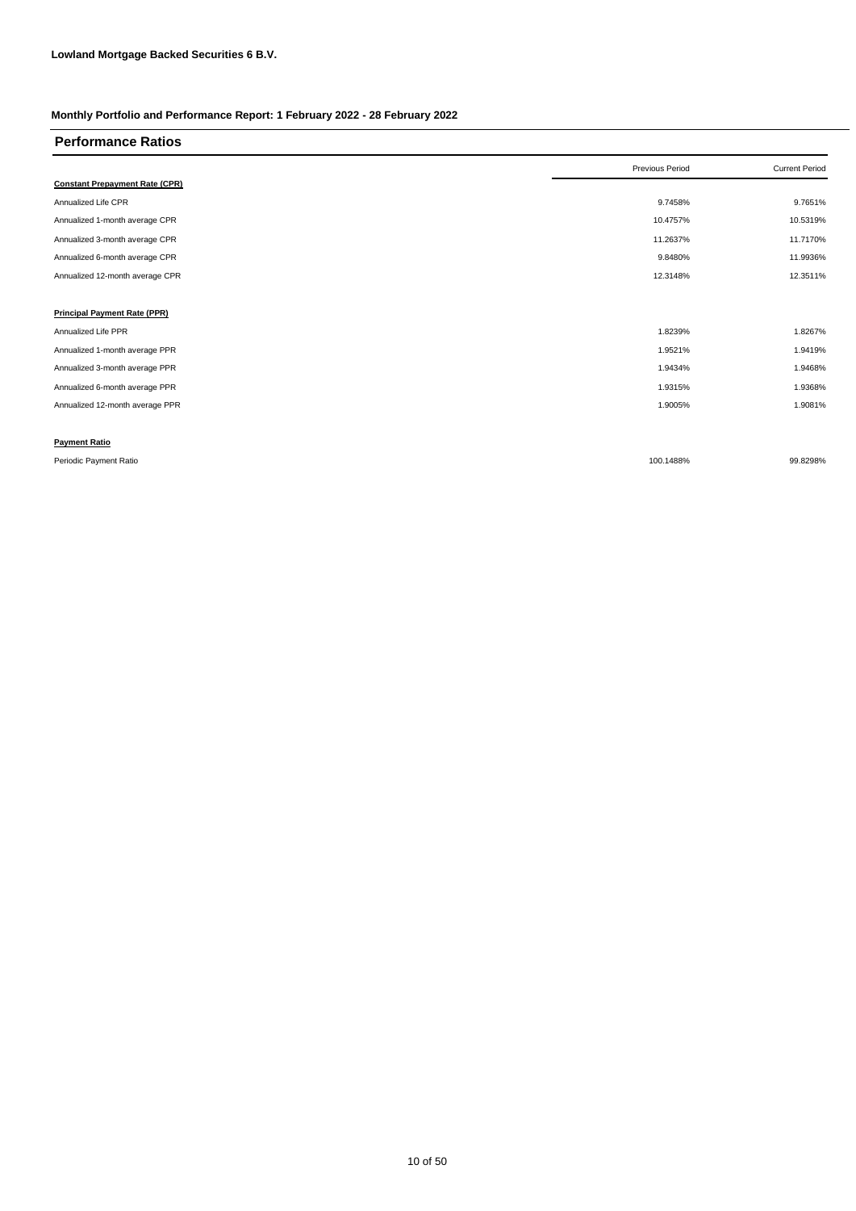**Lowland Mortgage Backed Securities 6 B.V.**

**Monthly Portfolio and Performance Report: 1 February 2022 - 28 February 2022**

## Performance Ratios

| | Previous Period | Current Period |
|---|---|---|
| **Constant Prepayment Rate (CPR)** | | |
| Annualized Life CPR | 9.7458% | 9.7651% |
| Annualized 1-month average CPR | 10.4757% | 10.5319% |
| Annualized 3-month average CPR | 11.2637% | 11.7170% |
| Annualized 6-month average CPR | 9.8480% | 11.9936% |
| Annualized 12-month average CPR | 12.3148% | 12.3511% |
| | | |
| **Principal Payment Rate (PPR)** | | |
| Annualized Life PPR | 1.8239% | 1.8267% |
| Annualized 1-month average PPR | 1.9521% | 1.9419% |
| Annualized 3-month average PPR | 1.9434% | 1.9468% |
| Annualized 6-month average PPR | 1.9315% | 1.9368% |
| Annualized 12-month average PPR | 1.9005% | 1.9081% |
| | | |
| **Payment Ratio** | | |
| Periodic Payment Ratio | 100.1488% | 99.8298% |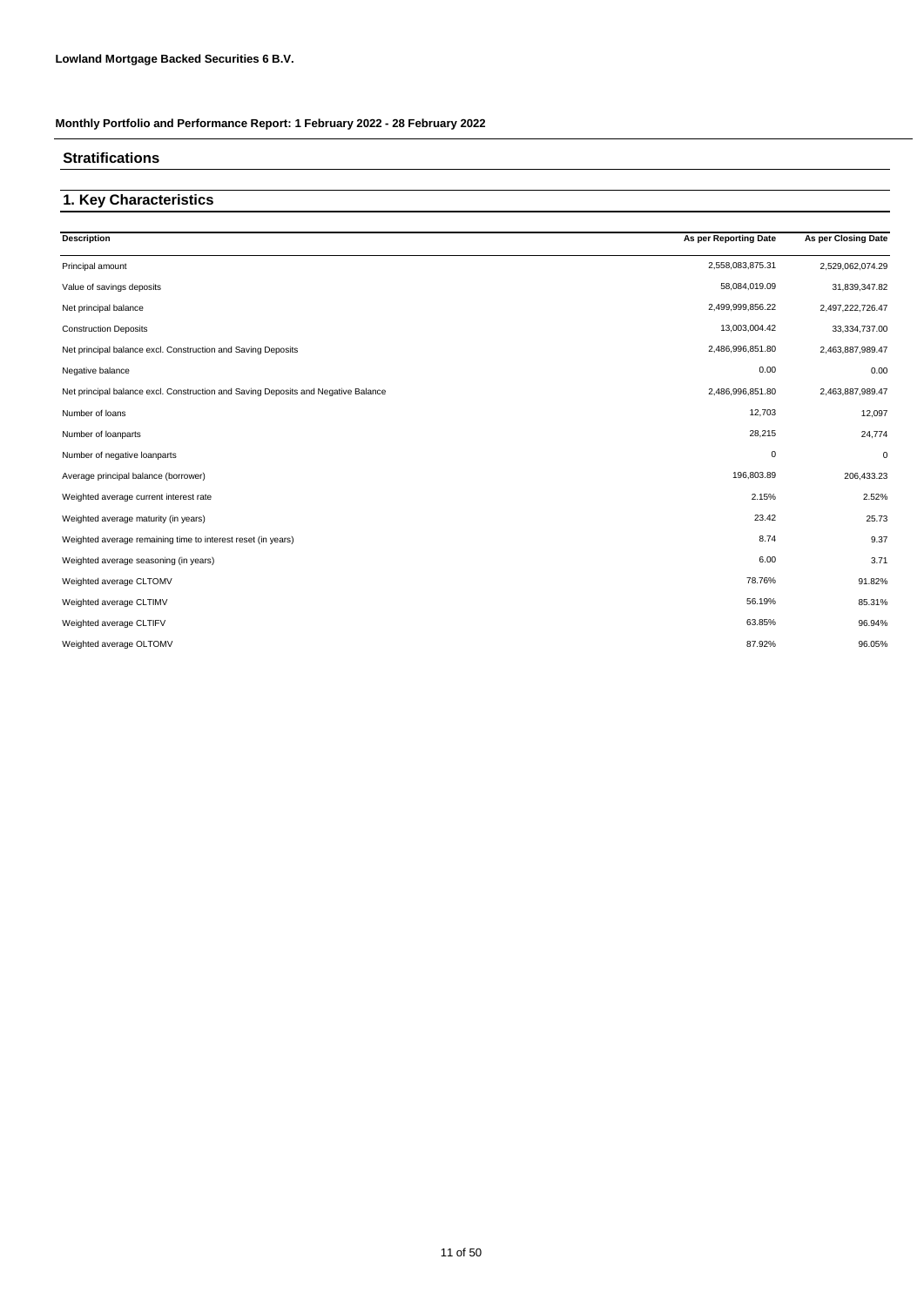**Lowland Mortgage Backed Securities 6 B.V.**

**Monthly Portfolio and Performance Report: 1 February 2022 - 28 February 2022**

## Stratifications

## 1. Key Characteristics

| Description | As per Reporting Date | As per Closing Date |
|---|---|---|
| Principal amount | 2,558,083,875.31 | 2,529,062,074.29 |
| Value of savings deposits | 58,084,019.09 | 31,839,347.82 |
| Net principal balance | 2,499,999,856.22 | 2,497,222,726.47 |
| Construction Deposits | 13,003,004.42 | 33,334,737.00 |
| Net principal balance excl. Construction and Saving Deposits | 2,486,996,851.80 | 2,463,887,989.47 |
| Negative balance | 0.00 | 0.00 |
| Net principal balance excl. Construction and Saving Deposits and Negative Balance | 2,486,996,851.80 | 2,463,887,989.47 |
| Number of loans | 12,703 | 12,097 |
| Number of loanparts | 28,215 | 24,774 |
| Number of negative loanparts | 0 | 0 |
| Average principal balance (borrower) | 196,803.89 | 206,433.23 |
| Weighted average current interest rate | 2.15% | 2.52% |
| Weighted average maturity (in years) | 23.42 | 25.73 |
| Weighted average remaining time to interest reset (in years) | 8.74 | 9.37 |
| Weighted average seasoning (in years) | 6.00 | 3.71 |
| Weighted average CLTOMV | 78.76% | 91.82% |
| Weighted average CLTIMV | 56.19% | 85.31% |
| Weighted average CLTIFV | 63.85% | 96.94% |
| Weighted average OLTOMV | 87.92% | 96.05% |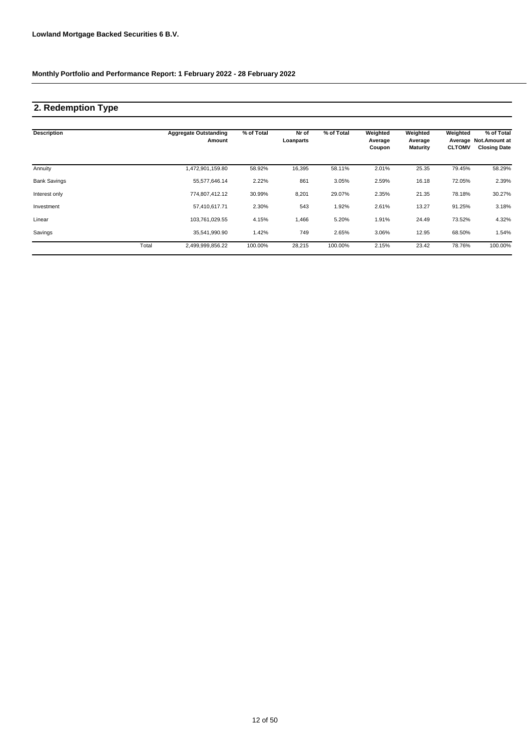**Lowland Mortgage Backed Securities 6 B.V.**

**Monthly Portfolio and Performance Report: 1 February 2022 - 28 February 2022**

## 2. Redemption Type

| Description | | Aggregate Outstanding Amount | % of Total | Nr of Loanparts | % of Total | Weighted Average Coupon | Weighted Average Maturity | Weighted Average CLTOMV | % of Total Not.Amount at Closing Date |
|---|---|---|---|---|---|---|---|---|---|
| Annuity | | 1,472,901,159.80 | 58.92% | 16,395 | 58.11% | 2.01% | 25.35 | 79.45% | 58.29% |
| Bank Savings | | 55,577,646.14 | 2.22% | 861 | 3.05% | 2.59% | 16.18 | 72.05% | 2.39% |
| Interest only | | 774,807,412.12 | 30.99% | 8,201 | 29.07% | 2.35% | 21.35 | 78.18% | 30.27% |
| Investment | | 57,410,617.71 | 2.30% | 543 | 1.92% | 2.61% | 13.27 | 91.25% | 3.18% |
| Linear | | 103,761,029.55 | 4.15% | 1,466 | 5.20% | 1.91% | 24.49 | 73.52% | 4.32% |
| Savings | | 35,541,990.90 | 1.42% | 749 | 2.65% | 3.06% | 12.95 | 68.50% | 1.54% |
| | Total | 2,499,999,856.22 | 100.00% | 28,215 | 100.00% | 2.15% | 23.42 | 78.76% | 100.00% |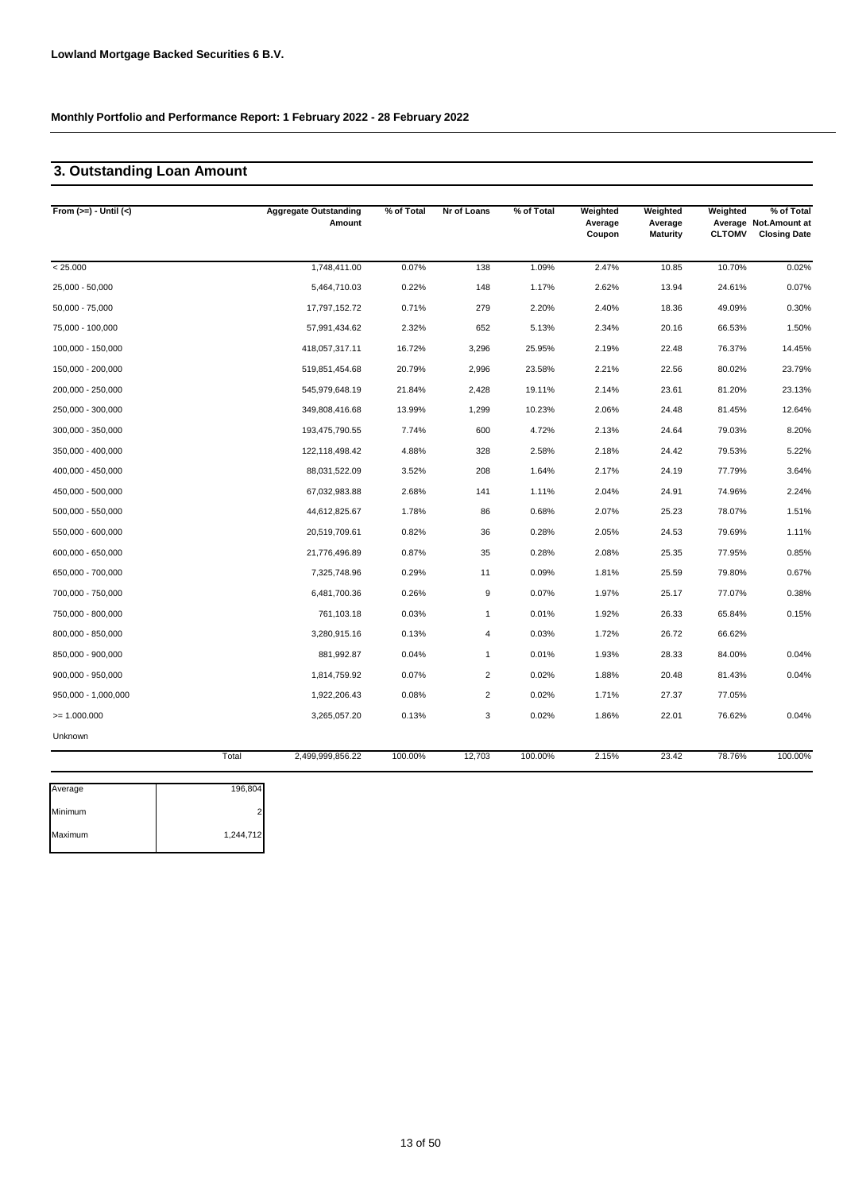**Lowland Mortgage Backed Securities 6 B.V.**

**Monthly Portfolio and Performance Report: 1 February 2022 - 28 February 2022**

## 3. Outstanding Loan Amount

| From (>=) - Until (<) | | Aggregate Outstanding Amount | % of Total | Nr of Loans | % of Total | Weighted Average Coupon | Weighted Average Maturity | Weighted Average CLTOMV | % of Total Not.Amount at Closing Date |
|---|---|---|---|---|---|---|---|---|---|
| < 25.000 | | 1,748,411.00 | 0.07% | 138 | 1.09% | 2.47% | 10.85 | 10.70% | 0.02% |
| 25,000 - 50,000 | | 5,464,710.03 | 0.22% | 148 | 1.17% | 2.62% | 13.94 | 24.61% | 0.07% |
| 50,000 - 75,000 | | 17,797,152.72 | 0.71% | 279 | 2.20% | 2.40% | 18.36 | 49.09% | 0.30% |
| 75,000 - 100,000 | | 57,991,434.62 | 2.32% | 652 | 5.13% | 2.34% | 20.16 | 66.53% | 1.50% |
| 100,000 - 150,000 | | 418,057,317.11 | 16.72% | 3,296 | 25.95% | 2.19% | 22.48 | 76.37% | 14.45% |
| 150,000 - 200,000 | | 519,851,454.68 | 20.79% | 2,996 | 23.58% | 2.21% | 22.56 | 80.02% | 23.79% |
| 200,000 - 250,000 | | 545,979,648.19 | 21.84% | 2,428 | 19.11% | 2.14% | 23.61 | 81.20% | 23.13% |
| 250,000 - 300,000 | | 349,808,416.68 | 13.99% | 1,299 | 10.23% | 2.06% | 24.48 | 81.45% | 12.64% |
| 300,000 - 350,000 | | 193,475,790.55 | 7.74% | 600 | 4.72% | 2.13% | 24.64 | 79.03% | 8.20% |
| 350,000 - 400,000 | | 122,118,498.42 | 4.88% | 328 | 2.58% | 2.18% | 24.42 | 79.53% | 5.22% |
| 400,000 - 450,000 | | 88,031,522.09 | 3.52% | 208 | 1.64% | 2.17% | 24.19 | 77.79% | 3.64% |
| 450,000 - 500,000 | | 67,032,983.88 | 2.68% | 141 | 1.11% | 2.04% | 24.91 | 74.96% | 2.24% |
| 500,000 - 550,000 | | 44,612,825.67 | 1.78% | 86 | 0.68% | 2.07% | 25.23 | 78.07% | 1.51% |
| 550,000 - 600,000 | | 20,519,709.61 | 0.82% | 36 | 0.28% | 2.05% | 24.53 | 79.69% | 1.11% |
| 600,000 - 650,000 | | 21,776,496.89 | 0.87% | 35 | 0.28% | 2.08% | 25.35 | 77.95% | 0.85% |
| 650,000 - 700,000 | | 7,325,748.96 | 0.29% | 11 | 0.09% | 1.81% | 25.59 | 79.80% | 0.67% |
| 700,000 - 750,000 | | 6,481,700.36 | 0.26% | 9 | 0.07% | 1.97% | 25.17 | 77.07% | 0.38% |
| 750,000 - 800,000 | | 761,103.18 | 0.03% | 1 | 0.01% | 1.92% | 26.33 | 65.84% | 0.15% |
| 800,000 - 850,000 | | 3,280,915.16 | 0.13% | 4 | 0.03% | 1.72% | 26.72 | 66.62% | |
| 850,000 - 900,000 | | 881,992.87 | 0.04% | 1 | 0.01% | 1.93% | 28.33 | 84.00% | 0.04% |
| 900,000 - 950,000 | | 1,814,759.92 | 0.07% | 2 | 0.02% | 1.88% | 20.48 | 81.43% | 0.04% |
| 950,000 - 1,000,000 | | 1,922,206.43 | 0.08% | 2 | 0.02% | 1.71% | 27.37 | 77.05% | |
| >= 1.000.000 | | 3,265,057.20 | 0.13% | 3 | 0.02% | 1.86% | 22.01 | 76.62% | 0.04% |
| Unknown | | | | | | | | | |
| | Total | 2,499,999,856.22 | 100.00% | 12,703 | 100.00% | 2.15% | 23.42 | 78.76% | 100.00% |

| | |
|---|---|
| Average | 196,804 |
| Minimum | 2 |
| Maximum | 1,244,712 |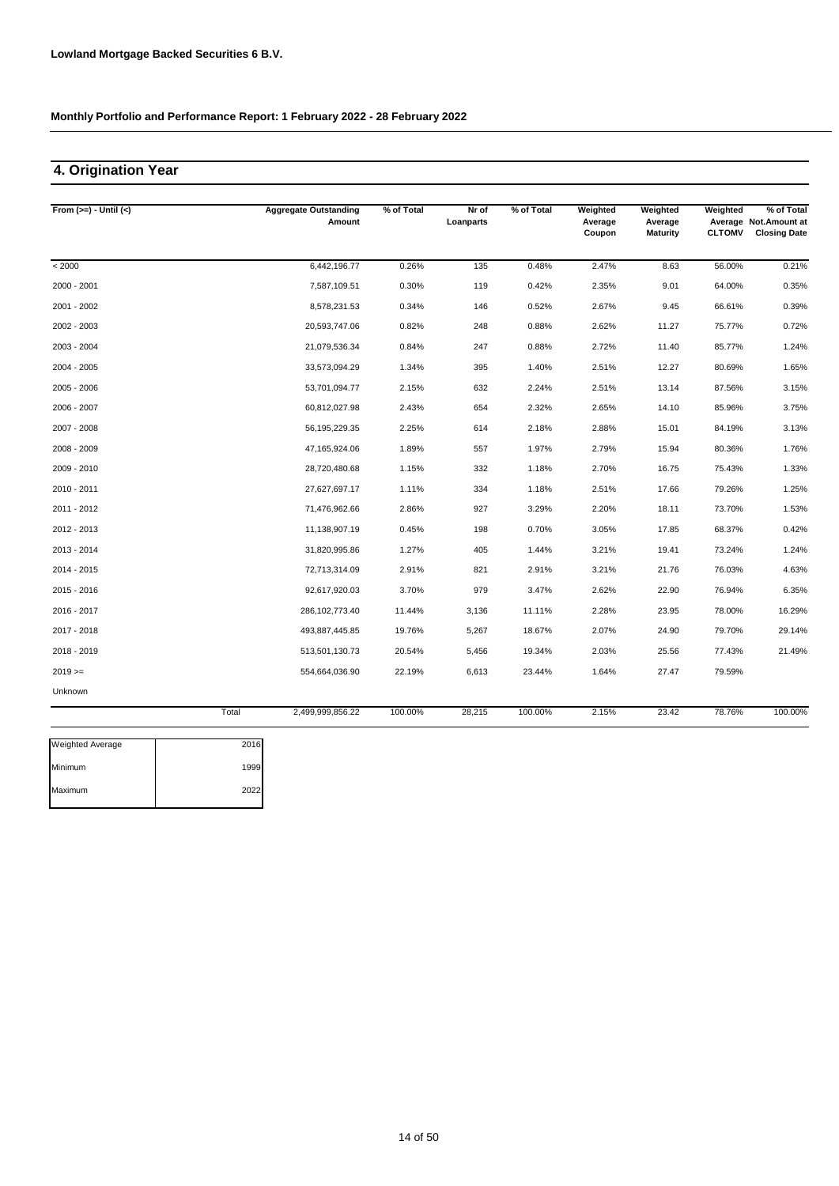**Lowland Mortgage Backed Securities 6 B.V.**

**Monthly Portfolio and Performance Report: 1 February 2022 - 28 February 2022**

## 4. Origination Year

| From (>=) - Until (<) | | Aggregate Outstanding Amount | % of Total | Nr of Loanparts | % of Total | Weighted Average Coupon | Weighted Average Maturity | Weighted Average CLTOMV | % of Total Not.Amount at Closing Date |
|---|---|---|---|---|---|---|---|---|---|
| < 2000 | | 6,442,196.77 | 0.26% | 135 | 0.48% | 2.47% | 8.63 | 56.00% | 0.21% |
| 2000 - 2001 | | 7,587,109.51 | 0.30% | 119 | 0.42% | 2.35% | 9.01 | 64.00% | 0.35% |
| 2001 - 2002 | | 8,578,231.53 | 0.34% | 146 | 0.52% | 2.67% | 9.45 | 66.61% | 0.39% |
| 2002 - 2003 | | 20,593,747.06 | 0.82% | 248 | 0.88% | 2.62% | 11.27 | 75.77% | 0.72% |
| 2003 - 2004 | | 21,079,536.34 | 0.84% | 247 | 0.88% | 2.72% | 11.40 | 85.77% | 1.24% |
| 2004 - 2005 | | 33,573,094.29 | 1.34% | 395 | 1.40% | 2.51% | 12.27 | 80.69% | 1.65% |
| 2005 - 2006 | | 53,701,094.77 | 2.15% | 632 | 2.24% | 2.51% | 13.14 | 87.56% | 3.15% |
| 2006 - 2007 | | 60,812,027.98 | 2.43% | 654 | 2.32% | 2.65% | 14.10 | 85.96% | 3.75% |
| 2007 - 2008 | | 56,195,229.35 | 2.25% | 614 | 2.18% | 2.88% | 15.01 | 84.19% | 3.13% |
| 2008 - 2009 | | 47,165,924.06 | 1.89% | 557 | 1.97% | 2.79% | 15.94 | 80.36% | 1.76% |
| 2009 - 2010 | | 28,720,480.68 | 1.15% | 332 | 1.18% | 2.70% | 16.75 | 75.43% | 1.33% |
| 2010 - 2011 | | 27,627,697.17 | 1.11% | 334 | 1.18% | 2.51% | 17.66 | 79.26% | 1.25% |
| 2011 - 2012 | | 71,476,962.66 | 2.86% | 927 | 3.29% | 2.20% | 18.11 | 73.70% | 1.53% |
| 2012 - 2013 | | 11,138,907.19 | 0.45% | 198 | 0.70% | 3.05% | 17.85 | 68.37% | 0.42% |
| 2013 - 2014 | | 31,820,995.86 | 1.27% | 405 | 1.44% | 3.21% | 19.41 | 73.24% | 1.24% |
| 2014 - 2015 | | 72,713,314.09 | 2.91% | 821 | 2.91% | 3.21% | 21.76 | 76.03% | 4.63% |
| 2015 - 2016 | | 92,617,920.03 | 3.70% | 979 | 3.47% | 2.62% | 22.90 | 76.94% | 6.35% |
| 2016 - 2017 | | 286,102,773.40 | 11.44% | 3,136 | 11.11% | 2.28% | 23.95 | 78.00% | 16.29% |
| 2017 - 2018 | | 493,887,445.85 | 19.76% | 5,267 | 18.67% | 2.07% | 24.90 | 79.70% | 29.14% |
| 2018 - 2019 | | 513,501,130.73 | 20.54% | 5,456 | 19.34% | 2.03% | 25.56 | 77.43% | 21.49% |
| 2019 >= | | 554,664,036.90 | 22.19% | 6,613 | 23.44% | 1.64% | 27.47 | 79.59% | |
| Unknown | | | | | | | | | |
| | Total | 2,499,999,856.22 | 100.00% | 28,215 | 100.00% | 2.15% | 23.42 | 78.76% | 100.00% |

| | |
|---|---|
| Weighted Average | 2016 |
| Minimum | 1999 |
| Maximum | 2022 |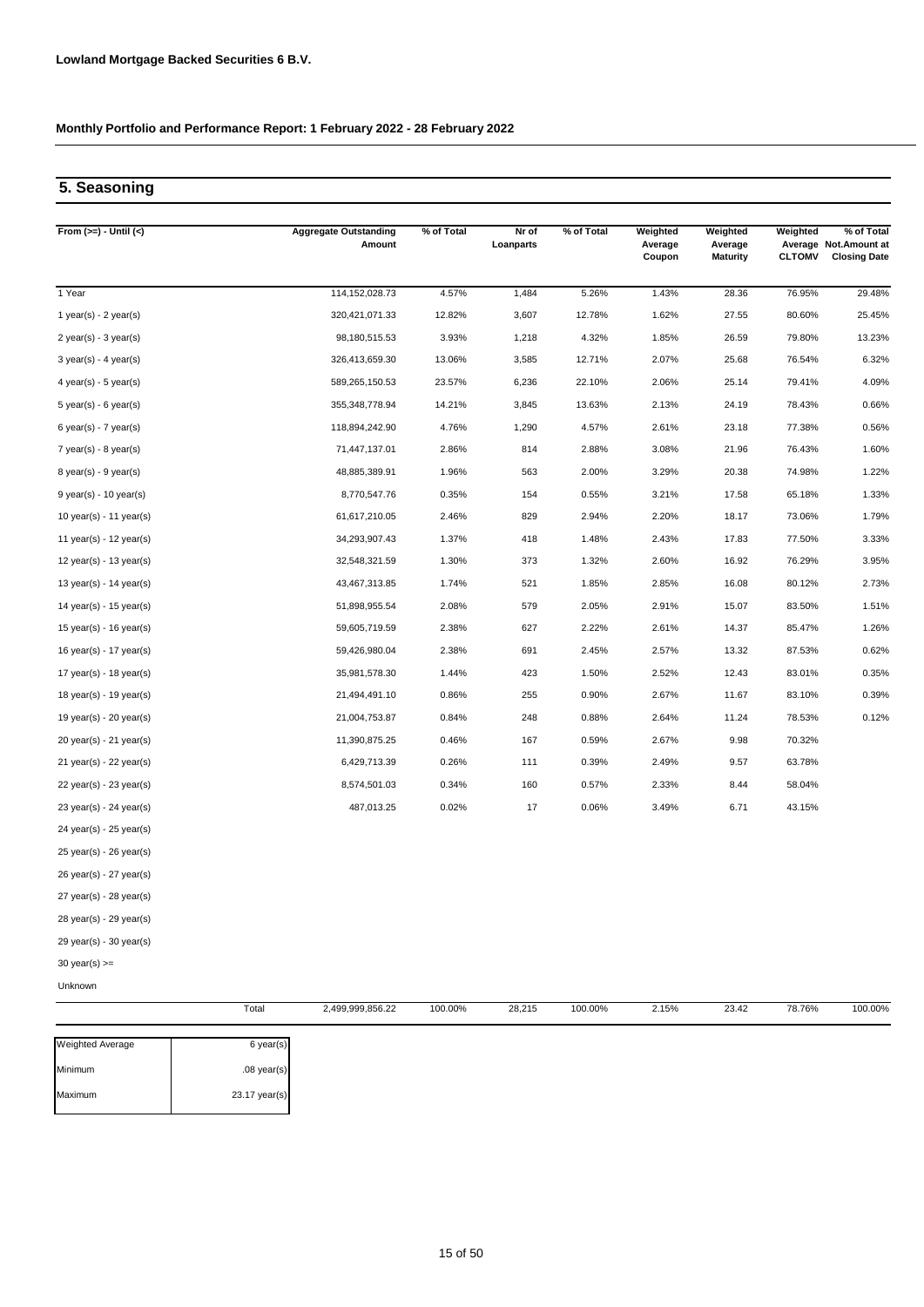**Lowland Mortgage Backed Securities 6 B.V.**

**Monthly Portfolio and Performance Report: 1 February 2022 - 28 February 2022**

## 5. Seasoning

| From (>=) - Until (<) | Aggregate Outstanding Amount | % of Total | Nr of Loanparts | % of Total | Weighted Average Coupon | Weighted Average Maturity | Weighted Average CLTOMV | % of Total Not.Amount at Closing Date |
|---|---|---|---|---|---|---|---|---|
| 1 Year | 114,152,028.73 | 4.57% | 1,484 | 5.26% | 1.43% | 28.36 | 76.95% | 29.48% |
| 1 year(s) - 2 year(s) | 320,421,071.33 | 12.82% | 3,607 | 12.78% | 1.62% | 27.55 | 80.60% | 25.45% |
| 2 year(s) - 3 year(s) | 98,180,515.53 | 3.93% | 1,218 | 4.32% | 1.85% | 26.59 | 79.80% | 13.23% |
| 3 year(s) - 4 year(s) | 326,413,659.30 | 13.06% | 3,585 | 12.71% | 2.07% | 25.68 | 76.54% | 6.32% |
| 4 year(s) - 5 year(s) | 589,265,150.53 | 23.57% | 6,236 | 22.10% | 2.06% | 25.14 | 79.41% | 4.09% |
| 5 year(s) - 6 year(s) | 355,348,778.94 | 14.21% | 3,845 | 13.63% | 2.13% | 24.19 | 78.43% | 0.66% |
| 6 year(s) - 7 year(s) | 118,894,242.90 | 4.76% | 1,290 | 4.57% | 2.61% | 23.18 | 77.38% | 0.56% |
| 7 year(s) - 8 year(s) | 71,447,137.01 | 2.86% | 814 | 2.88% | 3.08% | 21.96 | 76.43% | 1.60% |
| 8 year(s) - 9 year(s) | 48,885,389.91 | 1.96% | 563 | 2.00% | 3.29% | 20.38 | 74.98% | 1.22% |
| 9 year(s) - 10 year(s) | 8,770,547.76 | 0.35% | 154 | 0.55% | 3.21% | 17.58 | 65.18% | 1.33% |
| 10 year(s) - 11 year(s) | 61,617,210.05 | 2.46% | 829 | 2.94% | 2.20% | 18.17 | 73.06% | 1.79% |
| 11 year(s) - 12 year(s) | 34,293,907.43 | 1.37% | 418 | 1.48% | 2.43% | 17.83 | 77.50% | 3.33% |
| 12 year(s) - 13 year(s) | 32,548,321.59 | 1.30% | 373 | 1.32% | 2.60% | 16.92 | 76.29% | 3.95% |
| 13 year(s) - 14 year(s) | 43,467,313.85 | 1.74% | 521 | 1.85% | 2.85% | 16.08 | 80.12% | 2.73% |
| 14 year(s) - 15 year(s) | 51,898,955.54 | 2.08% | 579 | 2.05% | 2.91% | 15.07 | 83.50% | 1.51% |
| 15 year(s) - 16 year(s) | 59,605,719.59 | 2.38% | 627 | 2.22% | 2.61% | 14.37 | 85.47% | 1.26% |
| 16 year(s) - 17 year(s) | 59,426,980.04 | 2.38% | 691 | 2.45% | 2.57% | 13.32 | 87.53% | 0.62% |
| 17 year(s) - 18 year(s) | 35,981,578.30 | 1.44% | 423 | 1.50% | 2.52% | 12.43 | 83.01% | 0.35% |
| 18 year(s) - 19 year(s) | 21,494,491.10 | 0.86% | 255 | 0.90% | 2.67% | 11.67 | 83.10% | 0.39% |
| 19 year(s) - 20 year(s) | 21,004,753.87 | 0.84% | 248 | 0.88% | 2.64% | 11.24 | 78.53% | 0.12% |
| 20 year(s) - 21 year(s) | 11,390,875.25 | 0.46% | 167 | 0.59% | 2.67% | 9.98 | 70.32% | |
| 21 year(s) - 22 year(s) | 6,429,713.39 | 0.26% | 111 | 0.39% | 2.49% | 9.57 | 63.78% | |
| 22 year(s) - 23 year(s) | 8,574,501.03 | 0.34% | 160 | 0.57% | 2.33% | 8.44 | 58.04% | |
| 23 year(s) - 24 year(s) | 487,013.25 | 0.02% | 17 | 0.06% | 3.49% | 6.71 | 43.15% | |
| 24 year(s) - 25 year(s) | | | | | | | | |
| 25 year(s) - 26 year(s) | | | | | | | | |
| 26 year(s) - 27 year(s) | | | | | | | | |
| 27 year(s) - 28 year(s) | | | | | | | | |
| 28 year(s) - 29 year(s) | | | | | | | | |
| 29 year(s) - 30 year(s) | | | | | | | | |
| 30 year(s) >= | | | | | | | | |
| Unknown | | | | | | | | |
| Total | 2,499,999,856.22 | 100.00% | 28,215 | 100.00% | 2.15% | 23.42 | 78.76% | 100.00% |

| | |
|---|---|
| Weighted Average | 6 year(s) |
| Minimum | .08 year(s) |
| Maximum | 23.17 year(s) |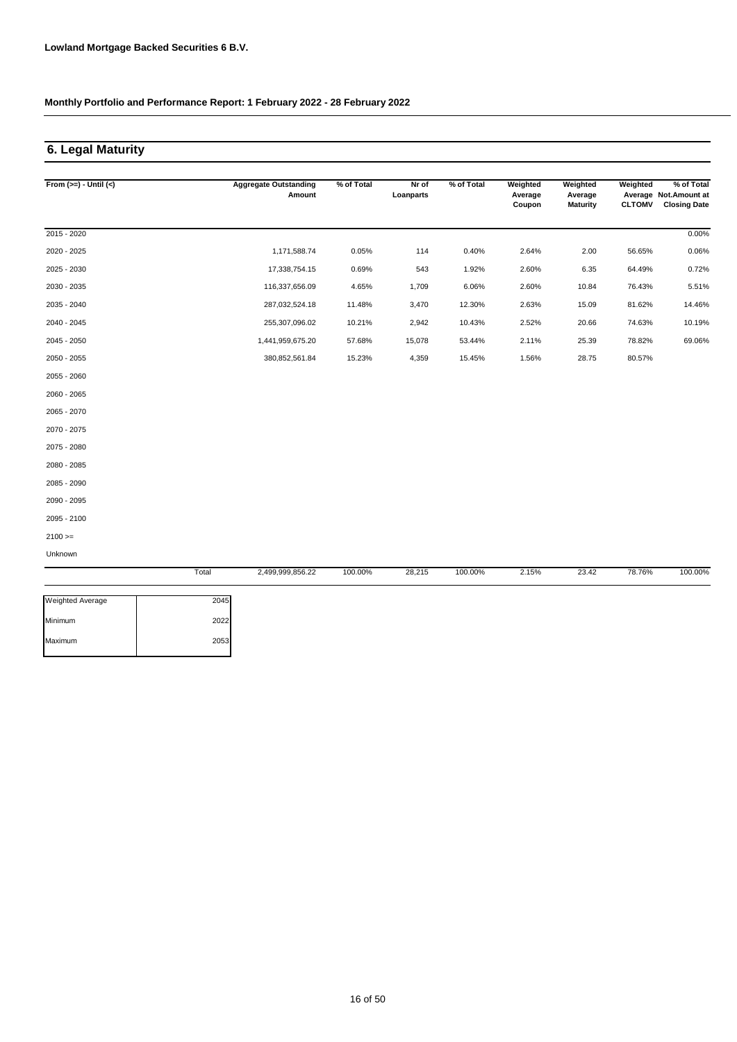**Lowland Mortgage Backed Securities 6 B.V.**

**Monthly Portfolio and Performance Report: 1 February 2022 - 28 February 2022**

## 6. Legal Maturity

| From (>=) - Until (<) | Aggregate Outstanding Amount | % of Total | Nr of Loanparts | % of Total | Weighted Average Coupon | Weighted Average Maturity | Weighted Average CLTOMV | % of Total Not.Amount at Closing Date |
|---|---|---|---|---|---|---|---|---|
| 2015 - 2020 | | | | | | | | 0.00% |
| 2020 - 2025 | 1,171,588.74 | 0.05% | 114 | 0.40% | 2.64% | 2.00 | 56.65% | 0.06% |
| 2025 - 2030 | 17,338,754.15 | 0.69% | 543 | 1.92% | 2.60% | 6.35 | 64.49% | 0.72% |
| 2030 - 2035 | 116,337,656.09 | 4.65% | 1,709 | 6.06% | 2.60% | 10.84 | 76.43% | 5.51% |
| 2035 - 2040 | 287,032,524.18 | 11.48% | 3,470 | 12.30% | 2.63% | 15.09 | 81.62% | 14.46% |
| 2040 - 2045 | 255,307,096.02 | 10.21% | 2,942 | 10.43% | 2.52% | 20.66 | 74.63% | 10.19% |
| 2045 - 2050 | 1,441,959,675.20 | 57.68% | 15,078 | 53.44% | 2.11% | 25.39 | 78.82% | 69.06% |
| 2050 - 2055 | 380,852,561.84 | 15.23% | 4,359 | 15.45% | 1.56% | 28.75 | 80.57% | |
| 2055 - 2060 | | | | | | | | |
| 2060 - 2065 | | | | | | | | |
| 2065 - 2070 | | | | | | | | |
| 2070 - 2075 | | | | | | | | |
| 2075 - 2080 | | | | | | | | |
| 2080 - 2085 | | | | | | | | |
| 2085 - 2090 | | | | | | | | |
| 2090 - 2095 | | | | | | | | |
| 2095 - 2100 | | | | | | | | |
| 2100 >= | | | | | | | | |
| Unknown | | | | | | | | |
| Total | 2,499,999,856.22 | 100.00% | 28,215 | 100.00% | 2.15% | 23.42 | 78.76% | 100.00% |

| | |
|---|---|
| Weighted Average | 2045 |
| Minimum | 2022 |
| Maximum | 2053 |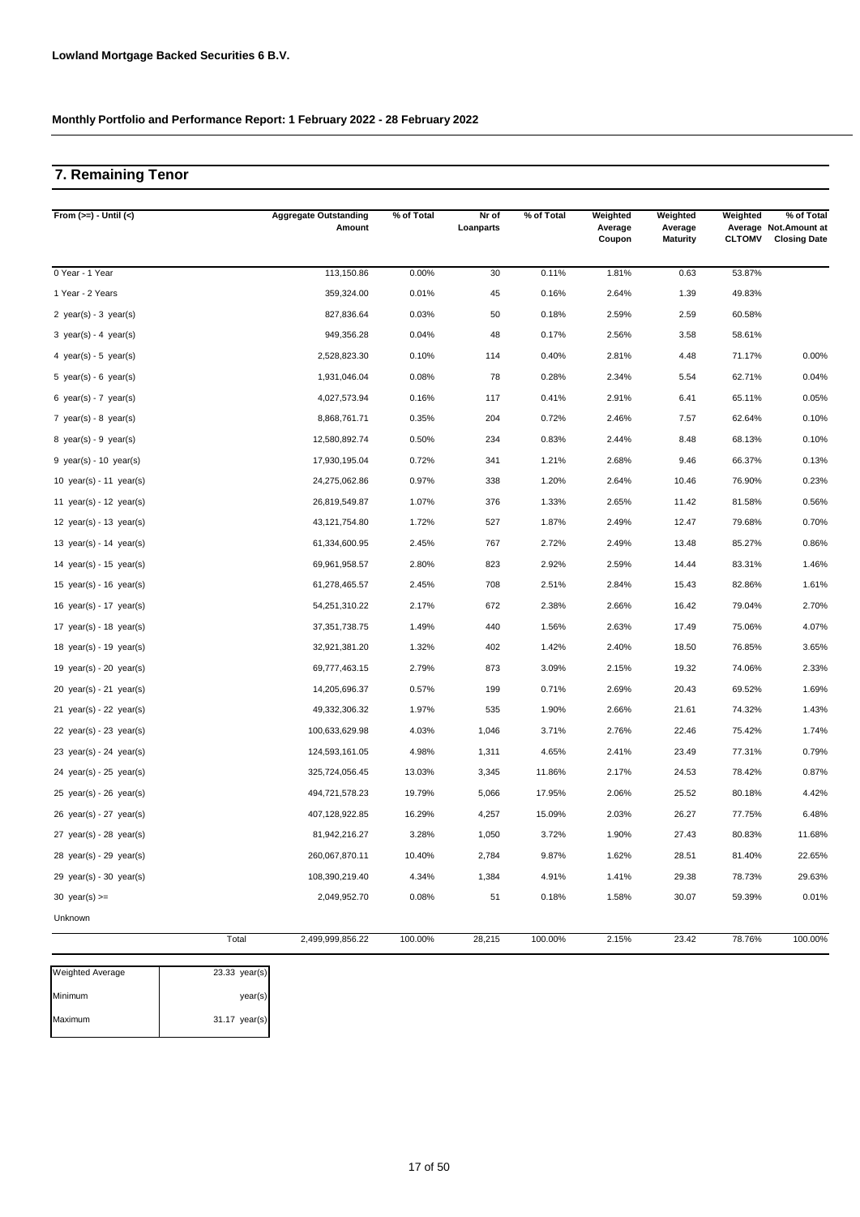**Lowland Mortgage Backed Securities 6 B.V.**

**Monthly Portfolio and Performance Report: 1 February 2022 - 28 February 2022**

## 7. Remaining Tenor

| From (>=) - Until (<) | | Aggregate Outstanding Amount | % of Total | Nr of Loanparts | % of Total | Weighted Average Coupon | Weighted Average Maturity | Weighted Average CLTOMV | % of Total Not.Amount at Closing Date |
|---|---|---|---|---|---|---|---|---|---|
| 0 Year - 1 Year | | 113,150.86 | 0.00% | 30 | 0.11% | 1.81% | 0.63 | 53.87% | |
| 1 Year - 2 Years | | 359,324.00 | 0.01% | 45 | 0.16% | 2.64% | 1.39 | 49.83% | |
| 2 year(s) - 3 year(s) | | 827,836.64 | 0.03% | 50 | 0.18% | 2.59% | 2.59 | 60.58% | |
| 3 year(s) - 4 year(s) | | 949,356.28 | 0.04% | 48 | 0.17% | 2.56% | 3.58 | 58.61% | |
| 4 year(s) - 5 year(s) | | 2,528,823.30 | 0.10% | 114 | 0.40% | 2.81% | 4.48 | 71.17% | 0.00% |
| 5 year(s) - 6 year(s) | | 1,931,046.04 | 0.08% | 78 | 0.28% | 2.34% | 5.54 | 62.71% | 0.04% |
| 6 year(s) - 7 year(s) | | 4,027,573.94 | 0.16% | 117 | 0.41% | 2.91% | 6.41 | 65.11% | 0.05% |
| 7 year(s) - 8 year(s) | | 8,868,761.71 | 0.35% | 204 | 0.72% | 2.46% | 7.57 | 62.64% | 0.10% |
| 8 year(s) - 9 year(s) | | 12,580,892.74 | 0.50% | 234 | 0.83% | 2.44% | 8.48 | 68.13% | 0.10% |
| 9 year(s) - 10 year(s) | | 17,930,195.04 | 0.72% | 341 | 1.21% | 2.68% | 9.46 | 66.37% | 0.13% |
| 10 year(s) - 11 year(s) | | 24,275,062.86 | 0.97% | 338 | 1.20% | 2.64% | 10.46 | 76.90% | 0.23% |
| 11 year(s) - 12 year(s) | | 26,819,549.87 | 1.07% | 376 | 1.33% | 2.65% | 11.42 | 81.58% | 0.56% |
| 12 year(s) - 13 year(s) | | 43,121,754.80 | 1.72% | 527 | 1.87% | 2.49% | 12.47 | 79.68% | 0.70% |
| 13 year(s) - 14 year(s) | | 61,334,600.95 | 2.45% | 767 | 2.72% | 2.49% | 13.48 | 85.27% | 0.86% |
| 14 year(s) - 15 year(s) | | 69,961,958.57 | 2.80% | 823 | 2.92% | 2.59% | 14.44 | 83.31% | 1.46% |
| 15 year(s) - 16 year(s) | | 61,278,465.57 | 2.45% | 708 | 2.51% | 2.84% | 15.43 | 82.86% | 1.61% |
| 16 year(s) - 17 year(s) | | 54,251,310.22 | 2.17% | 672 | 2.38% | 2.66% | 16.42 | 79.04% | 2.70% |
| 17 year(s) - 18 year(s) | | 37,351,738.75 | 1.49% | 440 | 1.56% | 2.63% | 17.49 | 75.06% | 4.07% |
| 18 year(s) - 19 year(s) | | 32,921,381.20 | 1.32% | 402 | 1.42% | 2.40% | 18.50 | 76.85% | 3.65% |
| 19 year(s) - 20 year(s) | | 69,777,463.15 | 2.79% | 873 | 3.09% | 2.15% | 19.32 | 74.06% | 2.33% |
| 20 year(s) - 21 year(s) | | 14,205,696.37 | 0.57% | 199 | 0.71% | 2.69% | 20.43 | 69.52% | 1.69% |
| 21 year(s) - 22 year(s) | | 49,332,306.32 | 1.97% | 535 | 1.90% | 2.66% | 21.61 | 74.32% | 1.43% |
| 22 year(s) - 23 year(s) | | 100,633,629.98 | 4.03% | 1,046 | 3.71% | 2.76% | 22.46 | 75.42% | 1.74% |
| 23 year(s) - 24 year(s) | | 124,593,161.05 | 4.98% | 1,311 | 4.65% | 2.41% | 23.49 | 77.31% | 0.79% |
| 24 year(s) - 25 year(s) | | 325,724,056.45 | 13.03% | 3,345 | 11.86% | 2.17% | 24.53 | 78.42% | 0.87% |
| 25 year(s) - 26 year(s) | | 494,721,578.23 | 19.79% | 5,066 | 17.95% | 2.06% | 25.52 | 80.18% | 4.42% |
| 26 year(s) - 27 year(s) | | 407,128,922.85 | 16.29% | 4,257 | 15.09% | 2.03% | 26.27 | 77.75% | 6.48% |
| 27 year(s) - 28 year(s) | | 81,942,216.27 | 3.28% | 1,050 | 3.72% | 1.90% | 27.43 | 80.83% | 11.68% |
| 28 year(s) - 29 year(s) | | 260,067,870.11 | 10.40% | 2,784 | 9.87% | 1.62% | 28.51 | 81.40% | 22.65% |
| 29 year(s) - 30 year(s) | | 108,390,219.40 | 4.34% | 1,384 | 4.91% | 1.41% | 29.38 | 78.73% | 29.63% |
| 30 year(s) >= | | 2,049,952.70 | 0.08% | 51 | 0.18% | 1.58% | 30.07 | 59.39% | 0.01% |
| Unknown | | | | | | | | | |
| | Total | 2,499,999,856.22 | 100.00% | 28,215 | 100.00% | 2.15% | 23.42 | 78.76% | 100.00% |

| | |
|---|---|
| Weighted Average | 23.33 year(s) |
| Minimum | year(s) |
| Maximum | 31.17 year(s) |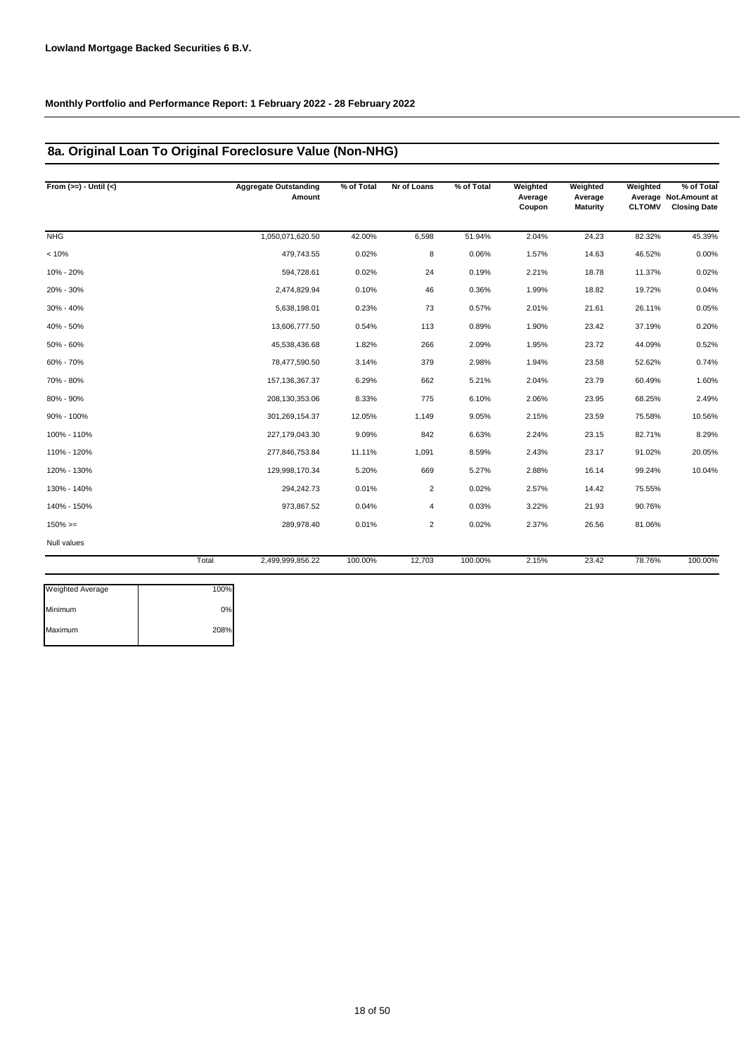**Lowland Mortgage Backed Securities 6 B.V.**

**Monthly Portfolio and Performance Report: 1 February 2022 - 28 February 2022**

## 8a. Original Loan To Original Foreclosure Value (Non-NHG)

| From (>=) - Until (<) | Aggregate Outstanding Amount | % of Total | Nr of Loans | % of Total | Weighted Average Coupon | Weighted Average Maturity | Weighted Average CLTOMV | % of Total Not.Amount at Closing Date |
|---|---|---|---|---|---|---|---|---|
| NHG | 1,050,071,620.50 | 42.00% | 6,598 | 51.94% | 2.04% | 24.23 | 82.32% | 45.39% |
| < 10% | 479,743.55 | 0.02% | 8 | 0.06% | 1.57% | 14.63 | 46.52% | 0.00% |
| 10% - 20% | 594,728.61 | 0.02% | 24 | 0.19% | 2.21% | 18.78 | 11.37% | 0.02% |
| 20% - 30% | 2,474,829.94 | 0.10% | 46 | 0.36% | 1.99% | 18.82 | 19.72% | 0.04% |
| 30% - 40% | 5,638,198.01 | 0.23% | 73 | 0.57% | 2.01% | 21.61 | 26.11% | 0.05% |
| 40% - 50% | 13,606,777.50 | 0.54% | 113 | 0.89% | 1.90% | 23.42 | 37.19% | 0.20% |
| 50% - 60% | 45,538,436.68 | 1.82% | 266 | 2.09% | 1.95% | 23.72 | 44.09% | 0.52% |
| 60% - 70% | 78,477,590.50 | 3.14% | 379 | 2.98% | 1.94% | 23.58 | 52.62% | 0.74% |
| 70% - 80% | 157,136,367.37 | 6.29% | 662 | 5.21% | 2.04% | 23.79 | 60.49% | 1.60% |
| 80% - 90% | 208,130,353.06 | 8.33% | 775 | 6.10% | 2.06% | 23.95 | 68.25% | 2.49% |
| 90% - 100% | 301,269,154.37 | 12.05% | 1,149 | 9.05% | 2.15% | 23.59 | 75.58% | 10.56% |
| 100% - 110% | 227,179,043.30 | 9.09% | 842 | 6.63% | 2.24% | 23.15 | 82.71% | 8.29% |
| 110% - 120% | 277,846,753.84 | 11.11% | 1,091 | 8.59% | 2.43% | 23.17 | 91.02% | 20.05% |
| 120% - 130% | 129,998,170.34 | 5.20% | 669 | 5.27% | 2.88% | 16.14 | 99.24% | 10.04% |
| 130% - 140% | 294,242.73 | 0.01% | 2 | 0.02% | 2.57% | 14.42 | 75.55% | |
| 140% - 150% | 973,867.52 | 0.04% | 4 | 0.03% | 3.22% | 21.93 | 90.76% | |
| 150% >= | 289,978.40 | 0.01% | 2 | 0.02% | 2.37% | 26.56 | 81.06% | |
| Null values | | | | | | | | |
| Total | 2,499,999,856.22 | 100.00% | 12,703 | 100.00% | 2.15% | 23.42 | 78.76% | 100.00% |

| | |
|---|---|
| Weighted Average | 100% |
| Minimum | 0% |
| Maximum | 208% |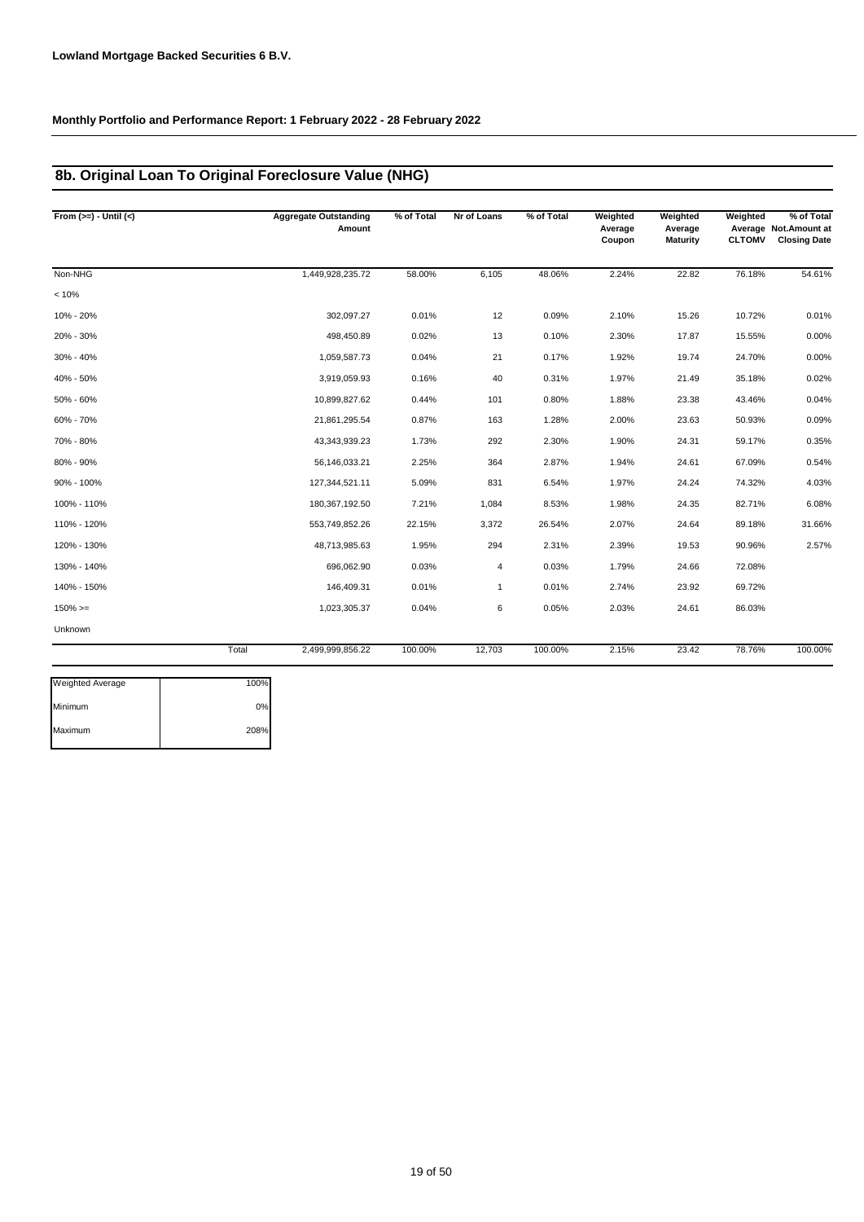**Lowland Mortgage Backed Securities 6 B.V.**

**Monthly Portfolio and Performance Report: 1 February 2022 - 28 February 2022**

## 8b. Original Loan To Original Foreclosure Value (NHG)

| From (>=) - Until (<) | Aggregate Outstanding Amount | % of Total | Nr of Loans | % of Total | Weighted Average Coupon | Weighted Average Maturity | Weighted Average CLTOMV | % of Total Not.Amount at Closing Date |
|---|---|---|---|---|---|---|---|---|
| Non-NHG | 1,449,928,235.72 | 58.00% | 6,105 | 48.06% | 2.24% | 22.82 | 76.18% | 54.61% |
| < 10% | | | | | | | | |
| 10% - 20% | 302,097.27 | 0.01% | 12 | 0.09% | 2.10% | 15.26 | 10.72% | 0.01% |
| 20% - 30% | 498,450.89 | 0.02% | 13 | 0.10% | 2.30% | 17.87 | 15.55% | 0.00% |
| 30% - 40% | 1,059,587.73 | 0.04% | 21 | 0.17% | 1.92% | 19.74 | 24.70% | 0.00% |
| 40% - 50% | 3,919,059.93 | 0.16% | 40 | 0.31% | 1.97% | 21.49 | 35.18% | 0.02% |
| 50% - 60% | 10,899,827.62 | 0.44% | 101 | 0.80% | 1.88% | 23.38 | 43.46% | 0.04% |
| 60% - 70% | 21,861,295.54 | 0.87% | 163 | 1.28% | 2.00% | 23.63 | 50.93% | 0.09% |
| 70% - 80% | 43,343,939.23 | 1.73% | 292 | 2.30% | 1.90% | 24.31 | 59.17% | 0.35% |
| 80% - 90% | 56,146,033.21 | 2.25% | 364 | 2.87% | 1.94% | 24.61 | 67.09% | 0.54% |
| 90% - 100% | 127,344,521.11 | 5.09% | 831 | 6.54% | 1.97% | 24.24 | 74.32% | 4.03% |
| 100% - 110% | 180,367,192.50 | 7.21% | 1,084 | 8.53% | 1.98% | 24.35 | 82.71% | 6.08% |
| 110% - 120% | 553,749,852.26 | 22.15% | 3,372 | 26.54% | 2.07% | 24.64 | 89.18% | 31.66% |
| 120% - 130% | 48,713,985.63 | 1.95% | 294 | 2.31% | 2.39% | 19.53 | 90.96% | 2.57% |
| 130% - 140% | 696,062.90 | 0.03% | 4 | 0.03% | 1.79% | 24.66 | 72.08% | |
| 140% - 150% | 146,409.31 | 0.01% | 1 | 0.01% | 2.74% | 23.92 | 69.72% | |
| 150% >= | 1,023,305.37 | 0.04% | 6 | 0.05% | 2.03% | 24.61 | 86.03% | |
| Unknown | | | | | | | | |
| Total | 2,499,999,856.22 | 100.00% | 12,703 | 100.00% | 2.15% | 23.42 | 78.76% | 100.00% |

| | |
|---|---|
| Weighted Average | 100% |
| Minimum | 0% |
| Maximum | 208% |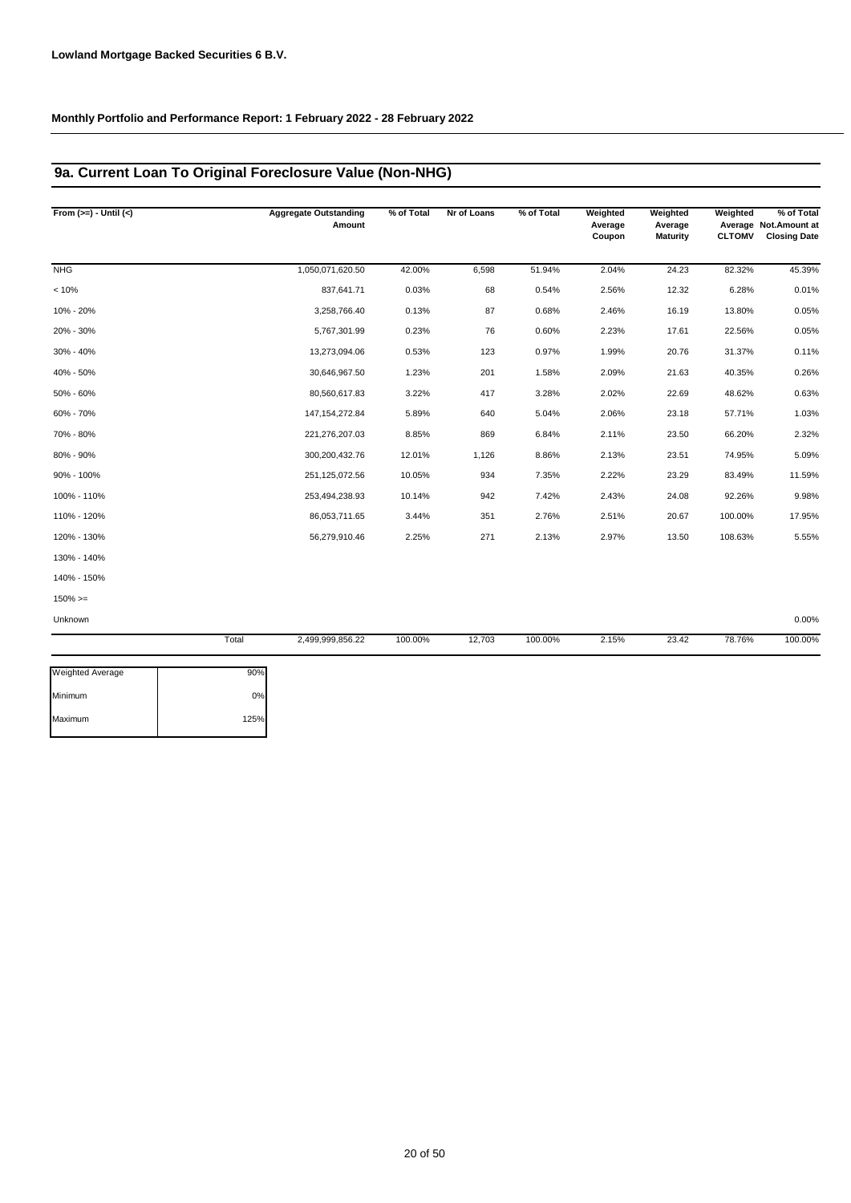**Lowland Mortgage Backed Securities 6 B.V.**

**Monthly Portfolio and Performance Report: 1 February 2022 - 28 February 2022**

## 9a. Current Loan To Original Foreclosure Value (Non-NHG)

| From (>=) - Until (<) | Aggregate Outstanding Amount | % of Total | Nr of Loans | % of Total | Weighted Average Coupon | Weighted Average Maturity | Weighted Average CLTOMV | % of Total Not.Amount at Closing Date |
|---|---|---|---|---|---|---|---|---|
| NHG | 1,050,071,620.50 | 42.00% | 6,598 | 51.94% | 2.04% | 24.23 | 82.32% | 45.39% |
| < 10% | 837,641.71 | 0.03% | 68 | 0.54% | 2.56% | 12.32 | 6.28% | 0.01% |
| 10% - 20% | 3,258,766.40 | 0.13% | 87 | 0.68% | 2.46% | 16.19 | 13.80% | 0.05% |
| 20% - 30% | 5,767,301.99 | 0.23% | 76 | 0.60% | 2.23% | 17.61 | 22.56% | 0.05% |
| 30% - 40% | 13,273,094.06 | 0.53% | 123 | 0.97% | 1.99% | 20.76 | 31.37% | 0.11% |
| 40% - 50% | 30,646,967.50 | 1.23% | 201 | 1.58% | 2.09% | 21.63 | 40.35% | 0.26% |
| 50% - 60% | 80,560,617.83 | 3.22% | 417 | 3.28% | 2.02% | 22.69 | 48.62% | 0.63% |
| 60% - 70% | 147,154,272.84 | 5.89% | 640 | 5.04% | 2.06% | 23.18 | 57.71% | 1.03% |
| 70% - 80% | 221,276,207.03 | 8.85% | 869 | 6.84% | 2.11% | 23.50 | 66.20% | 2.32% |
| 80% - 90% | 300,200,432.76 | 12.01% | 1,126 | 8.86% | 2.13% | 23.51 | 74.95% | 5.09% |
| 90% - 100% | 251,125,072.56 | 10.05% | 934 | 7.35% | 2.22% | 23.29 | 83.49% | 11.59% |
| 100% - 110% | 253,494,238.93 | 10.14% | 942 | 7.42% | 2.43% | 24.08 | 92.26% | 9.98% |
| 110% - 120% | 86,053,711.65 | 3.44% | 351 | 2.76% | 2.51% | 20.67 | 100.00% | 17.95% |
| 120% - 130% | 56,279,910.46 | 2.25% | 271 | 2.13% | 2.97% | 13.50 | 108.63% | 5.55% |
| 130% - 140% | | | | | | | | |
| 140% - 150% | | | | | | | | |
| 150% >= | | | | | | | | |
| Unknown | | | | | | | | 0.00% |
| Total | 2,499,999,856.22 | 100.00% | 12,703 | 100.00% | 2.15% | 23.42 | 78.76% | 100.00% |

| | |
|---|---|
| Weighted Average | 90% |
| Minimum | 0% |
| Maximum | 125% |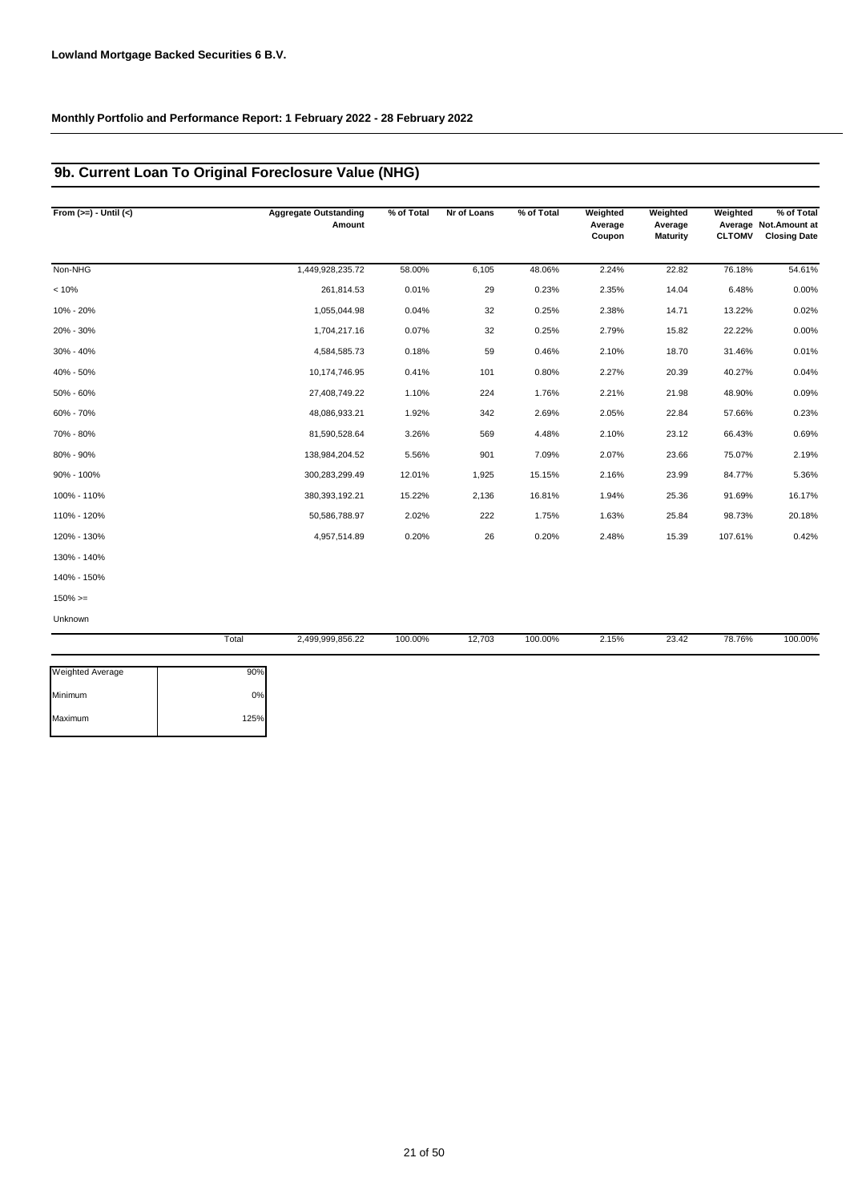**Lowland Mortgage Backed Securities 6 B.V.**

**Monthly Portfolio and Performance Report: 1 February 2022 - 28 February 2022**

## 9b. Current Loan To Original Foreclosure Value (NHG)

| From (>=) - Until (<) | Aggregate Outstanding Amount | % of Total | Nr of Loans | % of Total | Weighted Average Coupon | Weighted Average Maturity | Weighted Average CLTOMV | % of Total Not.Amount at Closing Date |
|---|---|---|---|---|---|---|---|---|
| Non-NHG | 1,449,928,235.72 | 58.00% | 6,105 | 48.06% | 2.24% | 22.82 | 76.18% | 54.61% |
| < 10% | 261,814.53 | 0.01% | 29 | 0.23% | 2.35% | 14.04 | 6.48% | 0.00% |
| 10% - 20% | 1,055,044.98 | 0.04% | 32 | 0.25% | 2.38% | 14.71 | 13.22% | 0.02% |
| 20% - 30% | 1,704,217.16 | 0.07% | 32 | 0.25% | 2.79% | 15.82 | 22.22% | 0.00% |
| 30% - 40% | 4,584,585.73 | 0.18% | 59 | 0.46% | 2.10% | 18.70 | 31.46% | 0.01% |
| 40% - 50% | 10,174,746.95 | 0.41% | 101 | 0.80% | 2.27% | 20.39 | 40.27% | 0.04% |
| 50% - 60% | 27,408,749.22 | 1.10% | 224 | 1.76% | 2.21% | 21.98 | 48.90% | 0.09% |
| 60% - 70% | 48,086,933.21 | 1.92% | 342 | 2.69% | 2.05% | 22.84 | 57.66% | 0.23% |
| 70% - 80% | 81,590,528.64 | 3.26% | 569 | 4.48% | 2.10% | 23.12 | 66.43% | 0.69% |
| 80% - 90% | 138,984,204.52 | 5.56% | 901 | 7.09% | 2.07% | 23.66 | 75.07% | 2.19% |
| 90% - 100% | 300,283,299.49 | 12.01% | 1,925 | 15.15% | 2.16% | 23.99 | 84.77% | 5.36% |
| 100% - 110% | 380,393,192.21 | 15.22% | 2,136 | 16.81% | 1.94% | 25.36 | 91.69% | 16.17% |
| 110% - 120% | 50,586,788.97 | 2.02% | 222 | 1.75% | 1.63% | 25.84 | 98.73% | 20.18% |
| 120% - 130% | 4,957,514.89 | 0.20% | 26 | 0.20% | 2.48% | 15.39 | 107.61% | 0.42% |
| 130% - 140% | | | | | | | | |
| 140% - 150% | | | | | | | | |
| 150% >= | | | | | | | | |
| Unknown | | | | | | | | |
| Total | 2,499,999,856.22 | 100.00% | 12,703 | 100.00% | 2.15% | 23.42 | 78.76% | 100.00% |

| | |
|---|---|
| Weighted Average | 90% |
| Minimum | 0% |
| Maximum | 125% |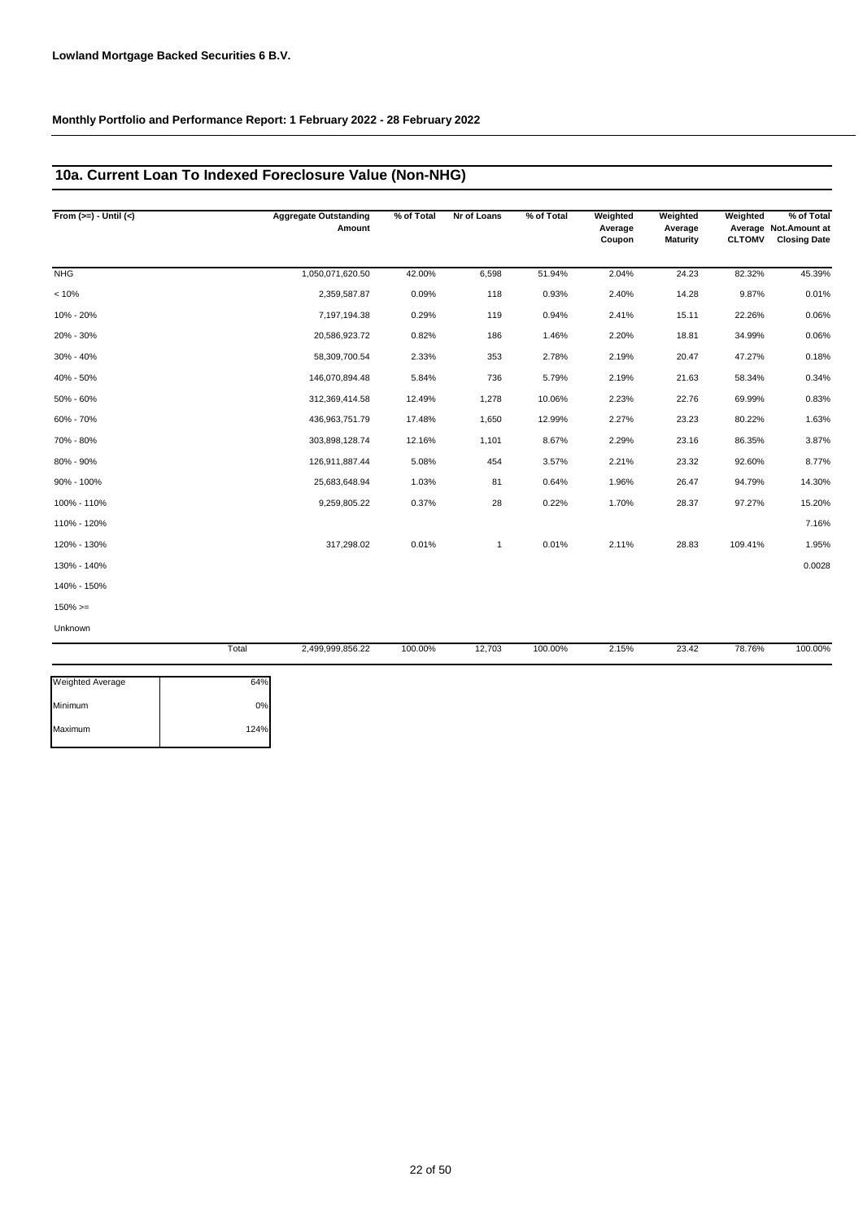**Lowland Mortgage Backed Securities 6 B.V.**

**Monthly Portfolio and Performance Report: 1 February 2022 - 28 February 2022**

## 10a. Current Loan To Indexed Foreclosure Value (Non-NHG)

| From (>=) - Until (<) | Aggregate Outstanding Amount | % of Total | Nr of Loans | % of Total | Weighted Average Coupon | Weighted Average Maturity | Weighted Average CLTOMV | % of Total Not.Amount at Closing Date |
|---|---|---|---|---|---|---|---|---|
| NHG | 1,050,071,620.50 | 42.00% | 6,598 | 51.94% | 2.04% | 24.23 | 82.32% | 45.39% |
| < 10% | 2,359,587.87 | 0.09% | 118 | 0.93% | 2.40% | 14.28 | 9.87% | 0.01% |
| 10% - 20% | 7,197,194.38 | 0.29% | 119 | 0.94% | 2.41% | 15.11 | 22.26% | 0.06% |
| 20% - 30% | 20,586,923.72 | 0.82% | 186 | 1.46% | 2.20% | 18.81 | 34.99% | 0.06% |
| 30% - 40% | 58,309,700.54 | 2.33% | 353 | 2.78% | 2.19% | 20.47 | 47.27% | 0.18% |
| 40% - 50% | 146,070,894.48 | 5.84% | 736 | 5.79% | 2.19% | 21.63 | 58.34% | 0.34% |
| 50% - 60% | 312,369,414.58 | 12.49% | 1,278 | 10.06% | 2.23% | 22.76 | 69.99% | 0.83% |
| 60% - 70% | 436,963,751.79 | 17.48% | 1,650 | 12.99% | 2.27% | 23.23 | 80.22% | 1.63% |
| 70% - 80% | 303,898,128.74 | 12.16% | 1,101 | 8.67% | 2.29% | 23.16 | 86.35% | 3.87% |
| 80% - 90% | 126,911,887.44 | 5.08% | 454 | 3.57% | 2.21% | 23.32 | 92.60% | 8.77% |
| 90% - 100% | 25,683,648.94 | 1.03% | 81 | 0.64% | 1.96% | 26.47 | 94.79% | 14.30% |
| 100% - 110% | 9,259,805.22 | 0.37% | 28 | 0.22% | 1.70% | 28.37 | 97.27% | 15.20% |
| 110% - 120% | | | | | | | | 7.16% |
| 120% - 130% | 317,298.02 | 0.01% | 1 | 0.01% | 2.11% | 28.83 | 109.41% | 1.95% |
| 130% - 140% | | | | | | | | 0.0028 |
| 140% - 150% | | | | | | | | |
| 150% >= | | | | | | | | |
| Unknown | | | | | | | | |
| Total | 2,499,999,856.22 | 100.00% | 12,703 | 100.00% | 2.15% | 23.42 | 78.76% | 100.00% |

| | |
|---|---|
| Weighted Average | 64% |
| Minimum | 0% |
| Maximum | 124% |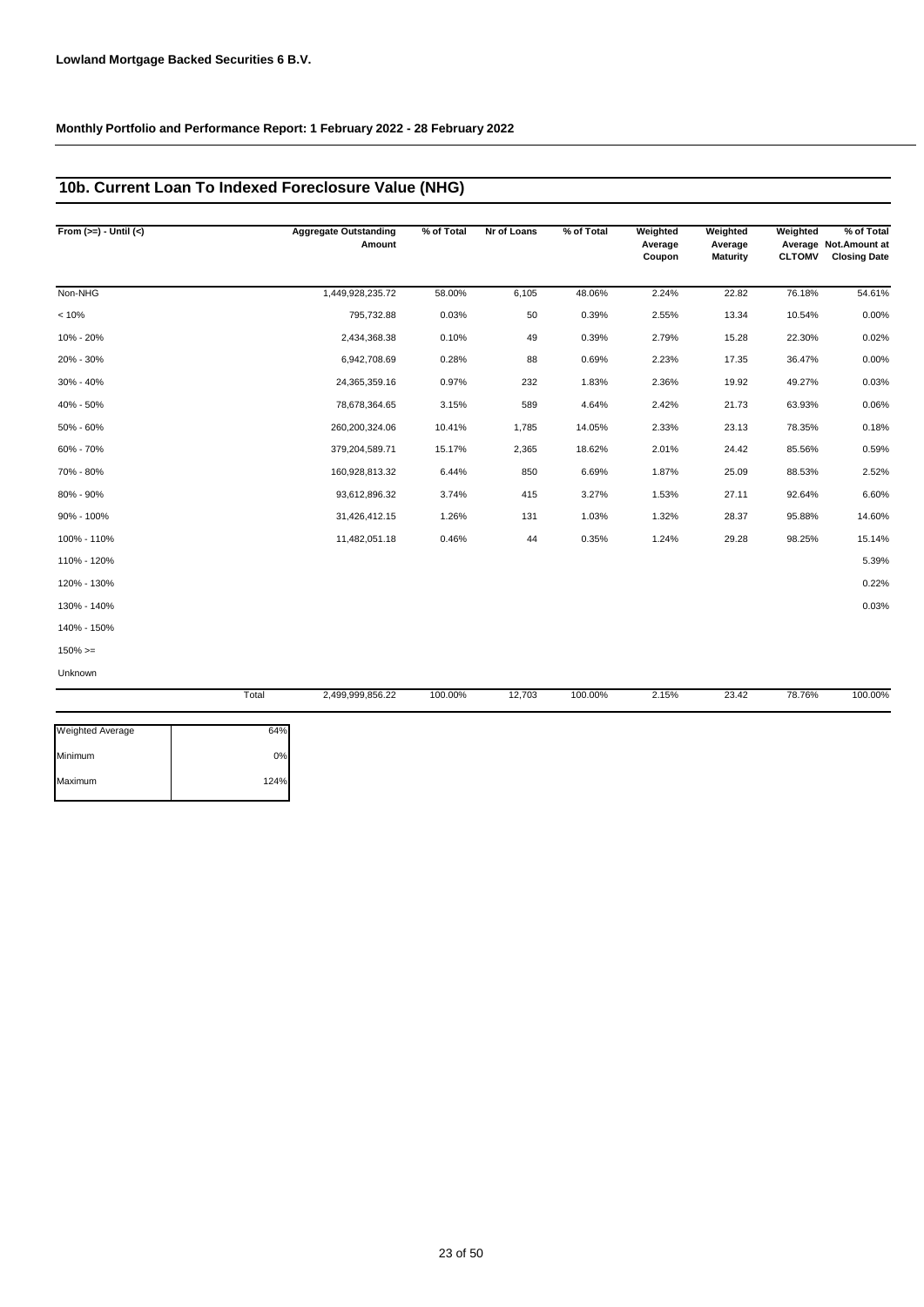**Lowland Mortgage Backed Securities 6 B.V.**

**Monthly Portfolio and Performance Report: 1 February 2022 - 28 February 2022**

## 10b. Current Loan To Indexed Foreclosure Value (NHG)

| From (>=) - Until (<) | Aggregate Outstanding Amount | % of Total | Nr of Loans | % of Total | Weighted Average Coupon | Weighted Average Maturity | Weighted Average CLTOMV | % of Total Not.Amount at Closing Date |
|---|---|---|---|---|---|---|---|---|
| Non-NHG | 1,449,928,235.72 | 58.00% | 6,105 | 48.06% | 2.24% | 22.82 | 76.18% | 54.61% |
| < 10% | 795,732.88 | 0.03% | 50 | 0.39% | 2.55% | 13.34 | 10.54% | 0.00% |
| 10% - 20% | 2,434,368.38 | 0.10% | 49 | 0.39% | 2.79% | 15.28 | 22.30% | 0.02% |
| 20% - 30% | 6,942,708.69 | 0.28% | 88 | 0.69% | 2.23% | 17.35 | 36.47% | 0.00% |
| 30% - 40% | 24,365,359.16 | 0.97% | 232 | 1.83% | 2.36% | 19.92 | 49.27% | 0.03% |
| 40% - 50% | 78,678,364.65 | 3.15% | 589 | 4.64% | 2.42% | 21.73 | 63.93% | 0.06% |
| 50% - 60% | 260,200,324.06 | 10.41% | 1,785 | 14.05% | 2.33% | 23.13 | 78.35% | 0.18% |
| 60% - 70% | 379,204,589.71 | 15.17% | 2,365 | 18.62% | 2.01% | 24.42 | 85.56% | 0.59% |
| 70% - 80% | 160,928,813.32 | 6.44% | 850 | 6.69% | 1.87% | 25.09 | 88.53% | 2.52% |
| 80% - 90% | 93,612,896.32 | 3.74% | 415 | 3.27% | 1.53% | 27.11 | 92.64% | 6.60% |
| 90% - 100% | 31,426,412.15 | 1.26% | 131 | 1.03% | 1.32% | 28.37 | 95.88% | 14.60% |
| 100% - 110% | 11,482,051.18 | 0.46% | 44 | 0.35% | 1.24% | 29.28 | 98.25% | 15.14% |
| 110% - 120% | | | | | | | | 5.39% |
| 120% - 130% | | | | | | | | 0.22% |
| 130% - 140% | | | | | | | | 0.03% |
| 140% - 150% | | | | | | | | |
| 150% >= | | | | | | | | |
| Unknown | | | | | | | | |
| Total | 2,499,999,856.22 | 100.00% | 12,703 | 100.00% | 2.15% | 23.42 | 78.76% | 100.00% |

| | |
|---|---|
| Weighted Average | 64% |
| Minimum | 0% |
| Maximum | 124% |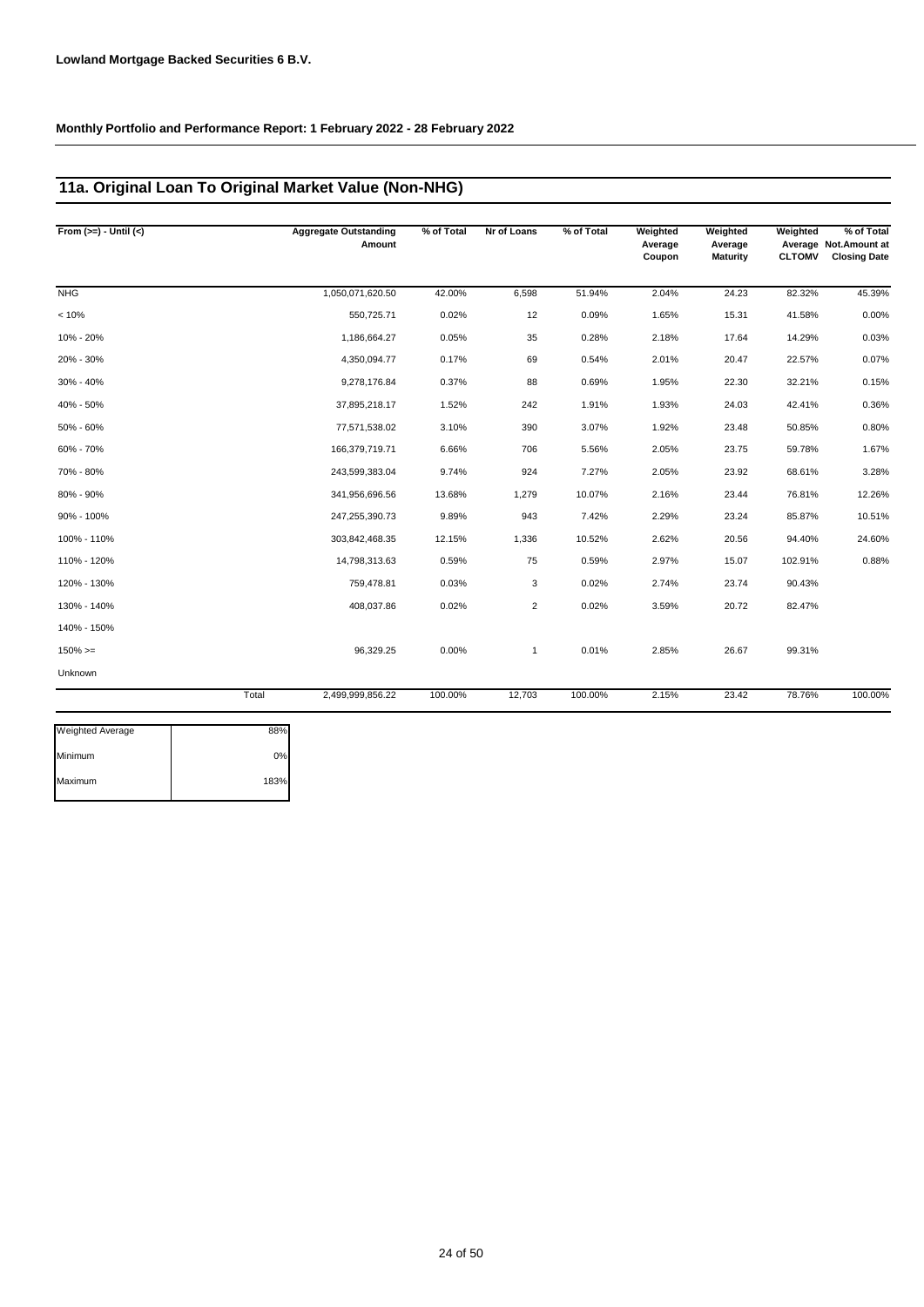**Lowland Mortgage Backed Securities 6 B.V.**

**Monthly Portfolio and Performance Report: 1 February 2022 - 28 February 2022**

## 11a. Original Loan To Original Market Value (Non-NHG)

| From (>=) - Until (<) | Aggregate Outstanding Amount | % of Total | Nr of Loans | % of Total | Weighted Average Coupon | Weighted Average Maturity | Weighted Average CLTOMV | % of Total Not.Amount at Closing Date |
|---|---|---|---|---|---|---|---|---|
| NHG | 1,050,071,620.50 | 42.00% | 6,598 | 51.94% | 2.04% | 24.23 | 82.32% | 45.39% |
| < 10% | 550,725.71 | 0.02% | 12 | 0.09% | 1.65% | 15.31 | 41.58% | 0.00% |
| 10% - 20% | 1,186,664.27 | 0.05% | 35 | 0.28% | 2.18% | 17.64 | 14.29% | 0.03% |
| 20% - 30% | 4,350,094.77 | 0.17% | 69 | 0.54% | 2.01% | 20.47 | 22.57% | 0.07% |
| 30% - 40% | 9,278,176.84 | 0.37% | 88 | 0.69% | 1.95% | 22.30 | 32.21% | 0.15% |
| 40% - 50% | 37,895,218.17 | 1.52% | 242 | 1.91% | 1.93% | 24.03 | 42.41% | 0.36% |
| 50% - 60% | 77,571,538.02 | 3.10% | 390 | 3.07% | 1.92% | 23.48 | 50.85% | 0.80% |
| 60% - 70% | 166,379,719.71 | 6.66% | 706 | 5.56% | 2.05% | 23.75 | 59.78% | 1.67% |
| 70% - 80% | 243,599,383.04 | 9.74% | 924 | 7.27% | 2.05% | 23.92 | 68.61% | 3.28% |
| 80% - 90% | 341,956,696.56 | 13.68% | 1,279 | 10.07% | 2.16% | 23.44 | 76.81% | 12.26% |
| 90% - 100% | 247,255,390.73 | 9.89% | 943 | 7.42% | 2.29% | 23.24 | 85.87% | 10.51% |
| 100% - 110% | 303,842,468.35 | 12.15% | 1,336 | 10.52% | 2.62% | 20.56 | 94.40% | 24.60% |
| 110% - 120% | 14,798,313.63 | 0.59% | 75 | 0.59% | 2.97% | 15.07 | 102.91% | 0.88% |
| 120% - 130% | 759,478.81 | 0.03% | 3 | 0.02% | 2.74% | 23.74 | 90.43% | |
| 130% - 140% | 408,037.86 | 0.02% | 2 | 0.02% | 3.59% | 20.72 | 82.47% | |
| 140% - 150% | | | | | | | | |
| 150% >= | 96,329.25 | 0.00% | 1 | 0.01% | 2.85% | 26.67 | 99.31% | |
| Unknown | | | | | | | | |
| Total | 2,499,999,856.22 | 100.00% | 12,703 | 100.00% | 2.15% | 23.42 | 78.76% | 100.00% |

| | |
|---|---|
| Weighted Average | 88% |
| Minimum | 0% |
| Maximum | 183% |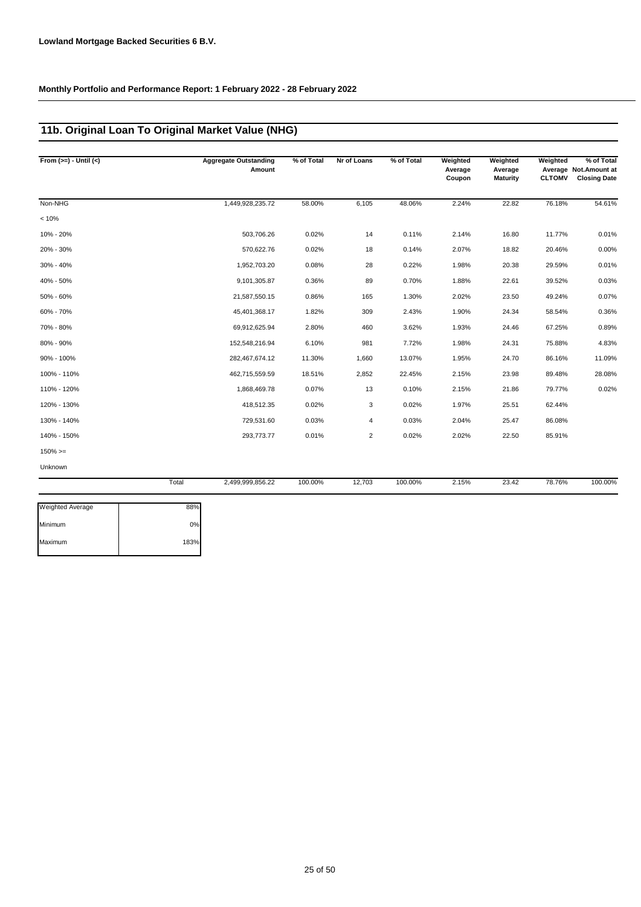**Lowland Mortgage Backed Securities 6 B.V.**

**Monthly Portfolio and Performance Report: 1 February 2022 - 28 February 2022**

## 11b. Original Loan To Original Market Value (NHG)

| From (>=) - Until (<) | | Aggregate Outstanding Amount | % of Total | Nr of Loans | % of Total | Weighted Average Coupon | Weighted Average Maturity | Weighted Average CLTOMV | % of Total Not.Amount at Closing Date |
|---|---|---|---|---|---|---|---|---|---|
| Non-NHG | | 1,449,928,235.72 | 58.00% | 6,105 | 48.06% | 2.24% | 22.82 | 76.18% | 54.61% |
| < 10% | | | | | | | | | |
| 10% - 20% | | 503,706.26 | 0.02% | 14 | 0.11% | 2.14% | 16.80 | 11.77% | 0.01% |
| 20% - 30% | | 570,622.76 | 0.02% | 18 | 0.14% | 2.07% | 18.82 | 20.46% | 0.00% |
| 30% - 40% | | 1,952,703.20 | 0.08% | 28 | 0.22% | 1.98% | 20.38 | 29.59% | 0.01% |
| 40% - 50% | | 9,101,305.87 | 0.36% | 89 | 0.70% | 1.88% | 22.61 | 39.52% | 0.03% |
| 50% - 60% | | 21,587,550.15 | 0.86% | 165 | 1.30% | 2.02% | 23.50 | 49.24% | 0.07% |
| 60% - 70% | | 45,401,368.17 | 1.82% | 309 | 2.43% | 1.90% | 24.34 | 58.54% | 0.36% |
| 70% - 80% | | 69,912,625.94 | 2.80% | 460 | 3.62% | 1.93% | 24.46 | 67.25% | 0.89% |
| 80% - 90% | | 152,548,216.94 | 6.10% | 981 | 7.72% | 1.98% | 24.31 | 75.88% | 4.83% |
| 90% - 100% | | 282,467,674.12 | 11.30% | 1,660 | 13.07% | 1.95% | 24.70 | 86.16% | 11.09% |
| 100% - 110% | | 462,715,559.59 | 18.51% | 2,852 | 22.45% | 2.15% | 23.98 | 89.48% | 28.08% |
| 110% - 120% | | 1,868,469.78 | 0.07% | 13 | 0.10% | 2.15% | 21.86 | 79.77% | 0.02% |
| 120% - 130% | | 418,512.35 | 0.02% | 3 | 0.02% | 1.97% | 25.51 | 62.44% | |
| 130% - 140% | | 729,531.60 | 0.03% | 4 | 0.03% | 2.04% | 25.47 | 86.08% | |
| 140% - 150% | | 293,773.77 | 0.01% | 2 | 0.02% | 2.02% | 22.50 | 85.91% | |
| 150% >= | | | | | | | | | |
| Unknown | | | | | | | | | |
| | Total | 2,499,999,856.22 | 100.00% | 12,703 | 100.00% | 2.15% | 23.42 | 78.76% | 100.00% |

| | |
|---|---|
| Weighted Average | 88% |
| Minimum | 0% |
| Maximum | 183% |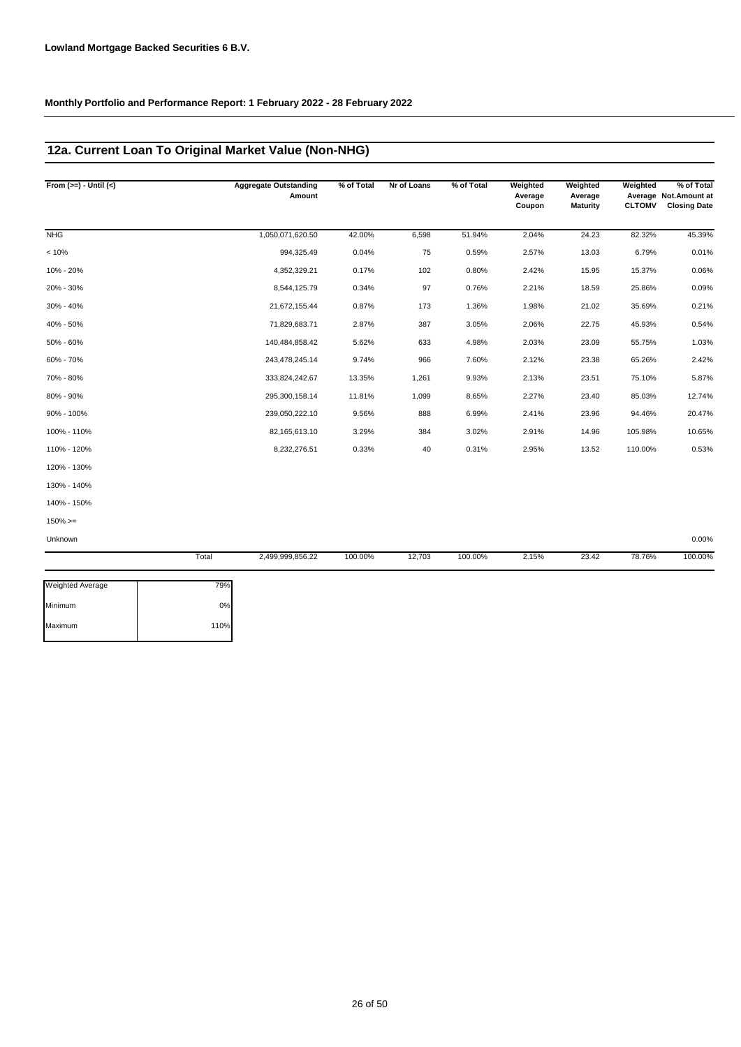**Lowland Mortgage Backed Securities 6 B.V.**

**Monthly Portfolio and Performance Report: 1 February 2022 - 28 February 2022**

## 12a. Current Loan To Original Market Value (Non-NHG)

| From (>=) - Until (<) | Aggregate Outstanding Amount | % of Total | Nr of Loans | % of Total | Weighted Average Coupon | Weighted Average Maturity | Weighted Average CLTOMV | % of Total Not.Amount at Closing Date |
|---|---|---|---|---|---|---|---|---|
| NHG | 1,050,071,620.50 | 42.00% | 6,598 | 51.94% | 2.04% | 24.23 | 82.32% | 45.39% |
| < 10% | 994,325.49 | 0.04% | 75 | 0.59% | 2.57% | 13.03 | 6.79% | 0.01% |
| 10% - 20% | 4,352,329.21 | 0.17% | 102 | 0.80% | 2.42% | 15.95 | 15.37% | 0.06% |
| 20% - 30% | 8,544,125.79 | 0.34% | 97 | 0.76% | 2.21% | 18.59 | 25.86% | 0.09% |
| 30% - 40% | 21,672,155.44 | 0.87% | 173 | 1.36% | 1.98% | 21.02 | 35.69% | 0.21% |
| 40% - 50% | 71,829,683.71 | 2.87% | 387 | 3.05% | 2.06% | 22.75 | 45.93% | 0.54% |
| 50% - 60% | 140,484,858.42 | 5.62% | 633 | 4.98% | 2.03% | 23.09 | 55.75% | 1.03% |
| 60% - 70% | 243,478,245.14 | 9.74% | 966 | 7.60% | 2.12% | 23.38 | 65.26% | 2.42% |
| 70% - 80% | 333,824,242.67 | 13.35% | 1,261 | 9.93% | 2.13% | 23.51 | 75.10% | 5.87% |
| 80% - 90% | 295,300,158.14 | 11.81% | 1,099 | 8.65% | 2.27% | 23.40 | 85.03% | 12.74% |
| 90% - 100% | 239,050,222.10 | 9.56% | 888 | 6.99% | 2.41% | 23.96 | 94.46% | 20.47% |
| 100% - 110% | 82,165,613.10 | 3.29% | 384 | 3.02% | 2.91% | 14.96 | 105.98% | 10.65% |
| 110% - 120% | 8,232,276.51 | 0.33% | 40 | 0.31% | 2.95% | 13.52 | 110.00% | 0.53% |
| 120% - 130% | | | | | | | | |
| 130% - 140% | | | | | | | | |
| 140% - 150% | | | | | | | | |
| 150% >= | | | | | | | | |
| Unknown | | | | | | | | 0.00% |
| Total | 2,499,999,856.22 | 100.00% | 12,703 | 100.00% | 2.15% | 23.42 | 78.76% | 100.00% |

| | |
|---|---|
| Weighted Average | 79% |
| Minimum | 0% |
| Maximum | 110% |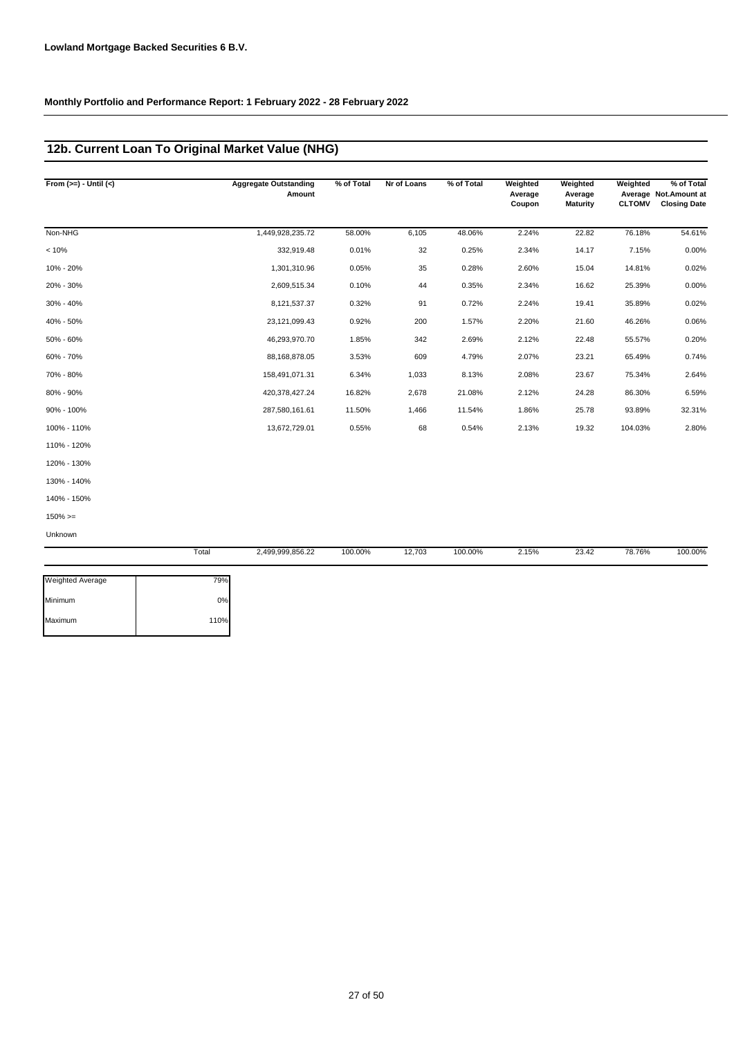**Lowland Mortgage Backed Securities 6 B.V.**

**Monthly Portfolio and Performance Report: 1 February 2022 - 28 February 2022**

## 12b. Current Loan To Original Market Value (NHG)

| From (>=) - Until (<) | Aggregate Outstanding Amount | % of Total | Nr of Loans | % of Total | Weighted Average Coupon | Weighted Average Maturity | Weighted Average CLTOMV | % of Total Not.Amount at Closing Date |
|---|---|---|---|---|---|---|---|---|
| Non-NHG | 1,449,928,235.72 | 58.00% | 6,105 | 48.06% | 2.24% | 22.82 | 76.18% | 54.61% |
| < 10% | 332,919.48 | 0.01% | 32 | 0.25% | 2.34% | 14.17 | 7.15% | 0.00% |
| 10% - 20% | 1,301,310.96 | 0.05% | 35 | 0.28% | 2.60% | 15.04 | 14.81% | 0.02% |
| 20% - 30% | 2,609,515.34 | 0.10% | 44 | 0.35% | 2.34% | 16.62 | 25.39% | 0.00% |
| 30% - 40% | 8,121,537.37 | 0.32% | 91 | 0.72% | 2.24% | 19.41 | 35.89% | 0.02% |
| 40% - 50% | 23,121,099.43 | 0.92% | 200 | 1.57% | 2.20% | 21.60 | 46.26% | 0.06% |
| 50% - 60% | 46,293,970.70 | 1.85% | 342 | 2.69% | 2.12% | 22.48 | 55.57% | 0.20% |
| 60% - 70% | 88,168,878.05 | 3.53% | 609 | 4.79% | 2.07% | 23.21 | 65.49% | 0.74% |
| 70% - 80% | 158,491,071.31 | 6.34% | 1,033 | 8.13% | 2.08% | 23.67 | 75.34% | 2.64% |
| 80% - 90% | 420,378,427.24 | 16.82% | 2,678 | 21.08% | 2.12% | 24.28 | 86.30% | 6.59% |
| 90% - 100% | 287,580,161.61 | 11.50% | 1,466 | 11.54% | 1.86% | 25.78 | 93.89% | 32.31% |
| 100% - 110% | 13,672,729.01 | 0.55% | 68 | 0.54% | 2.13% | 19.32 | 104.03% | 2.80% |
| 110% - 120% | | | | | | | | |
| 120% - 130% | | | | | | | | |
| 130% - 140% | | | | | | | | |
| 140% - 150% | | | | | | | | |
| 150% >= | | | | | | | | |
| Unknown | | | | | | | | |
| Total | 2,499,999,856.22 | 100.00% | 12,703 | 100.00% | 2.15% | 23.42 | 78.76% | 100.00% |

| | |
|---|---|
| Weighted Average | 79% |
| Minimum | 0% |
| Maximum | 110% |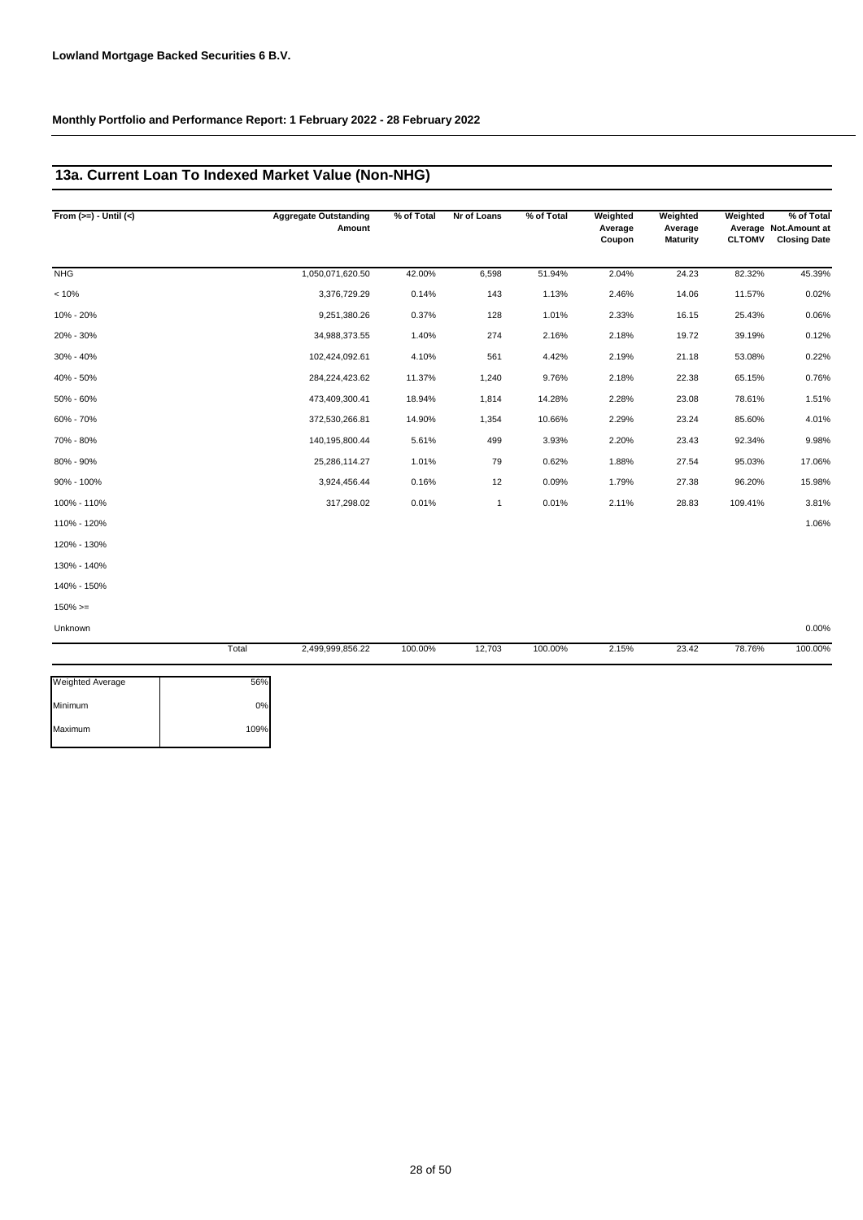**Lowland Mortgage Backed Securities 6 B.V.**

**Monthly Portfolio and Performance Report: 1 February 2022 - 28 February 2022**

## 13a. Current Loan To Indexed Market Value (Non-NHG)

| From (>=) - Until (<) | Aggregate Outstanding Amount | % of Total | Nr of Loans | % of Total | Weighted Average Coupon | Weighted Average Maturity | Weighted Average CLTOMV | % of Total Not.Amount at Closing Date |
|---|---|---|---|---|---|---|---|---|
| NHG | 1,050,071,620.50 | 42.00% | 6,598 | 51.94% | 2.04% | 24.23 | 82.32% | 45.39% |
| < 10% | 3,376,729.29 | 0.14% | 143 | 1.13% | 2.46% | 14.06 | 11.57% | 0.02% |
| 10% - 20% | 9,251,380.26 | 0.37% | 128 | 1.01% | 2.33% | 16.15 | 25.43% | 0.06% |
| 20% - 30% | 34,988,373.55 | 1.40% | 274 | 2.16% | 2.18% | 19.72 | 39.19% | 0.12% |
| 30% - 40% | 102,424,092.61 | 4.10% | 561 | 4.42% | 2.19% | 21.18 | 53.08% | 0.22% |
| 40% - 50% | 284,224,423.62 | 11.37% | 1,240 | 9.76% | 2.18% | 22.38 | 65.15% | 0.76% |
| 50% - 60% | 473,409,300.41 | 18.94% | 1,814 | 14.28% | 2.28% | 23.08 | 78.61% | 1.51% |
| 60% - 70% | 372,530,266.81 | 14.90% | 1,354 | 10.66% | 2.29% | 23.24 | 85.60% | 4.01% |
| 70% - 80% | 140,195,800.44 | 5.61% | 499 | 3.93% | 2.20% | 23.43 | 92.34% | 9.98% |
| 80% - 90% | 25,286,114.27 | 1.01% | 79 | 0.62% | 1.88% | 27.54 | 95.03% | 17.06% |
| 90% - 100% | 3,924,456.44 | 0.16% | 12 | 0.09% | 1.79% | 27.38 | 96.20% | 15.98% |
| 100% - 110% | 317,298.02 | 0.01% | 1 | 0.01% | 2.11% | 28.83 | 109.41% | 3.81% |
| 110% - 120% | | | | | | | | 1.06% |
| 120% - 130% | | | | | | | | |
| 130% - 140% | | | | | | | | |
| 140% - 150% | | | | | | | | |
| 150% >= | | | | | | | | |
| Unknown | | | | | | | | 0.00% |
| Total | 2,499,999,856.22 | 100.00% | 12,703 | 100.00% | 2.15% | 23.42 | 78.76% | 100.00% |

| | |
|---|---|
| Weighted Average | 56% |
| Minimum | 0% |
| Maximum | 109% |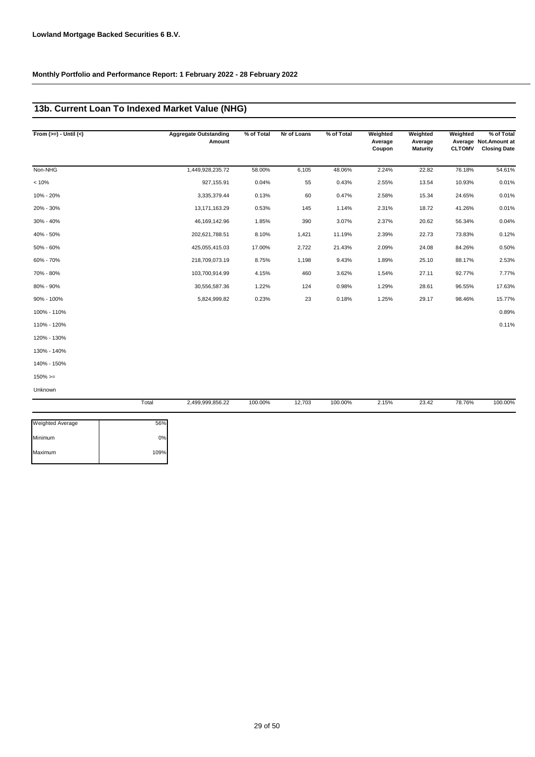**Lowland Mortgage Backed Securities 6 B.V.**

**Monthly Portfolio and Performance Report: 1 February 2022 - 28 February 2022**

## 13b. Current Loan To Indexed Market Value (NHG)

| From (>=) - Until (<) | Aggregate Outstanding Amount | % of Total | Nr of Loans | % of Total | Weighted Average Coupon | Weighted Average Maturity | Weighted Average CLTOMV | % of Total Not.Amount at Closing Date |
|---|---|---|---|---|---|---|---|---|
| Non-NHG | 1,449,928,235.72 | 58.00% | 6,105 | 48.06% | 2.24% | 22.82 | 76.18% | 54.61% |
| < 10% | 927,155.91 | 0.04% | 55 | 0.43% | 2.55% | 13.54 | 10.93% | 0.01% |
| 10% - 20% | 3,335,379.44 | 0.13% | 60 | 0.47% | 2.58% | 15.34 | 24.65% | 0.01% |
| 20% - 30% | 13,171,163.29 | 0.53% | 145 | 1.14% | 2.31% | 18.72 | 41.26% | 0.01% |
| 30% - 40% | 46,169,142.96 | 1.85% | 390 | 3.07% | 2.37% | 20.62 | 56.34% | 0.04% |
| 40% - 50% | 202,621,788.51 | 8.10% | 1,421 | 11.19% | 2.39% | 22.73 | 73.83% | 0.12% |
| 50% - 60% | 425,055,415.03 | 17.00% | 2,722 | 21.43% | 2.09% | 24.08 | 84.26% | 0.50% |
| 60% - 70% | 218,709,073.19 | 8.75% | 1,198 | 9.43% | 1.89% | 25.10 | 88.17% | 2.53% |
| 70% - 80% | 103,700,914.99 | 4.15% | 460 | 3.62% | 1.54% | 27.11 | 92.77% | 7.77% |
| 80% - 90% | 30,556,587.36 | 1.22% | 124 | 0.98% | 1.29% | 28.61 | 96.55% | 17.63% |
| 90% - 100% | 5,824,999.82 | 0.23% | 23 | 0.18% | 1.25% | 29.17 | 98.46% | 15.77% |
| 100% - 110% | | | | | | | | 0.89% |
| 110% - 120% | | | | | | | | 0.11% |
| 120% - 130% | | | | | | | | |
| 130% - 140% | | | | | | | | |
| 140% - 150% | | | | | | | | |
| 150% >= | | | | | | | | |
| Unknown | | | | | | | | |
| Total | 2,499,999,856.22 | 100.00% | 12,703 | 100.00% | 2.15% | 23.42 | 78.76% | 100.00% |

| | |
|---|---|
| Weighted Average | 56% |
| Minimum | 0% |
| Maximum | 109% |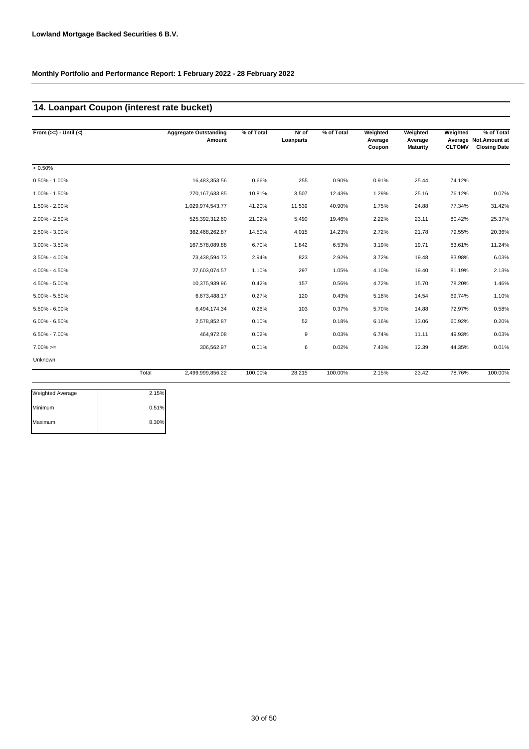**Lowland Mortgage Backed Securities 6 B.V.**

**Monthly Portfolio and Performance Report: 1 February 2022 - 28 February 2022**

## 14. Loanpart Coupon (interest rate bucket)

| From (>=) - Until (<) | | Aggregate Outstanding Amount | % of Total | Nr of Loanparts | % of Total | Weighted Average Coupon | Weighted Average Maturity | Weighted Average CLTOMV | % of Total Not.Amount at Closing Date |
|---|---|---|---|---|---|---|---|---|---|
| < 0.50% | | | | | | | | | |
| 0.50% - 1.00% | | 16,483,353.56 | 0.66% | 255 | 0.90% | 0.91% | 25.44 | 74.12% | |
| 1.00% - 1.50% | | 270,167,633.85 | 10.81% | 3,507 | 12.43% | 1.29% | 25.16 | 76.12% | 0.07% |
| 1.50% - 2.00% | | 1,029,974,543.77 | 41.20% | 11,539 | 40.90% | 1.75% | 24.88 | 77.34% | 31.42% |
| 2.00% - 2.50% | | 525,392,312.60 | 21.02% | 5,490 | 19.46% | 2.22% | 23.11 | 80.42% | 25.37% |
| 2.50% - 3.00% | | 362,468,262.87 | 14.50% | 4,015 | 14.23% | 2.72% | 21.78 | 79.55% | 20.36% |
| 3.00% - 3.50% | | 167,578,089.88 | 6.70% | 1,842 | 6.53% | 3.19% | 19.71 | 83.61% | 11.24% |
| 3.50% - 4.00% | | 73,438,594.73 | 2.94% | 823 | 2.92% | 3.72% | 19.48 | 83.98% | 6.03% |
| 4.00% - 4.50% | | 27,603,074.57 | 1.10% | 297 | 1.05% | 4.10% | 19.40 | 81.19% | 2.13% |
| 4.50% - 5.00% | | 10,375,939.96 | 0.42% | 157 | 0.56% | 4.72% | 15.70 | 78.20% | 1.46% |
| 5.00% - 5.50% | | 6,673,488.17 | 0.27% | 120 | 0.43% | 5.18% | 14.54 | 69.74% | 1.10% |
| 5.50% - 6.00% | | 6,494,174.34 | 0.26% | 103 | 0.37% | 5.70% | 14.88 | 72.97% | 0.58% |
| 6.00% - 6.50% | | 2,578,852.87 | 0.10% | 52 | 0.18% | 6.16% | 13.06 | 60.92% | 0.20% |
| 6.50% - 7.00% | | 464,972.08 | 0.02% | 9 | 0.03% | 6.74% | 11.11 | 49.93% | 0.03% |
| 7.00% >= | | 306,562.97 | 0.01% | 6 | 0.02% | 7.43% | 12.39 | 44.35% | 0.01% |
| Unknown | | | | | | | | | |
| | Total | 2,499,999,856.22 | 100.00% | 28,215 | 100.00% | 2.15% | 23.42 | 78.76% | 100.00% |

| | |
|---|---|
| Weighted Average | 2.15% |
| Minimum | 0.51% |
| Maximum | 8.30% |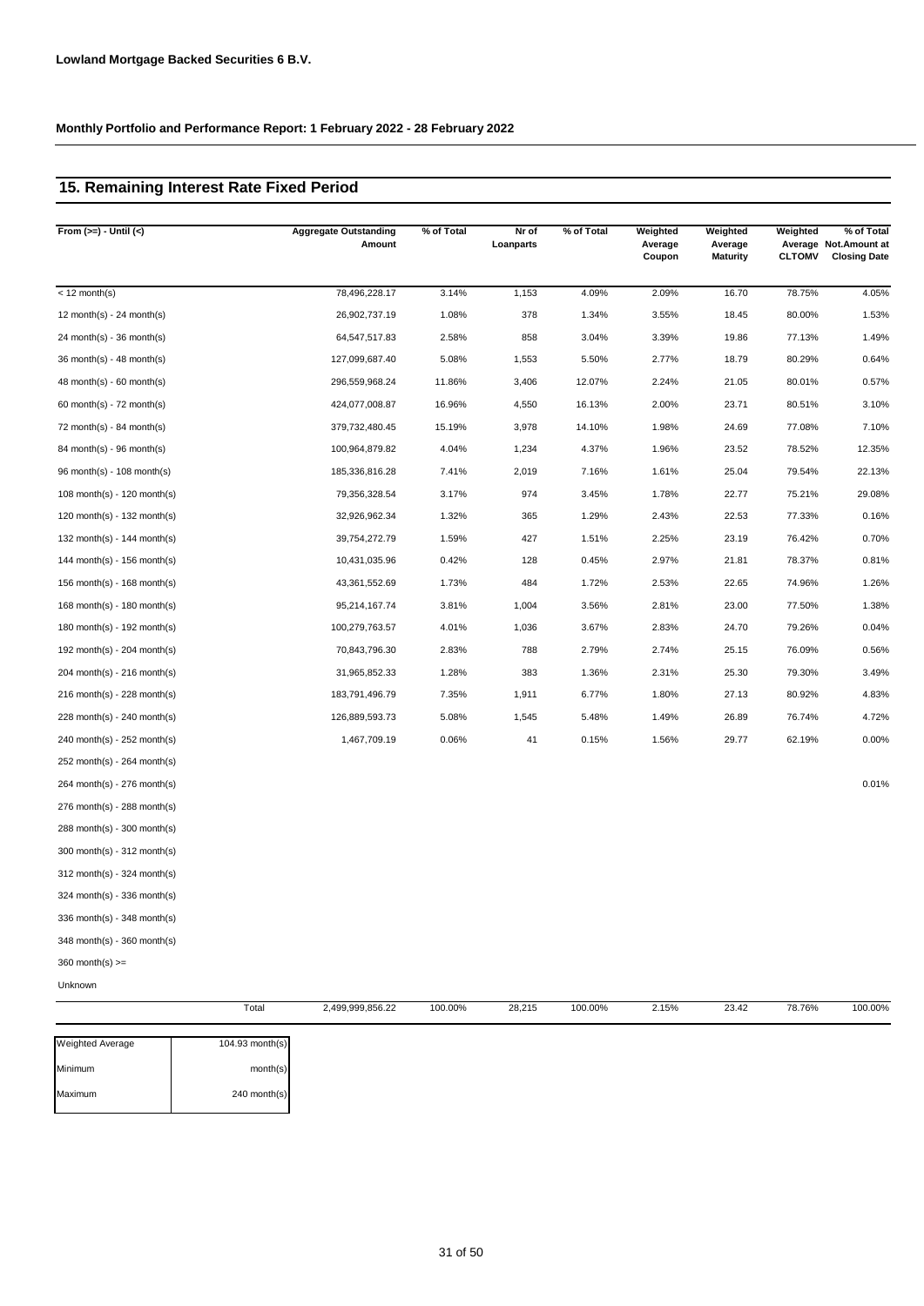**Lowland Mortgage Backed Securities 6 B.V.**

**Monthly Portfolio and Performance Report: 1 February 2022 - 28 February 2022**

## 15. Remaining Interest Rate Fixed Period

| From (>=) - Until (<) | Aggregate Outstanding Amount | % of Total | Nr of Loanparts | % of Total | Weighted Average Coupon | Weighted Average Maturity | Weighted Average CLTOMV | % of Total Not.Amount at Closing Date |
|---|---|---|---|---|---|---|---|---|
| < 12 month(s) | 78,496,228.17 | 3.14% | 1,153 | 4.09% | 2.09% | 16.70 | 78.75% | 4.05% |
| 12 month(s) - 24 month(s) | 26,902,737.19 | 1.08% | 378 | 1.34% | 3.55% | 18.45 | 80.00% | 1.53% |
| 24 month(s) - 36 month(s) | 64,547,517.83 | 2.58% | 858 | 3.04% | 3.39% | 19.86 | 77.13% | 1.49% |
| 36 month(s) - 48 month(s) | 127,099,687.40 | 5.08% | 1,553 | 5.50% | 2.77% | 18.79 | 80.29% | 0.64% |
| 48 month(s) - 60 month(s) | 296,559,968.24 | 11.86% | 3,406 | 12.07% | 2.24% | 21.05 | 80.01% | 0.57% |
| 60 month(s) - 72 month(s) | 424,077,008.87 | 16.96% | 4,550 | 16.13% | 2.00% | 23.71 | 80.51% | 3.10% |
| 72 month(s) - 84 month(s) | 379,732,480.45 | 15.19% | 3,978 | 14.10% | 1.98% | 24.69 | 77.08% | 7.10% |
| 84 month(s) - 96 month(s) | 100,964,879.82 | 4.04% | 1,234 | 4.37% | 1.96% | 23.52 | 78.52% | 12.35% |
| 96 month(s) - 108 month(s) | 185,336,816.28 | 7.41% | 2,019 | 7.16% | 1.61% | 25.04 | 79.54% | 22.13% |
| 108 month(s) - 120 month(s) | 79,356,328.54 | 3.17% | 974 | 3.45% | 1.78% | 22.77 | 75.21% | 29.08% |
| 120 month(s) - 132 month(s) | 32,926,962.34 | 1.32% | 365 | 1.29% | 2.43% | 22.53 | 77.33% | 0.16% |
| 132 month(s) - 144 month(s) | 39,754,272.79 | 1.59% | 427 | 1.51% | 2.25% | 23.19 | 76.42% | 0.70% |
| 144 month(s) - 156 month(s) | 10,431,035.96 | 0.42% | 128 | 0.45% | 2.97% | 21.81 | 78.37% | 0.81% |
| 156 month(s) - 168 month(s) | 43,361,552.69 | 1.73% | 484 | 1.72% | 2.53% | 22.65 | 74.96% | 1.26% |
| 168 month(s) - 180 month(s) | 95,214,167.74 | 3.81% | 1,004 | 3.56% | 2.81% | 23.00 | 77.50% | 1.38% |
| 180 month(s) - 192 month(s) | 100,279,763.57 | 4.01% | 1,036 | 3.67% | 2.83% | 24.70 | 79.26% | 0.04% |
| 192 month(s) - 204 month(s) | 70,843,796.30 | 2.83% | 788 | 2.79% | 2.74% | 25.15 | 76.09% | 0.56% |
| 204 month(s) - 216 month(s) | 31,965,852.33 | 1.28% | 383 | 1.36% | 2.31% | 25.30 | 79.30% | 3.49% |
| 216 month(s) - 228 month(s) | 183,791,496.79 | 7.35% | 1,911 | 6.77% | 1.80% | 27.13 | 80.92% | 4.83% |
| 228 month(s) - 240 month(s) | 126,889,593.73 | 5.08% | 1,545 | 5.48% | 1.49% | 26.89 | 76.74% | 4.72% |
| 240 month(s) - 252 month(s) | 1,467,709.19 | 0.06% | 41 | 0.15% | 1.56% | 29.77 | 62.19% | 0.00% |
| 252 month(s) - 264 month(s) | | | | | | | | |
| 264 month(s) - 276 month(s) | | | | | | | | 0.01% |
| 276 month(s) - 288 month(s) | | | | | | | | |
| 288 month(s) - 300 month(s) | | | | | | | | |
| 300 month(s) - 312 month(s) | | | | | | | | |
| 312 month(s) - 324 month(s) | | | | | | | | |
| 324 month(s) - 336 month(s) | | | | | | | | |
| 336 month(s) - 348 month(s) | | | | | | | | |
| 348 month(s) - 360 month(s) | | | | | | | | |
| 360 month(s) >= | | | | | | | | |
| Unknown | | | | | | | | |
| Total | 2,499,999,856.22 | 100.00% | 28,215 | 100.00% | 2.15% | 23.42 | 78.76% | 100.00% |

| | |
|---|---|
| Weighted Average | 104.93 month(s) |
| Minimum | month(s) |
| Maximum | 240 month(s) |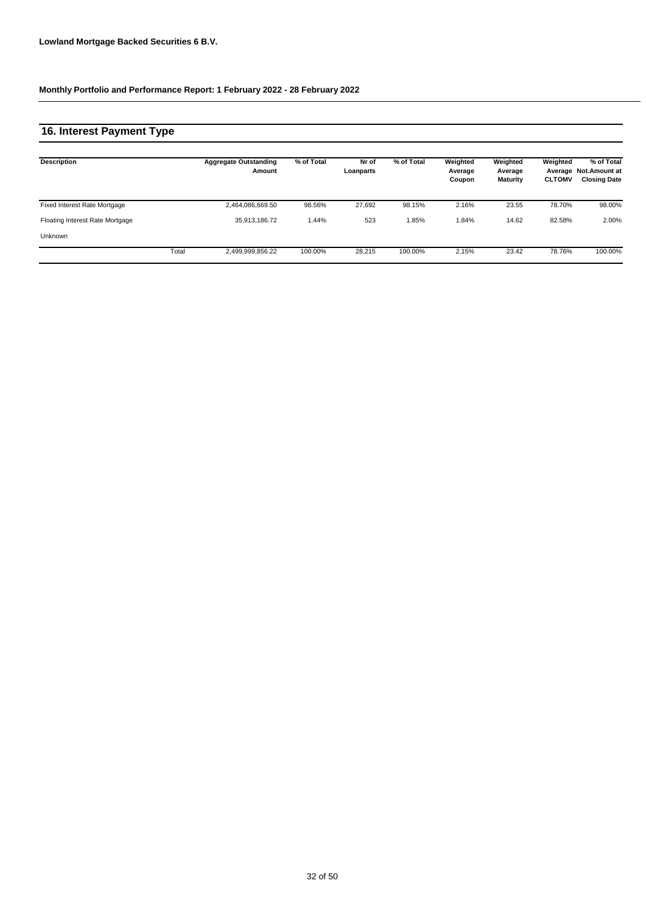**Lowland Mortgage Backed Securities 6 B.V.**

**Monthly Portfolio and Performance Report: 1 February 2022 - 28 February 2022**

## 16. Interest Payment Type

| Description | | Aggregate Outstanding Amount | % of Total | Nr of Loanparts | % of Total | Weighted Average Coupon | Weighted Average Maturity | Weighted Average CLTOMV | % of Total Not.Amount at Closing Date |
|---|---|---|---|---|---|---|---|---|---|
| Fixed Interest Rate Mortgage | | 2,464,086,669.50 | 98.56% | 27,692 | 98.15% | 2.16% | 23.55 | 78.70% | 98.00% |
| Floating Interest Rate Mortgage | | 35,913,186.72 | 1.44% | 523 | 1.85% | 1.84% | 14.62 | 82.58% | 2.00% |
| Unknown | | | | | | | | | |
| | Total | 2,499,999,856.22 | 100.00% | 28,215 | 100.00% | 2.15% | 23.42 | 78.76% | 100.00% |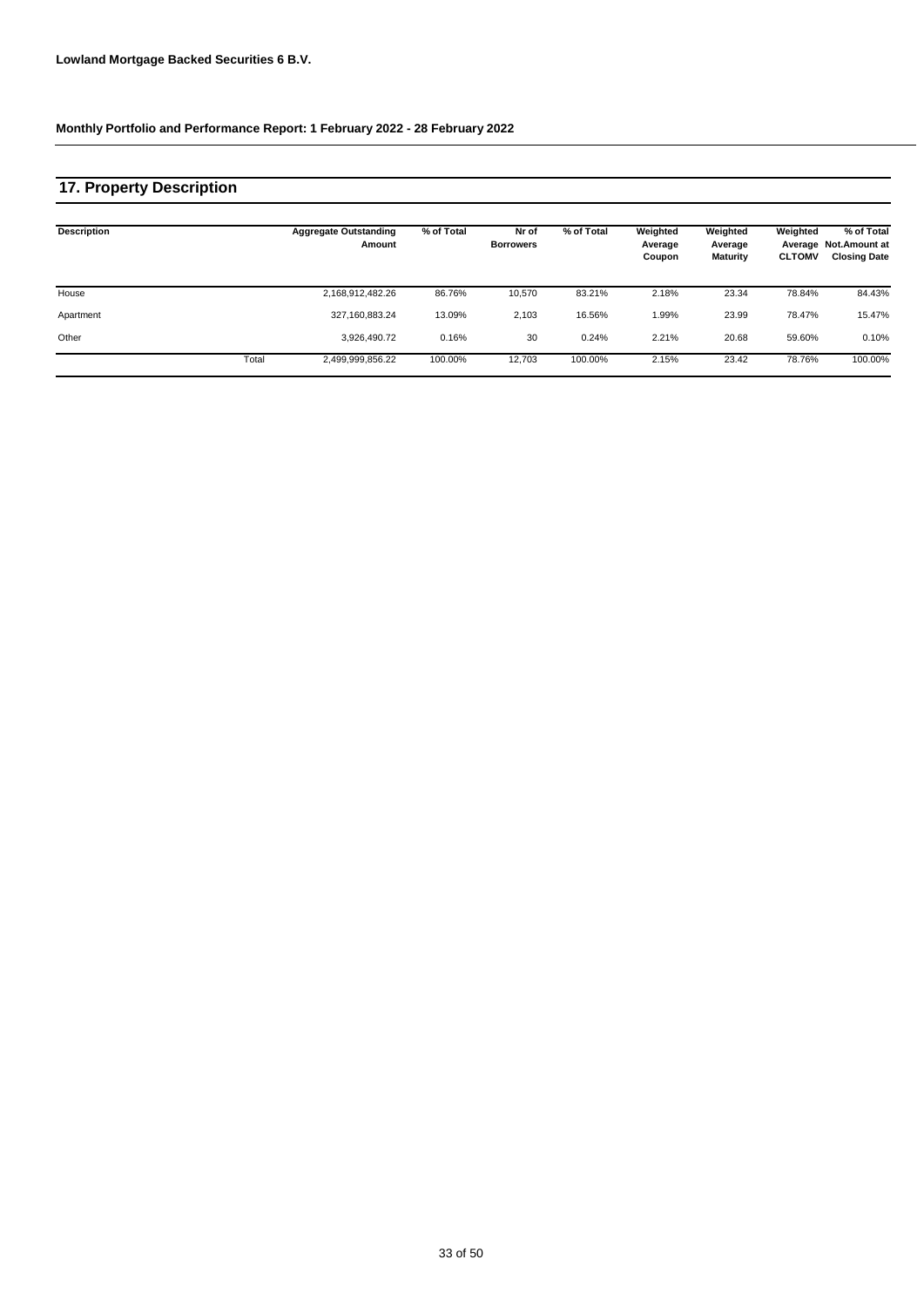**Lowland Mortgage Backed Securities 6 B.V.**

**Monthly Portfolio and Performance Report: 1 February 2022 - 28 February 2022**

## 17. Property Description

| Description | | Aggregate Outstanding Amount | % of Total | Nr of Borrowers | % of Total | Weighted Average Coupon | Weighted Average Maturity | Weighted Average CLTOMV | % of Total Not.Amount at Closing Date |
|---|---|---|---|---|---|---|---|---|---|
| House | | 2,168,912,482.26 | 86.76% | 10,570 | 83.21% | 2.18% | 23.34 | 78.84% | 84.43% |
| Apartment | | 327,160,883.24 | 13.09% | 2,103 | 16.56% | 1.99% | 23.99 | 78.47% | 15.47% |
| Other | | 3,926,490.72 | 0.16% | 30 | 0.24% | 2.21% | 20.68 | 59.60% | 0.10% |
| | Total | 2,499,999,856.22 | 100.00% | 12,703 | 100.00% | 2.15% | 23.42 | 78.76% | 100.00% |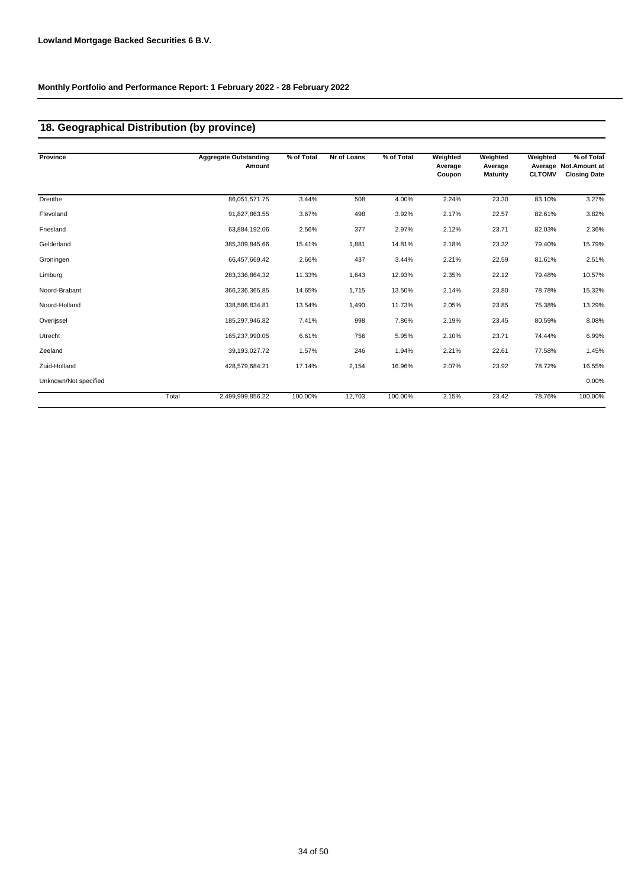**Lowland Mortgage Backed Securities 6 B.V.**

**Monthly Portfolio and Performance Report: 1 February 2022 - 28 February 2022**

## 18. Geographical Distribution (by province)

| Province | | Aggregate Outstanding Amount | % of Total | Nr of Loans | % of Total | Weighted Average Coupon | Weighted Average Maturity | Weighted Average CLTOMV | % of Total Not.Amount at Closing Date |
|---|---|---|---|---|---|---|---|---|---|
| Drenthe | | 86,051,571.75 | 3.44% | 508 | 4.00% | 2.24% | 23.30 | 83.10% | 3.27% |
| Flevoland | | 91,827,863.55 | 3.67% | 498 | 3.92% | 2.17% | 22.57 | 82.61% | 3.82% |
| Friesland | | 63,884,192.06 | 2.56% | 377 | 2.97% | 2.12% | 23.71 | 82.03% | 2.36% |
| Gelderland | | 385,309,845.66 | 15.41% | 1,881 | 14.81% | 2.18% | 23.32 | 79.40% | 15.79% |
| Groningen | | 66,457,669.42 | 2.66% | 437 | 3.44% | 2.21% | 22.59 | 81.61% | 2.51% |
| Limburg | | 283,336,864.32 | 11.33% | 1,643 | 12.93% | 2.35% | 22.12 | 79.48% | 10.57% |
| Noord-Brabant | | 366,236,365.85 | 14.65% | 1,715 | 13.50% | 2.14% | 23.80 | 78.78% | 15.32% |
| Noord-Holland | | 338,586,834.81 | 13.54% | 1,490 | 11.73% | 2.05% | 23.85 | 75.38% | 13.29% |
| Overijssel | | 185,297,946.82 | 7.41% | 998 | 7.86% | 2.19% | 23.45 | 80.59% | 8.08% |
| Utrecht | | 165,237,990.05 | 6.61% | 756 | 5.95% | 2.10% | 23.71 | 74.44% | 6.99% |
| Zeeland | | 39,193,027.72 | 1.57% | 246 | 1.94% | 2.21% | 22.61 | 77.58% | 1.45% |
| Zuid-Holland | | 428,579,684.21 | 17.14% | 2,154 | 16.96% | 2.07% | 23.92 | 78.72% | 16.55% |
| Unknown/Not specified | | | | | | | | | 0.00% |
| | Total | 2,499,999,856.22 | 100.00% | 12,703 | 100.00% | 2.15% | 23.42 | 78.76% | 100.00% |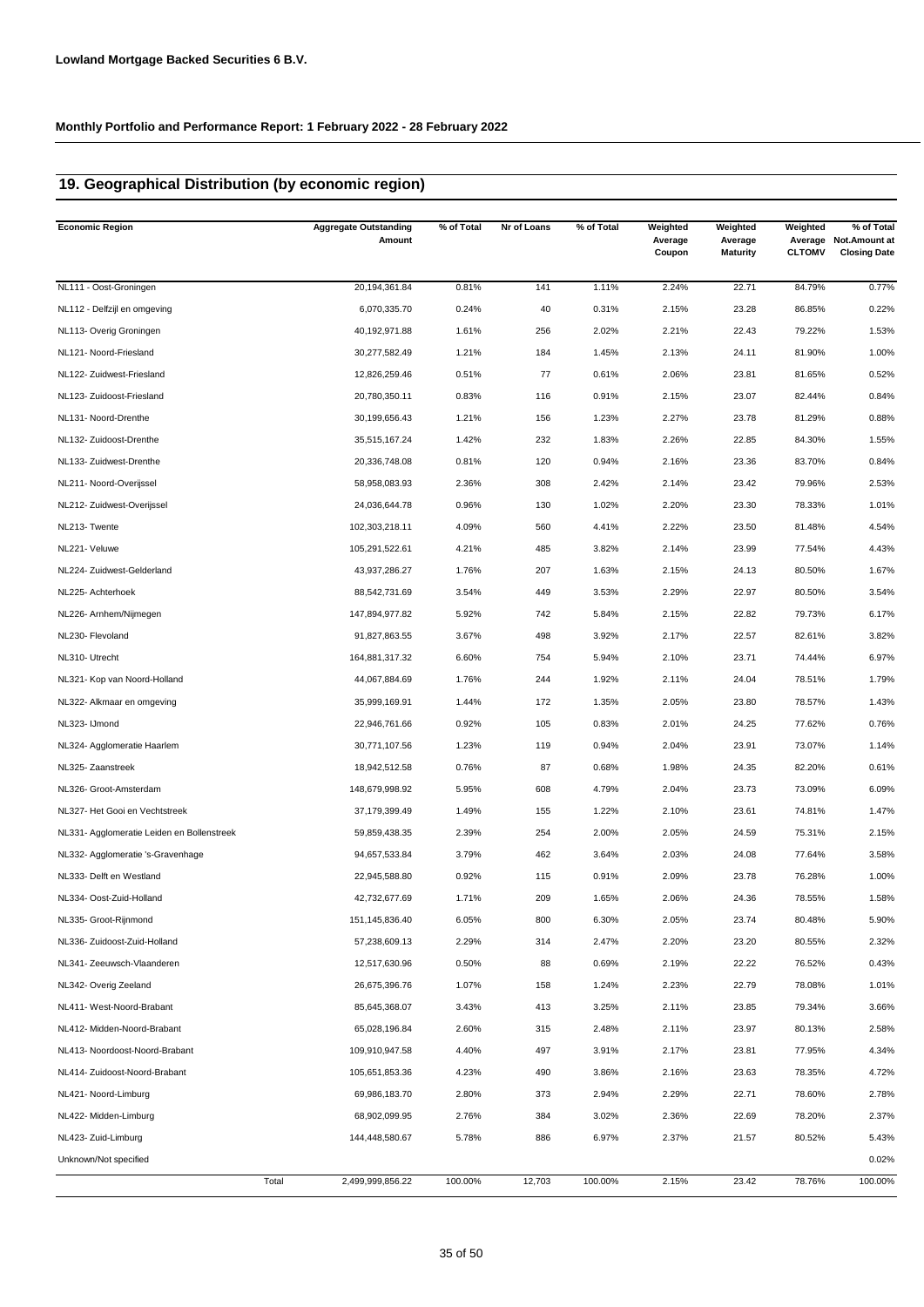**Lowland Mortgage Backed Securities 6 B.V.**

**Monthly Portfolio and Performance Report: 1 February 2022 - 28 February 2022**

## 19. Geographical Distribution (by economic region)

| Economic Region | Aggregate Outstanding Amount | % of Total | Nr of Loans | % of Total | Weighted Average Coupon | Weighted Average Maturity | Weighted Average CLTOMV | % of Total Not.Amount at Closing Date |
|---|---|---|---|---|---|---|---|---|
| NL111 - Oost-Groningen | 20,194,361.84 | 0.81% | 141 | 1.11% | 2.24% | 22.71 | 84.79% | 0.77% |
| NL112 - Delfzijl en omgeving | 6,070,335.70 | 0.24% | 40 | 0.31% | 2.15% | 23.28 | 86.85% | 0.22% |
| NL113- Overig Groningen | 40,192,971.88 | 1.61% | 256 | 2.02% | 2.21% | 22.43 | 79.22% | 1.53% |
| NL121- Noord-Friesland | 30,277,582.49 | 1.21% | 184 | 1.45% | 2.13% | 24.11 | 81.90% | 1.00% |
| NL122- Zuidwest-Friesland | 12,826,259.46 | 0.51% | 77 | 0.61% | 2.06% | 23.81 | 81.65% | 0.52% |
| NL123- Zuidoost-Friesland | 20,780,350.11 | 0.83% | 116 | 0.91% | 2.15% | 23.07 | 82.44% | 0.84% |
| NL131- Noord-Drenthe | 30,199,656.43 | 1.21% | 156 | 1.23% | 2.27% | 23.78 | 81.29% | 0.88% |
| NL132- Zuidoost-Drenthe | 35,515,167.24 | 1.42% | 232 | 1.83% | 2.26% | 22.85 | 84.30% | 1.55% |
| NL133- Zuidwest-Drenthe | 20,336,748.08 | 0.81% | 120 | 0.94% | 2.16% | 23.36 | 83.70% | 0.84% |
| NL211- Noord-Overijssel | 58,958,083.93 | 2.36% | 308 | 2.42% | 2.14% | 23.42 | 79.96% | 2.53% |
| NL212- Zuidwest-Overijssel | 24,036,644.78 | 0.96% | 130 | 1.02% | 2.20% | 23.30 | 78.33% | 1.01% |
| NL213- Twente | 102,303,218.11 | 4.09% | 560 | 4.41% | 2.22% | 23.50 | 81.48% | 4.54% |
| NL221- Veluwe | 105,291,522.61 | 4.21% | 485 | 3.82% | 2.14% | 23.99 | 77.54% | 4.43% |
| NL224- Zuidwest-Gelderland | 43,937,286.27 | 1.76% | 207 | 1.63% | 2.15% | 24.13 | 80.50% | 1.67% |
| NL225- Achterhoek | 88,542,731.69 | 3.54% | 449 | 3.53% | 2.29% | 22.97 | 80.50% | 3.54% |
| NL226- Arnhem/Nijmegen | 147,894,977.82 | 5.92% | 742 | 5.84% | 2.15% | 22.82 | 79.73% | 6.17% |
| NL230- Flevoland | 91,827,863.55 | 3.67% | 498 | 3.92% | 2.17% | 22.57 | 82.61% | 3.82% |
| NL310- Utrecht | 164,881,317.32 | 6.60% | 754 | 5.94% | 2.10% | 23.71 | 74.44% | 6.97% |
| NL321- Kop van Noord-Holland | 44,067,884.69 | 1.76% | 244 | 1.92% | 2.11% | 24.04 | 78.51% | 1.79% |
| NL322- Alkmaar en omgeving | 35,999,169.91 | 1.44% | 172 | 1.35% | 2.05% | 23.80 | 78.57% | 1.43% |
| NL323- IJmond | 22,946,761.66 | 0.92% | 105 | 0.83% | 2.01% | 24.25 | 77.62% | 0.76% |
| NL324- Agglomeratie Haarlem | 30,771,107.56 | 1.23% | 119 | 0.94% | 2.04% | 23.91 | 73.07% | 1.14% |
| NL325- Zaanstreek | 18,942,512.58 | 0.76% | 87 | 0.68% | 1.98% | 24.35 | 82.20% | 0.61% |
| NL326- Groot-Amsterdam | 148,679,998.92 | 5.95% | 608 | 4.79% | 2.04% | 23.73 | 73.09% | 6.09% |
| NL327- Het Gooi en Vechtstreek | 37,179,399.49 | 1.49% | 155 | 1.22% | 2.10% | 23.61 | 74.81% | 1.47% |
| NL331- Agglomeratie Leiden en Bollenstreek | 59,859,438.35 | 2.39% | 254 | 2.00% | 2.05% | 24.59 | 75.31% | 2.15% |
| NL332- Agglomeratie 's-Gravenhage | 94,657,533.84 | 3.79% | 462 | 3.64% | 2.03% | 24.08 | 77.64% | 3.58% |
| NL333- Delft en Westland | 22,945,588.80 | 0.92% | 115 | 0.91% | 2.09% | 23.78 | 76.28% | 1.00% |
| NL334- Oost-Zuid-Holland | 42,732,677.69 | 1.71% | 209 | 1.65% | 2.06% | 24.36 | 78.55% | 1.58% |
| NL335- Groot-Rijnmond | 151,145,836.40 | 6.05% | 800 | 6.30% | 2.05% | 23.74 | 80.48% | 5.90% |
| NL336- Zuidoost-Zuid-Holland | 57,238,609.13 | 2.29% | 314 | 2.47% | 2.20% | 23.20 | 80.55% | 2.32% |
| NL341- Zeeuwsch-Vlaanderen | 12,517,630.96 | 0.50% | 88 | 0.69% | 2.19% | 22.22 | 76.52% | 0.43% |
| NL342- Overig Zeeland | 26,675,396.76 | 1.07% | 158 | 1.24% | 2.23% | 22.79 | 78.08% | 1.01% |
| NL411- West-Noord-Brabant | 85,645,368.07 | 3.43% | 413 | 3.25% | 2.11% | 23.85 | 79.34% | 3.66% |
| NL412- Midden-Noord-Brabant | 65,028,196.84 | 2.60% | 315 | 2.48% | 2.11% | 23.97 | 80.13% | 2.58% |
| NL413- Noordoost-Noord-Brabant | 109,910,947.58 | 4.40% | 497 | 3.91% | 2.17% | 23.81 | 77.95% | 4.34% |
| NL414- Zuidoost-Noord-Brabant | 105,651,853.36 | 4.23% | 490 | 3.86% | 2.16% | 23.63 | 78.35% | 4.72% |
| NL421- Noord-Limburg | 69,986,183.70 | 2.80% | 373 | 2.94% | 2.29% | 22.71 | 78.60% | 2.78% |
| NL422- Midden-Limburg | 68,902,099.95 | 2.76% | 384 | 3.02% | 2.36% | 22.69 | 78.20% | 2.37% |
| NL423- Zuid-Limburg | 144,448,580.67 | 5.78% | 886 | 6.97% | 2.37% | 21.57 | 80.52% | 5.43% |
| Unknown/Not specified | | | | | | | | 0.02% |
| Total | 2,499,999,856.22 | 100.00% | 12,703 | 100.00% | 2.15% | 23.42 | 78.76% | 100.00% |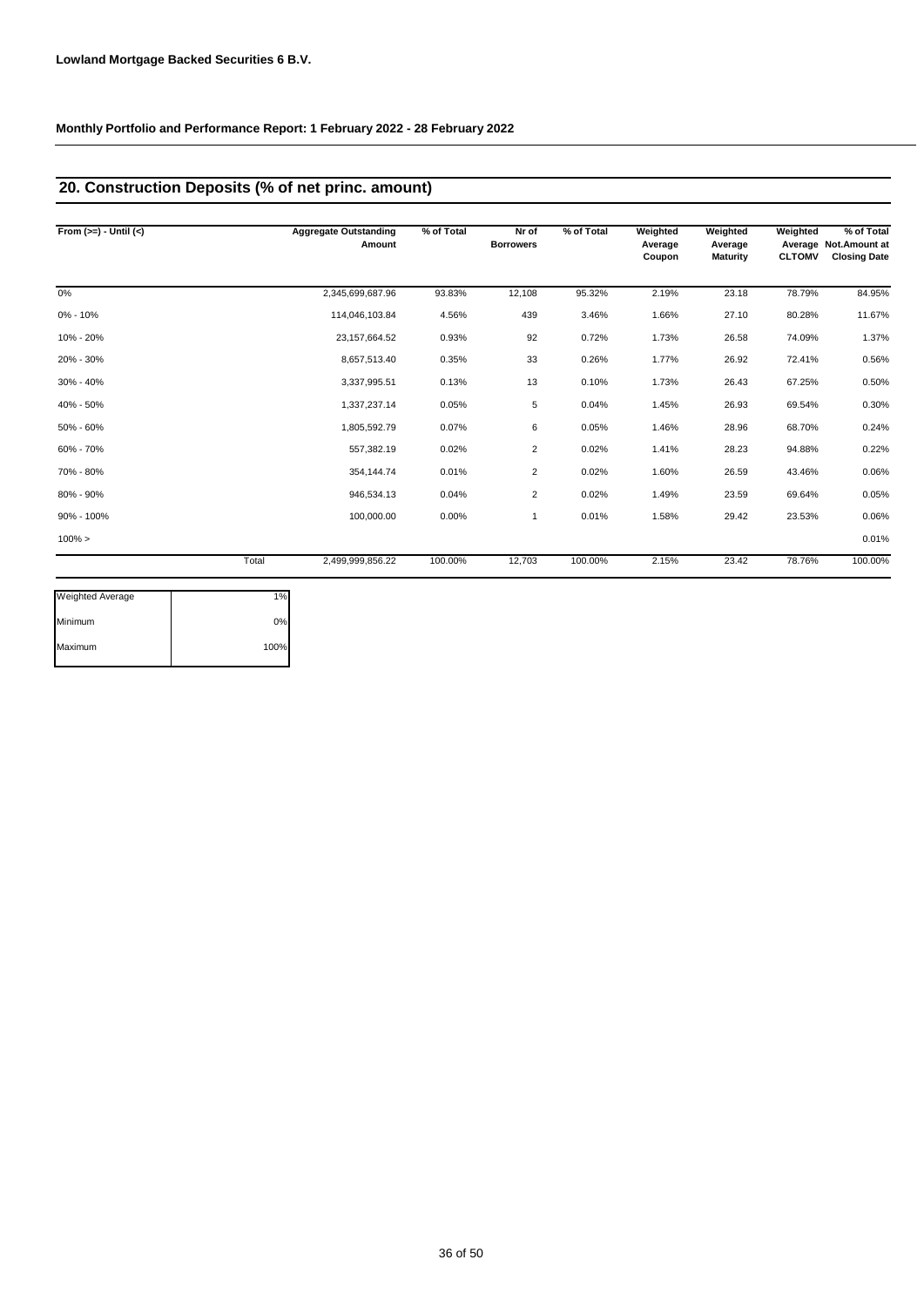**Lowland Mortgage Backed Securities 6 B.V.**

**Monthly Portfolio and Performance Report: 1 February 2022 - 28 February 2022**

## 20. Construction Deposits (% of net princ. amount)

| From (>=) - Until (<) | | Aggregate Outstanding Amount | % of Total | Nr of Borrowers | % of Total | Weighted Average Coupon | Weighted Average Maturity | Weighted Average CLTOMV | % of Total Not.Amount at Closing Date |
|---|---|---|---|---|---|---|---|---|---|
| 0% | | 2,345,699,687.96 | 93.83% | 12,108 | 95.32% | 2.19% | 23.18 | 78.79% | 84.95% |
| 0% - 10% | | 114,046,103.84 | 4.56% | 439 | 3.46% | 1.66% | 27.10 | 80.28% | 11.67% |
| 10% - 20% | | 23,157,664.52 | 0.93% | 92 | 0.72% | 1.73% | 26.58 | 74.09% | 1.37% |
| 20% - 30% | | 8,657,513.40 | 0.35% | 33 | 0.26% | 1.77% | 26.92 | 72.41% | 0.56% |
| 30% - 40% | | 3,337,995.51 | 0.13% | 13 | 0.10% | 1.73% | 26.43 | 67.25% | 0.50% |
| 40% - 50% | | 1,337,237.14 | 0.05% | 5 | 0.04% | 1.45% | 26.93 | 69.54% | 0.30% |
| 50% - 60% | | 1,805,592.79 | 0.07% | 6 | 0.05% | 1.46% | 28.96 | 68.70% | 0.24% |
| 60% - 70% | | 557,382.19 | 0.02% | 2 | 0.02% | 1.41% | 28.23 | 94.88% | 0.22% |
| 70% - 80% | | 354,144.74 | 0.01% | 2 | 0.02% | 1.60% | 26.59 | 43.46% | 0.06% |
| 80% - 90% | | 946,534.13 | 0.04% | 2 | 0.02% | 1.49% | 23.59 | 69.64% | 0.05% |
| 90% - 100% | | 100,000.00 | 0.00% | 1 | 0.01% | 1.58% | 29.42 | 23.53% | 0.06% |
| 100% > | | | | | | | | | 0.01% |
| | Total | 2,499,999,856.22 | 100.00% | 12,703 | 100.00% | 2.15% | 23.42 | 78.76% | 100.00% |

| | |
|---|---|
| Weighted Average | 1% |
| Minimum | 0% |
| Maximum | 100% |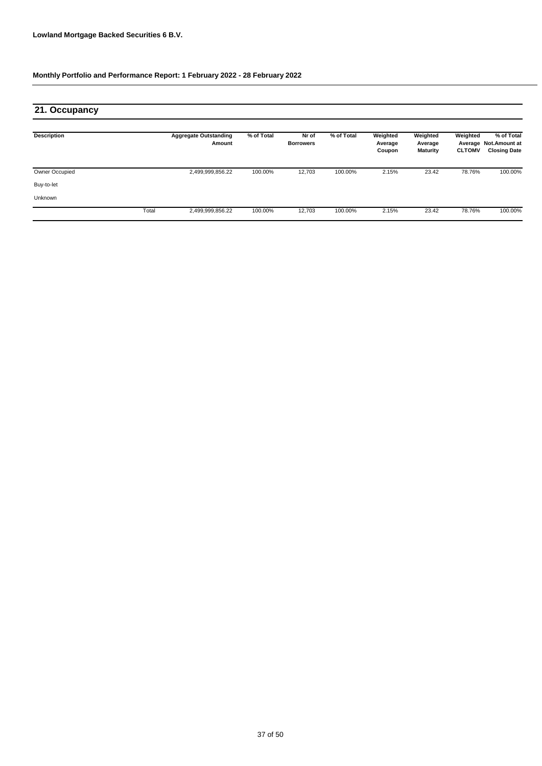Lowland Mortgage Backed Securities 6 B.V.

Monthly Portfolio and Performance Report: 1 February 2022 - 28 February 2022

## 21. Occupancy

| Description | | Aggregate Outstanding Amount | % of Total | Nr of Borrowers | % of Total | Weighted Average Coupon | Weighted Average Maturity | Weighted Average CLTOMV | % of Total Not.Amount at Closing Date |
|---|---|---|---|---|---|---|---|---|---|
| Owner Occupied | | 2,499,999,856.22 | 100.00% | 12,703 | 100.00% | 2.15% | 23.42 | 78.76% | 100.00% |
| Buy-to-let | | | | | | | | | |
| Unknown | | | | | | | | | |
| | Total | 2,499,999,856.22 | 100.00% | 12,703 | 100.00% | 2.15% | 23.42 | 78.76% | 100.00% |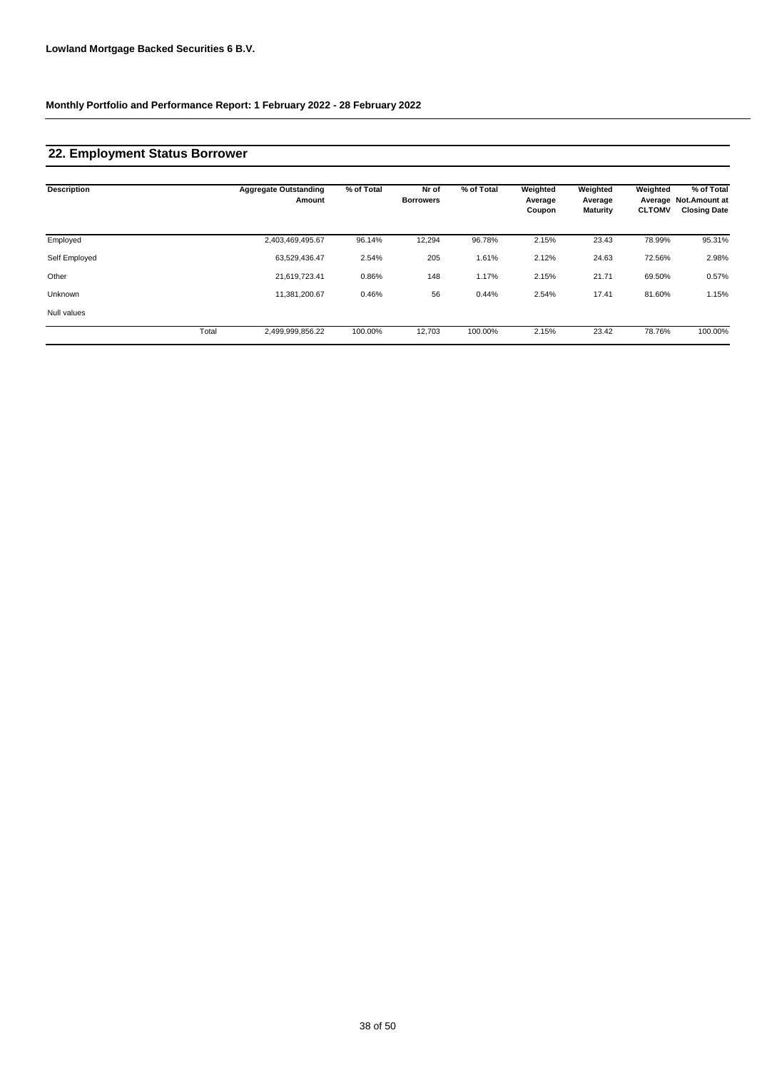**Lowland Mortgage Backed Securities 6 B.V.**

**Monthly Portfolio and Performance Report: 1 February 2022 - 28 February 2022**

## 22. Employment Status Borrower

| Description | | Aggregate Outstanding Amount | % of Total | Nr of Borrowers | % of Total | Weighted Average Coupon | Weighted Average Maturity | Weighted Average CLTOMV | % of Total Not.Amount at Closing Date |
|---|---|---|---|---|---|---|---|---|---|
| Employed | | 2,403,469,495.67 | 96.14% | 12,294 | 96.78% | 2.15% | 23.43 | 78.99% | 95.31% |
| Self Employed | | 63,529,436.47 | 2.54% | 205 | 1.61% | 2.12% | 24.63 | 72.56% | 2.98% |
| Other | | 21,619,723.41 | 0.86% | 148 | 1.17% | 2.15% | 21.71 | 69.50% | 0.57% |
| Unknown | | 11,381,200.67 | 0.46% | 56 | 0.44% | 2.54% | 17.41 | 81.60% | 1.15% |
| Null values | | | | | | | | | |
| | Total | 2,499,999,856.22 | 100.00% | 12,703 | 100.00% | 2.15% | 23.42 | 78.76% | 100.00% |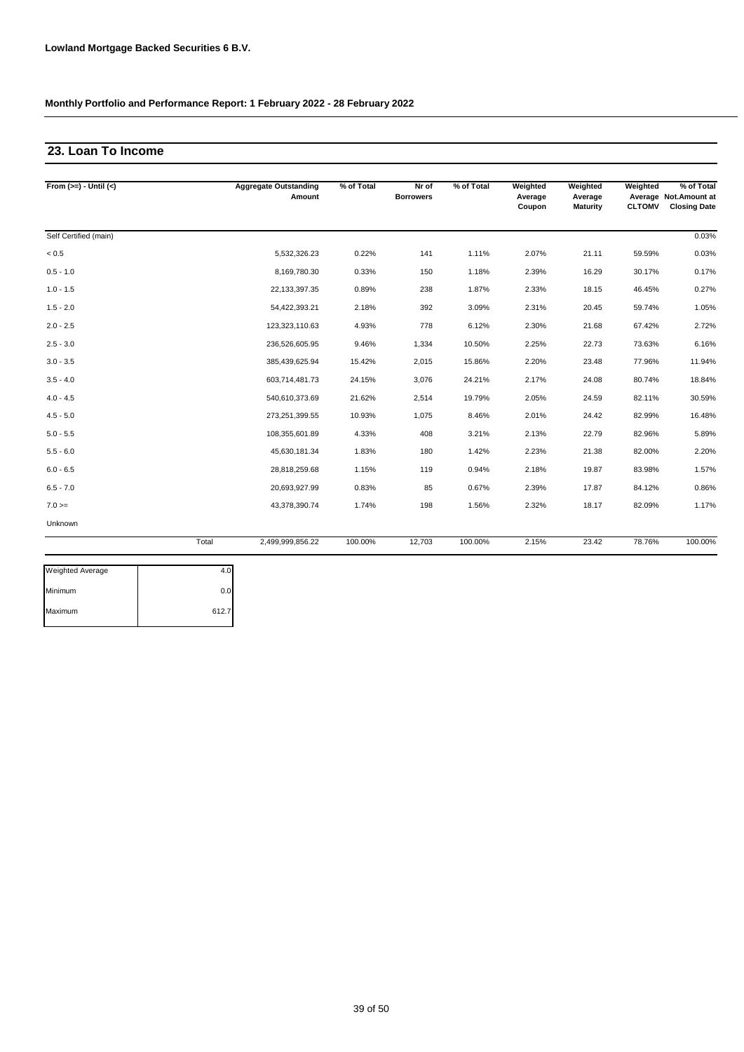**Lowland Mortgage Backed Securities 6 B.V.**

**Monthly Portfolio and Performance Report: 1 February 2022 - 28 February 2022**

## 23. Loan To Income

| From (>=) - Until (<) | Aggregate Outstanding Amount | % of Total | Nr of Borrowers | % of Total | Weighted Average Coupon | Weighted Average Maturity | Weighted Average CLTOMV | % of Total Not.Amount at Closing Date |
|---|---|---|---|---|---|---|---|---|
| Self Certified (main) | | | | | | | | 0.03% |
| < 0.5 | 5,532,326.23 | 0.22% | 141 | 1.11% | 2.07% | 21.11 | 59.59% | 0.03% |
| 0.5 - 1.0 | 8,169,780.30 | 0.33% | 150 | 1.18% | 2.39% | 16.29 | 30.17% | 0.17% |
| 1.0 - 1.5 | 22,133,397.35 | 0.89% | 238 | 1.87% | 2.33% | 18.15 | 46.45% | 0.27% |
| 1.5 - 2.0 | 54,422,393.21 | 2.18% | 392 | 3.09% | 2.31% | 20.45 | 59.74% | 1.05% |
| 2.0 - 2.5 | 123,323,110.63 | 4.93% | 778 | 6.12% | 2.30% | 21.68 | 67.42% | 2.72% |
| 2.5 - 3.0 | 236,526,605.95 | 9.46% | 1,334 | 10.50% | 2.25% | 22.73 | 73.63% | 6.16% |
| 3.0 - 3.5 | 385,439,625.94 | 15.42% | 2,015 | 15.86% | 2.20% | 23.48 | 77.96% | 11.94% |
| 3.5 - 4.0 | 603,714,481.73 | 24.15% | 3,076 | 24.21% | 2.17% | 24.08 | 80.74% | 18.84% |
| 4.0 - 4.5 | 540,610,373.69 | 21.62% | 2,514 | 19.79% | 2.05% | 24.59 | 82.11% | 30.59% |
| 4.5 - 5.0 | 273,251,399.55 | 10.93% | 1,075 | 8.46% | 2.01% | 24.42 | 82.99% | 16.48% |
| 5.0 - 5.5 | 108,355,601.89 | 4.33% | 408 | 3.21% | 2.13% | 22.79 | 82.96% | 5.89% |
| 5.5 - 6.0 | 45,630,181.34 | 1.83% | 180 | 1.42% | 2.23% | 21.38 | 82.00% | 2.20% |
| 6.0 - 6.5 | 28,818,259.68 | 1.15% | 119 | 0.94% | 2.18% | 19.87 | 83.98% | 1.57% |
| 6.5 - 7.0 | 20,693,927.99 | 0.83% | 85 | 0.67% | 2.39% | 17.87 | 84.12% | 0.86% |
| 7.0 >= | 43,378,390.74 | 1.74% | 198 | 1.56% | 2.32% | 18.17 | 82.09% | 1.17% |
| Unknown | | | | | | | | |
| Total | 2,499,999,856.22 | 100.00% | 12,703 | 100.00% | 2.15% | 23.42 | 78.76% | 100.00% |

| | |
|---|---|
| Weighted Average | 4.0 |
| Minimum | 0.0 |
| Maximum | 612.7 |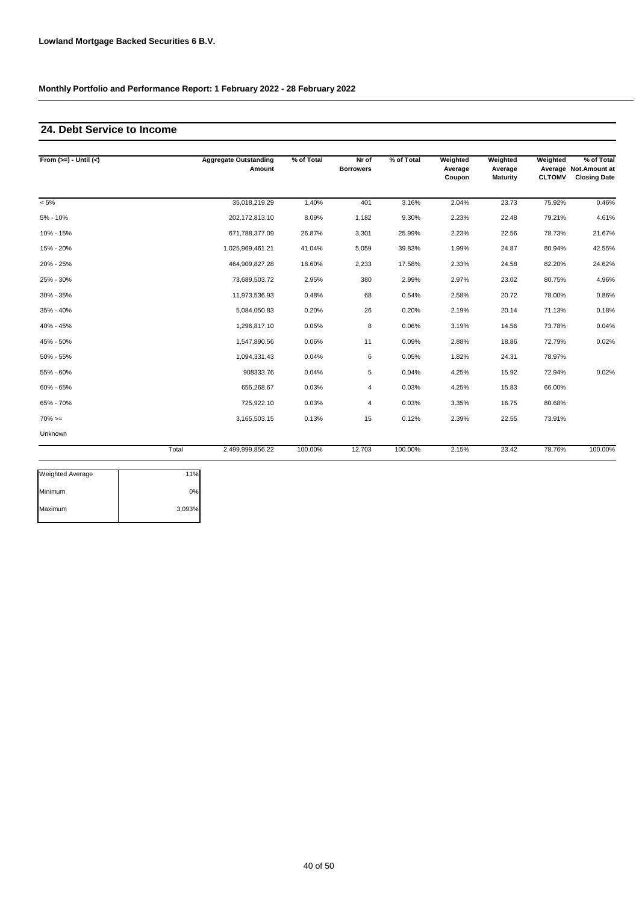**Lowland Mortgage Backed Securities 6 B.V.**

**Monthly Portfolio and Performance Report: 1 February 2022 - 28 February 2022**

## 24. Debt Service to Income

| From (>=) - Until (<) | | Aggregate Outstanding Amount | % of Total | Nr of Borrowers | % of Total | Weighted Average Coupon | Weighted Average Maturity | Weighted Average CLTOMV | % of Total Not.Amount at Closing Date |
|---|---|---|---|---|---|---|---|---|---|
| < 5% | | 35,018,219.29 | 1.40% | 401 | 3.16% | 2.04% | 23.73 | 75.92% | 0.46% |
| 5% - 10% | | 202,172,813.10 | 8.09% | 1,182 | 9.30% | 2.23% | 22.48 | 79.21% | 4.61% |
| 10% - 15% | | 671,788,377.09 | 26.87% | 3,301 | 25.99% | 2.23% | 22.56 | 78.73% | 21.67% |
| 15% - 20% | | 1,025,969,461.21 | 41.04% | 5,059 | 39.83% | 1.99% | 24.87 | 80.94% | 42.55% |
| 20% - 25% | | 464,909,827.28 | 18.60% | 2,233 | 17.58% | 2.33% | 24.58 | 82.20% | 24.62% |
| 25% - 30% | | 73,689,503.72 | 2.95% | 380 | 2.99% | 2.97% | 23.02 | 80.75% | 4.96% |
| 30% - 35% | | 11,973,536.93 | 0.48% | 68 | 0.54% | 2.58% | 20.72 | 78.00% | 0.86% |
| 35% - 40% | | 5,084,050.83 | 0.20% | 26 | 0.20% | 2.19% | 20.14 | 71.13% | 0.18% |
| 40% - 45% | | 1,296,817.10 | 0.05% | 8 | 0.06% | 3.19% | 14.56 | 73.78% | 0.04% |
| 45% - 50% | | 1,547,890.56 | 0.06% | 11 | 0.09% | 2.88% | 18.86 | 72.79% | 0.02% |
| 50% - 55% | | 1,094,331.43 | 0.04% | 6 | 0.05% | 1.82% | 24.31 | 78.97% | |
| 55% - 60% | | 908333.76 | 0.04% | 5 | 0.04% | 4.25% | 15.92 | 72.94% | 0.02% |
| 60% - 65% | | 655,268.67 | 0.03% | 4 | 0.03% | 4.25% | 15.83 | 66.00% | |
| 65% - 70% | | 725,922.10 | 0.03% | 4 | 0.03% | 3.35% | 16.75 | 80.68% | |
| 70% >= | | 3,165,503.15 | 0.13% | 15 | 0.12% | 2.39% | 22.55 | 73.91% | |
| Unknown | | | | | | | | | |
| | Total | 2,499,999,856.22 | 100.00% | 12,703 | 100.00% | 2.15% | 23.42 | 78.76% | 100.00% |

| | |
|---|---|
| Weighted Average | 11% |
| Minimum | 0% |
| Maximum | 3,093% |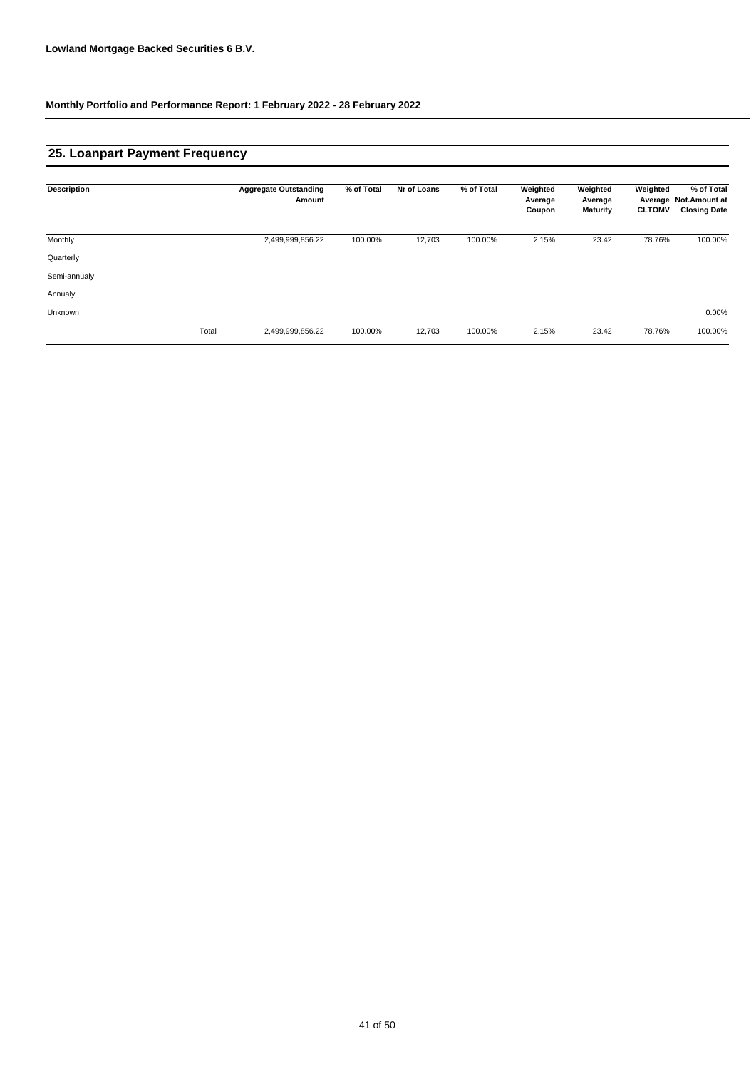**Lowland Mortgage Backed Securities 6 B.V.**

**Monthly Portfolio and Performance Report: 1 February 2022 - 28 February 2022**

## 25. Loanpart Payment Frequency

| Description | | Aggregate Outstanding Amount | % of Total | Nr of Loans | % of Total | Weighted Average Coupon | Weighted Average Maturity | Weighted Average CLTOMV | % of Total Not.Amount at Closing Date |
|---|---|---|---|---|---|---|---|---|---|
| Monthly | | 2,499,999,856.22 | 100.00% | 12,703 | 100.00% | 2.15% | 23.42 | 78.76% | 100.00% |
| Quarterly | | | | | | | | | |
| Semi-annualy | | | | | | | | | |
| Annualy | | | | | | | | | |
| Unknown | | | | | | | | | 0.00% |
| | Total | 2,499,999,856.22 | 100.00% | 12,703 | 100.00% | 2.15% | 23.42 | 78.76% | 100.00% |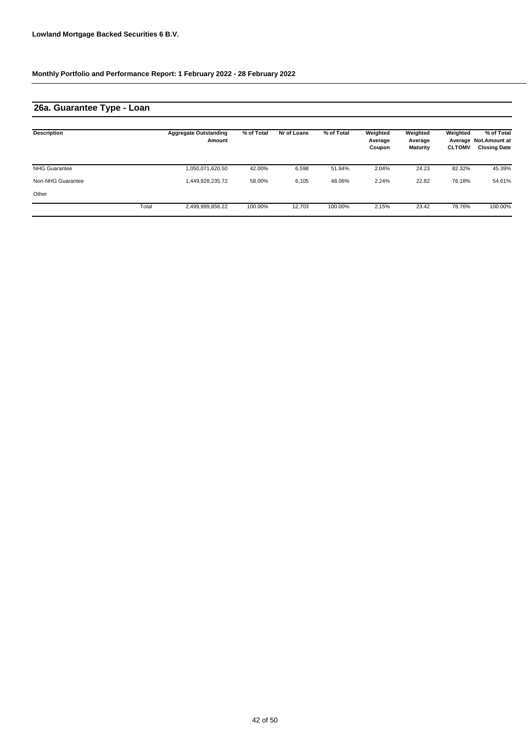**Lowland Mortgage Backed Securities 6 B.V.**

**Monthly Portfolio and Performance Report: 1 February 2022 - 28 February 2022**

## 26a. Guarantee Type - Loan

| Description | | Aggregate Outstanding Amount | % of Total | Nr of Loans | % of Total | Weighted Average Coupon | Weighted Average Maturity | Weighted Average CLTOMV | % of Total Not.Amount at Closing Date |
|---|---|---|---|---|---|---|---|---|---|
| NHG Guarantee | | 1,050,071,620.50 | 42.00% | 6,598 | 51.94% | 2.04% | 24.23 | 82.32% | 45.39% |
| Non-NHG Guarantee | | 1,449,928,235.72 | 58.00% | 6,105 | 48.06% | 2.24% | 22.82 | 76.18% | 54.61% |
| Other | | | | | | | | | |
| | Total | 2,499,999,856.22 | 100.00% | 12,703 | 100.00% | 2.15% | 23.42 | 78.76% | 100.00% |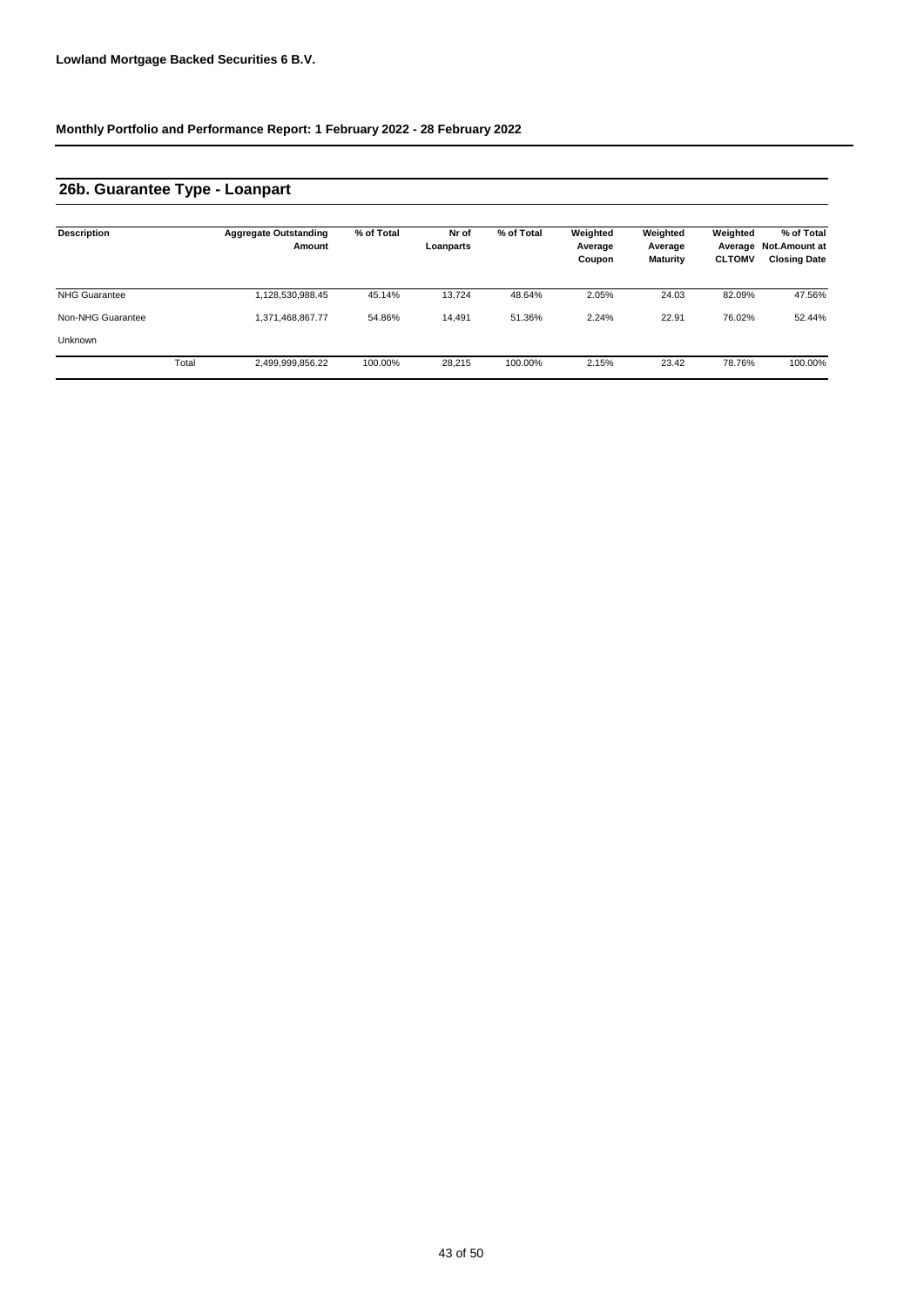**Lowland Mortgage Backed Securities 6 B.V.**

**Monthly Portfolio and Performance Report: 1 February 2022 - 28 February 2022**

## 26b. Guarantee Type - Loanpart

| Description | | Aggregate Outstanding Amount | % of Total | Nr of Loanparts | % of Total | Weighted Average Coupon | Weighted Average Maturity | Weighted Average CLTOMV | % of Total Not.Amount at Closing Date |
|---|---|---|---|---|---|---|---|---|---|
| NHG Guarantee | | 1,128,530,988.45 | 45.14% | 13,724 | 48.64% | 2.05% | 24.03 | 82.09% | 47.56% |
| Non-NHG Guarantee | | 1,371,468,867.77 | 54.86% | 14,491 | 51.36% | 2.24% | 22.91 | 76.02% | 52.44% |
| Unknown | | | | | | | | | |
| | Total | 2,499,999,856.22 | 100.00% | 28,215 | 100.00% | 2.15% | 23.42 | 78.76% | 100.00% |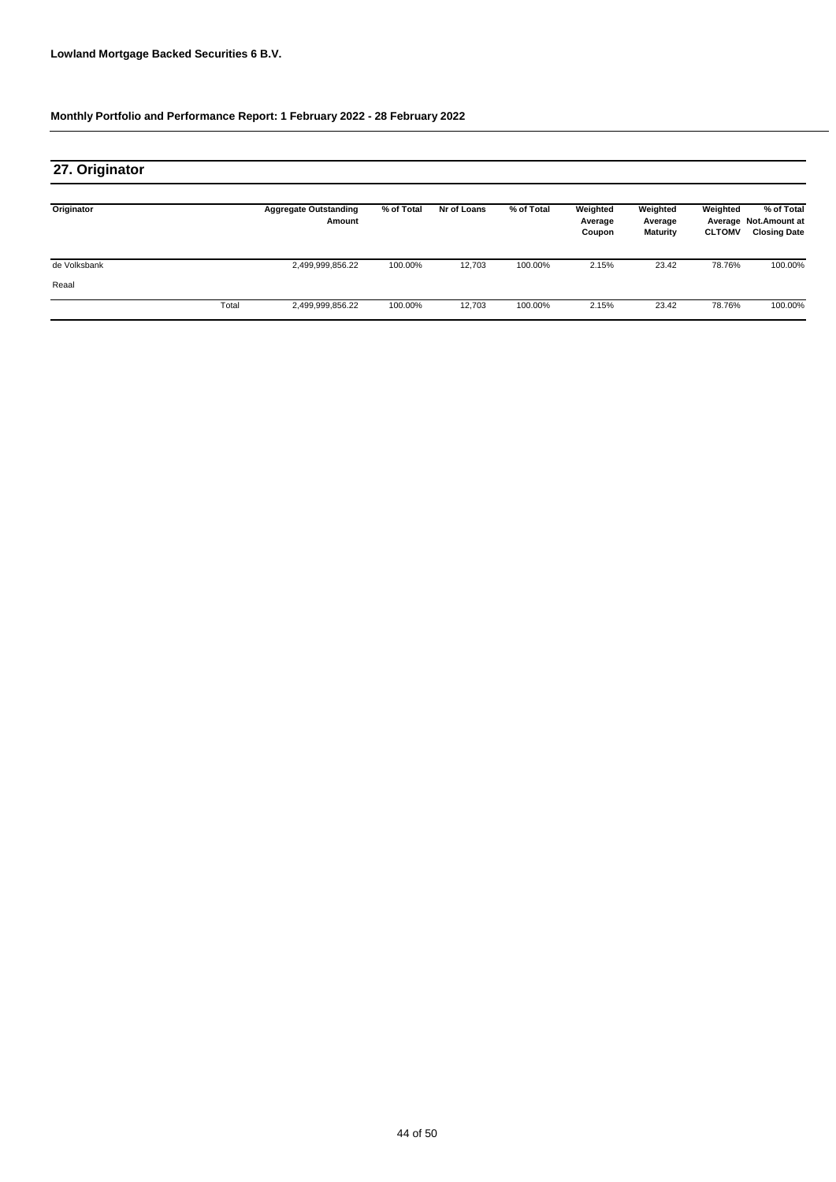**Lowland Mortgage Backed Securities 6 B.V.**

**Monthly Portfolio and Performance Report: 1 February 2022 - 28 February 2022**

## 27. Originator

| Originator | | Aggregate Outstanding Amount | % of Total | Nr of Loans | % of Total | Weighted Average Coupon | Weighted Average Maturity | Weighted Average CLTOMV | % of Total Not.Amount at Closing Date |
|---|---|---|---|---|---|---|---|---|---|
| de Volksbank | | 2,499,999,856.22 | 100.00% | 12,703 | 100.00% | 2.15% | 23.42 | 78.76% | 100.00% |
| Reaal | | | | | | | | | |
| | Total | 2,499,999,856.22 | 100.00% | 12,703 | 100.00% | 2.15% | 23.42 | 78.76% | 100.00% |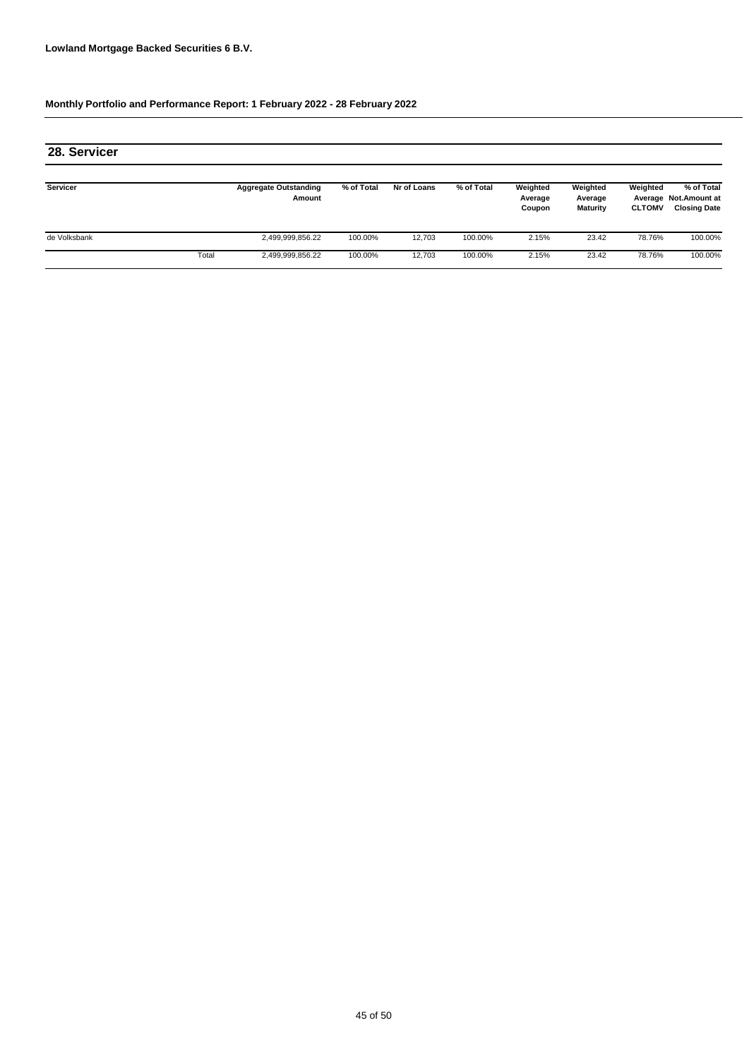**Lowland Mortgage Backed Securities 6 B.V.**

**Monthly Portfolio and Performance Report: 1 February 2022 - 28 February 2022**

## 28. Servicer

| Servicer | | Aggregate Outstanding Amount | % of Total | Nr of Loans | % of Total | Weighted Average Coupon | Weighted Average Maturity | Weighted Average CLTOMV | % of Total Not.Amount at Closing Date |
|---|---|---|---|---|---|---|---|---|---|
| de Volksbank | | 2,499,999,856.22 | 100.00% | 12,703 | 100.00% | 2.15% | 23.42 | 78.76% | 100.00% |
| | Total | 2,499,999,856.22 | 100.00% | 12,703 | 100.00% | 2.15% | 23.42 | 78.76% | 100.00% |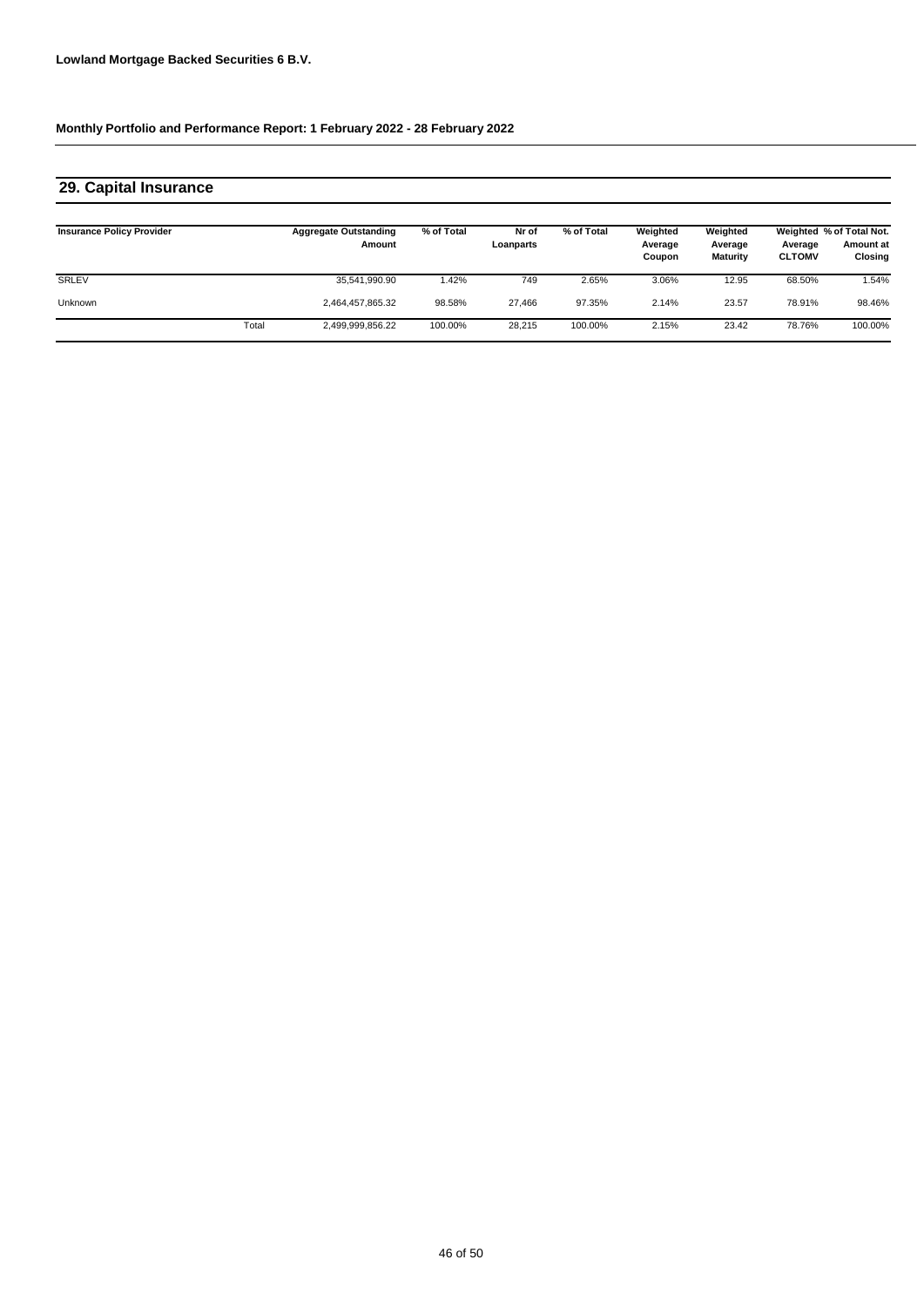**Lowland Mortgage Backed Securities 6 B.V.**

**Monthly Portfolio and Performance Report: 1 February 2022 - 28 February 2022**

## 29. Capital Insurance

| Insurance Policy Provider | | Aggregate Outstanding Amount | % of Total | Nr of Loanparts | % of Total | Weighted Average Coupon | Weighted Average Maturity | Weighted Average CLTOMV | % of Total Not. Amount at Closing |
|---|---|---|---|---|---|---|---|---|---|
| SRLEV | | 35,541,990.90 | 1.42% | 749 | 2.65% | 3.06% | 12.95 | 68.50% | 1.54% |
| Unknown | | 2,464,457,865.32 | 98.58% | 27,466 | 97.35% | 2.14% | 23.57 | 78.91% | 98.46% |
| | Total | 2,499,999,856.22 | 100.00% | 28,215 | 100.00% | 2.15% | 23.42 | 78.76% | 100.00% |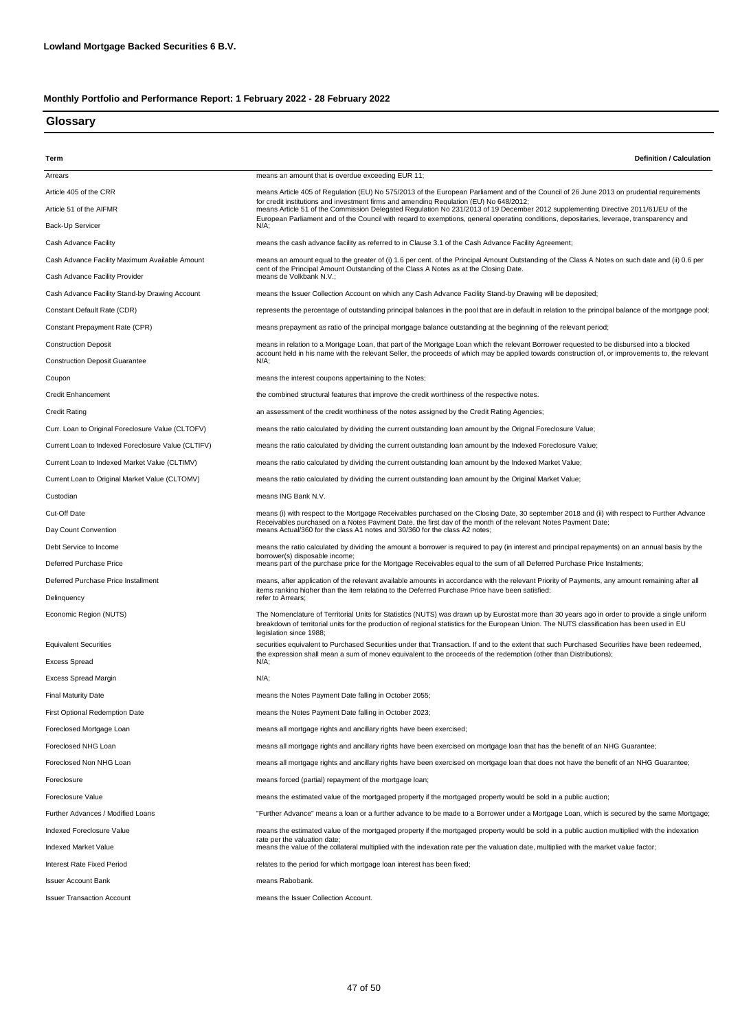**Lowland Mortgage Backed Securities 6 B.V.**

**Monthly Portfolio and Performance Report: 1 February 2022 - 28 February 2022**

## Glossary

| Term | Definition / Calculation |
|---|---|
| Arrears | means an amount that is overdue exceeding EUR 11; |
| Article 405 of the CRR | means Article 405 of Regulation (EU) No 575/2013 of the European Parliament and of the Council of 26 June 2013 on prudential requirements for credit institutions and investment firms and amending Regulation (EU) No 648/2012; |
| Article 51 of the AIFMR | means Article 51 of the Commission Delegated Regulation No 231/2013 of 19 December 2012 supplementing Directive 2011/61/EU of the European Parliament and of the Council with regard to exemptions, general operating conditions, depositaries, leverage, transparency and |
| Back-Up Servicer | N/A; |
| Cash Advance Facility | means the cash advance facility as referred to in Clause 3.1 of the Cash Advance Facility Agreement; |
| Cash Advance Facility Maximum Available Amount | means an amount equal to the greater of (i) 1.6 per cent. of the Principal Amount Outstanding of the Class A Notes on such date and (ii) 0.6 per cent of the Principal Amount Outstanding of the Class A Notes as at the Closing Date. |
| Cash Advance Facility Provider | means de Volkbank N.V.; |
| Cash Advance Facility Stand-by Drawing Account | means the Issuer Collection Account on which any Cash Advance Facility Stand-by Drawing will be deposited; |
| Constant Default Rate (CDR) | represents the percentage of outstanding principal balances in the pool that are in default in relation to the principal balance of the mortgage pool; |
| Constant Prepayment Rate (CPR) | means prepayment as ratio of the principal mortgage balance outstanding at the beginning of the relevant period; |
| Construction Deposit | means in relation to a Mortgage Loan, that part of the Mortgage Loan which the relevant Borrower requested to be disbursed into a blocked account held in his name with the relevant Seller, the proceeds of which may be applied towards construction of, or improvements to, the relevant |
| Construction Deposit Guarantee | N/A; |
| Coupon | means the interest coupons appertaining to the Notes; |
| Credit Enhancement | the combined structural features that improve the credit worthiness of the respective notes. |
| Credit Rating | an assessment of the credit worthiness of the notes assigned by the Credit Rating Agencies; |
| Curr. Loan to Original Foreclosure Value (CLTOFV) | means the ratio calculated by dividing the current outstanding loan amount by the Orignal Foreclosure Value; |
| Current Loan to Indexed Foreclosure Value (CLTIFV) | means the ratio calculated by dividing the current outstanding loan amount by the Indexed Foreclosure Value; |
| Current Loan to Indexed Market Value (CLTIMV) | means the ratio calculated by dividing the current outstanding loan amount by the Indexed Market Value; |
| Current Loan to Original Market Value (CLTOMV) | means the ratio calculated by dividing the current outstanding loan amount by the Original Market Value; |
| Custodian | means ING Bank N.V. |
| Cut-Off Date | means (i) with respect to the Mortgage Receivables purchased on the Closing Date, 30 september 2018 and (ii) with respect to Further Advance Receivables purchased on a Notes Payment Date, the first day of the month of the relevant Notes Payment Date; |
| Day Count Convention | means Actual/360 for the class A1 notes and 30/360 for the class A2 notes; |
| Debt Service to Income | means the ratio calculated by dividing the amount a borrower is required to pay (in interest and principal repayments) on an annual basis by the borrower(s) disposable income; |
| Deferred Purchase Price | means part of the purchase price for the Mortgage Receivables equal to the sum of all Deferred Purchase Price Instalments; |
| Deferred Purchase Price Installment | means, after application of the relevant available amounts in accordance with the relevant Priority of Payments, any amount remaining after all items ranking higher than the item relating to the Deferred Purchase Price have been satisfied; |
| Delinquency | refer to Arrears; |
| Economic Region (NUTS) | The Nomenclature of Territorial Units for Statistics (NUTS) was drawn up by Eurostat more than 30 years ago in order to provide a single uniform breakdown of territorial units for the production of regional statistics for the European Union. The NUTS classification has been used in EU legislation since 1988; |
| Equivalent Securities | securities equivalent to Purchased Securities under that Transaction. If and to the extent that such Purchased Securities have been redeemed, the expression shall mean a sum of money equivalent to the proceeds of the redemption (other than Distributions); |
| Excess Spread | N/A; |
| Excess Spread Margin | N/A; |
| Final Maturity Date | means the Notes Payment Date falling in October 2055; |
| First Optional Redemption Date | means the Notes Payment Date falling in October 2023; |
| Foreclosed Mortgage Loan | means all mortgage rights and ancillary rights have been exercised; |
| Foreclosed NHG Loan | means all mortgage rights and ancillary rights have been exercised on mortgage loan that has the benefit of an NHG Guarantee; |
| Foreclosed Non NHG Loan | means all mortgage rights and ancillary rights have been exercised on mortgage loan that does not have the benefit of an NHG Guarantee; |
| Foreclosure | means forced (partial) repayment of the mortgage loan; |
| Foreclosure Value | means the estimated value of the mortgaged property if the mortgaged property would be sold in a public auction; |
| Further Advances / Modified Loans | "Further Advance" means a loan or a further advance to be made to a Borrower under a Mortgage Loan, which is secured by the same Mortgage; |
| Indexed Foreclosure Value | means the estimated value of the mortgaged property if the mortgaged property would be sold in a public auction multiplied with the indexation rate per the valuation date; |
| Indexed Market Value | means the value of the collateral multiplied with the indexation rate per the valuation date, multiplied with the market value factor; |
| Interest Rate Fixed Period | relates to the period for which mortgage loan interest has been fixed; |
| Issuer Account Bank | means Rabobank. |
| Issuer Transaction Account | means the Issuer Collection Account. |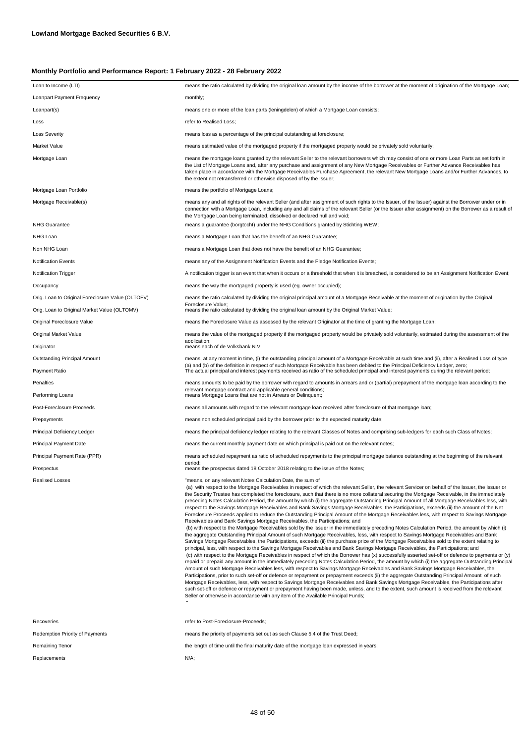**Lowland Mortgage Backed Securities 6 B.V.**

**Monthly Portfolio and Performance Report: 1 February 2022 - 28 February 2022**

| | |
|---|---|
| Loan to Income (LTI) | means the ratio calculated by dividing the original loan amount by the income of the borrower at the moment of origination of the Mortgage Loan; |
| Loanpart Payment Frequency | monthly; |
| Loanpart(s) | means one or more of the loan parts (leningdelen) of which a Mortgage Loan consists; |
| Loss | refer to Realised Loss; |
| Loss Severity | means loss as a percentage of the principal outstanding at foreclosure; |
| Market Value | means estimated value of the mortgaged property if the mortgaged property would be privately sold voluntarily; |
| Mortgage Loan | means the mortgage loans granted by the relevant Seller to the relevant borrowers which may consist of one or more Loan Parts as set forth in the List of Mortgage Loans and, after any purchase and assignment of any New Mortgage Receivables or Further Advance Receivables has taken place in accordance with the Mortgage Receivables Purchase Agreement, the relevant New Mortgage Loans and/or Further Advances, to the extent not retransferred or otherwise disposed of by the Issuer; |
| Mortgage Loan Portfolio | means the portfolio of Mortgage Loans; |
| Mortgage Receivable(s) | means any and all rights of the relevant Seller (and after assignment of such rights to the Issuer, of the Issuer) against the Borrower under or in connection with a Mortgage Loan, including any and all claims of the relevant Seller (or the Issuer after assignment) on the Borrower as a result of the Mortgage Loan being terminated, dissolved or declared null and void; |
| NHG Guarantee | means a guarantee (borgtocht) under the NHG Conditions granted by Stichting WEW; |
| NHG Loan | means a Mortgage Loan that has the benefit of an NHG Guarantee; |
| Non NHG Loan | means a Mortgage Loan that does not have the benefit of an NHG Guarantee; |
| Notification Events | means any of the Assignment Notification Events and the Pledge Notification Events; |
| Notification Trigger | A notification trigger is an event that when it occurs or a threshold that when it is breached, is considered to be an Assignment Notification Event; |
| Occupancy | means the way the mortgaged property is used (eg. owner occupied); |
| Orig. Loan to Original Foreclosure Value (OLTOFV) | means the ratio calculated by dividing the original principal amount of a Mortgage Receivable at the moment of origination by the Original Foreclosure Value; |
| Orig. Loan to Original Market Value (OLTOMV) | means the ratio calculated by dividing the original loan amount by the Original Market Value; |
| Original Foreclosure Value | means the Foreclosure Value as assessed by the relevant Originator at the time of granting the Mortgage Loan; |
| Original Market Value | means the value of the mortgaged property if the mortgaged property would be privately sold voluntarily, estimated during the assessment of the application; |
| Originator | means each of de Volksbank N.V. |
| Outstanding Principal Amount | means, at any moment in time, (i) the outstanding principal amount of a Mortgage Receivable at such time and (ii), after a Realised Loss of type (a) and (b) of the definition in respect of such Mortgage Receivable has been debited to the Principal Deficiency Ledger, zero; |
| Payment Ratio | The actual principal and interest payments received as ratio of the scheduled principal and interest payments during the relevant period; |
| Penalties | means amounts to be paid by the borrower with regard to amounts in arrears and or (partial) prepayment of the mortgage loan according to the relevant mortgage contract and applicable general conditions; |
| Performing Loans | means Mortgage Loans that are not in Arrears or Delinquent; |
| Post-Foreclosure Proceeds | means all amounts with regard to the relevant mortgage loan received after foreclosure of that mortgage loan; |
| Prepayments | means non scheduled principal paid by the borrower prior to the expected maturity date; |
| Principal Deficiency Ledger | means the principal deficiency ledger relating to the relevant Classes of Notes and comprising sub-ledgers for each such Class of Notes; |
| Principal Payment Date | means the current monthly payment date on which principal is paid out on the relevant notes; |
| Principal Payment Rate (PPR) | means scheduled repayment as ratio of scheduled repayments to the principal mortgage balance outstanding at the beginning of the relevant period; |
| Prospectus | means the prospectus dated 18 October 2018 relating to the issue of the Notes; |
| Realised Losses | "means, on any relevant Notes Calculation Date, the sum of (a) with respect to the Mortgage Receivables in respect of which the relevant Seller, the relevant Servicer on behalf of the Issuer, the Issuer or the Security Trustee has completed the foreclosure, such that there is no more collateral securing the Mortgage Receivable, in the immediately preceding Notes Calculation Period, the amount by which (i) the aggregate Outstanding Principal Amount of all Mortgage Receivables less, with respect to the Savings Mortgage Receivables and Bank Savings Mortgage Receivables, the Participations, exceeds (ii) the amount of the Net Foreclosure Proceeds applied to reduce the Outstanding Principal Amount of the Mortgage Receivables less, with respect to Savings Mortgage Receivables and Bank Savings Mortgage Receivables, the Participations; and (b) with respect to the Mortgage Receivables sold by the Issuer in the immediately preceding Notes Calculation Period, the amount by which (i) the aggregate Outstanding Principal Amount of such Mortgage Receivables, less, with respect to Savings Mortgage Receivables and Bank Savings Mortgage Receivables, the Participations, exceeds (ii) the purchase price of the Mortgage Receivables sold to the extent relating to principal, less, with respect to the Savings Mortgage Receivables and Bank Savings Mortgage Receivables, the Participations; and (c) with respect to the Mortgage Receivables in respect of which the Borrower has (x) successfully asserted set-off or defence to payments or (y) repaid or prepaid any amount in the immediately preceding Notes Calculation Period, the amount by which (i) the aggregate Outstanding Principal Amount of such Mortgage Receivables less, with respect to Savings Mortgage Receivables and Bank Savings Mortgage Receivables, the Participations, prior to such set-off or defence or repayment or prepayment exceeds (ii) the aggregate Outstanding Principal Amount of such Mortgage Receivables, less, with respect to Savings Mortgage Receivables and Bank Savings Mortgage Receivables, the Participations after such set-off or defence or repayment or prepayment having been made, unless, and to the extent, such amount is received from the relevant Seller or otherwise in accordance with any item of the Available Principal Funds; " |
| Recoveries | refer to Post-Foreclosure-Proceeds; |
| Redemption Priority of Payments | means the priority of payments set out as such Clause 5.4 of the Trust Deed; |
| Remaining Tenor | the length of time until the final maturity date of the mortgage loan expressed in years; |
| Replacements | N/A; |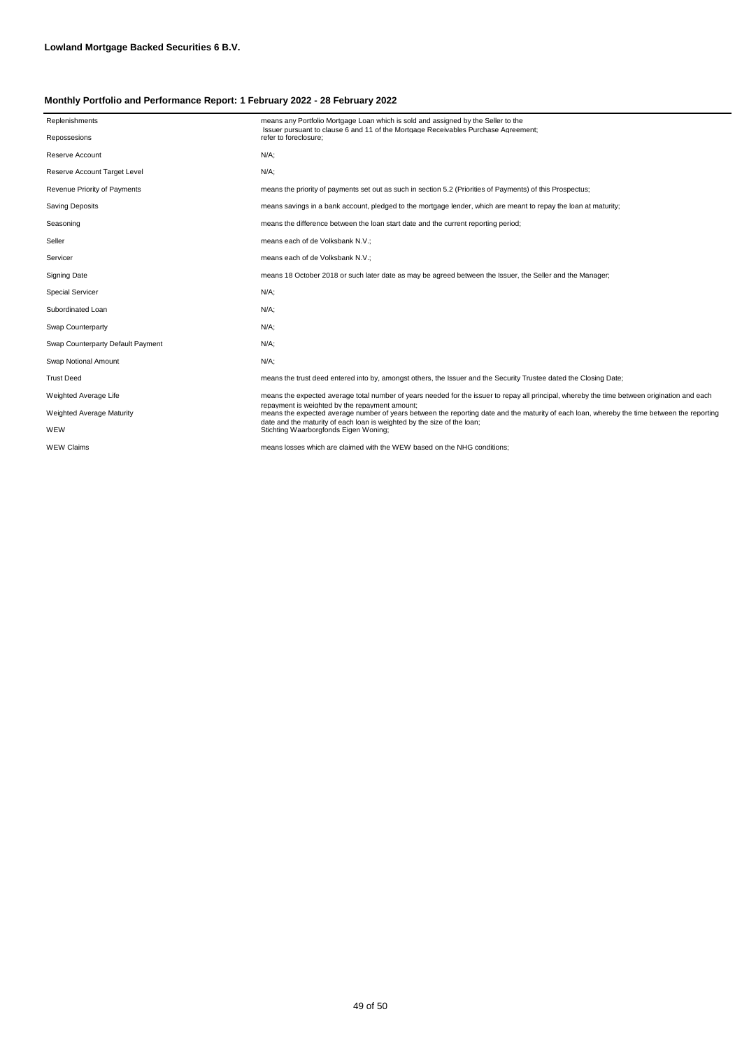**Lowland Mortgage Backed Securities 6 B.V.**

**Monthly Portfolio and Performance Report: 1 February 2022 - 28 February 2022**

| | |
|---|---|
| Replenishments | means any Portfolio Mortgage Loan which is sold and assigned by the Seller to the Issuer pursuant to clause 6 and 11 of the Mortgage Receivables Purchase Agreement; |
| Repossesions | refer to foreclosure; |
| Reserve Account | N/A; |
| Reserve Account Target Level | N/A; |
| Revenue Priority of Payments | means the priority of payments set out as such in section 5.2 (Priorities of Payments) of this Prospectus; |
| Saving Deposits | means savings in a bank account, pledged to the mortgage lender, which are meant to repay the loan at maturity; |
| Seasoning | means the difference between the loan start date and the current reporting period; |
| Seller | means each of de Volksbank N.V.; |
| Servicer | means each of de Volksbank N.V.; |
| Signing Date | means 18 October 2018 or such later date as may be agreed between the Issuer, the Seller and the Manager; |
| Special Servicer | N/A; |
| Subordinated Loan | N/A; |
| Swap Counterparty | N/A; |
| Swap Counterparty Default Payment | N/A; |
| Swap Notional Amount | N/A; |
| Trust Deed | means the trust deed entered into by, amongst others, the Issuer and the Security Trustee dated the Closing Date; |
| Weighted Average Life | means the expected average total number of years needed for the issuer to repay all principal, whereby the time between origination and each repayment is weighted by the repayment amount; |
| Weighted Average Maturity | means the expected average number of years between the reporting date and the maturity of each loan, whereby the time between the reporting date and the maturity of each loan is weighted by the size of the loan; |
| WEW | Stichting Waarborgfonds Eigen Woning; |
| WEW Claims | means losses which are claimed with the WEW based on the NHG conditions; |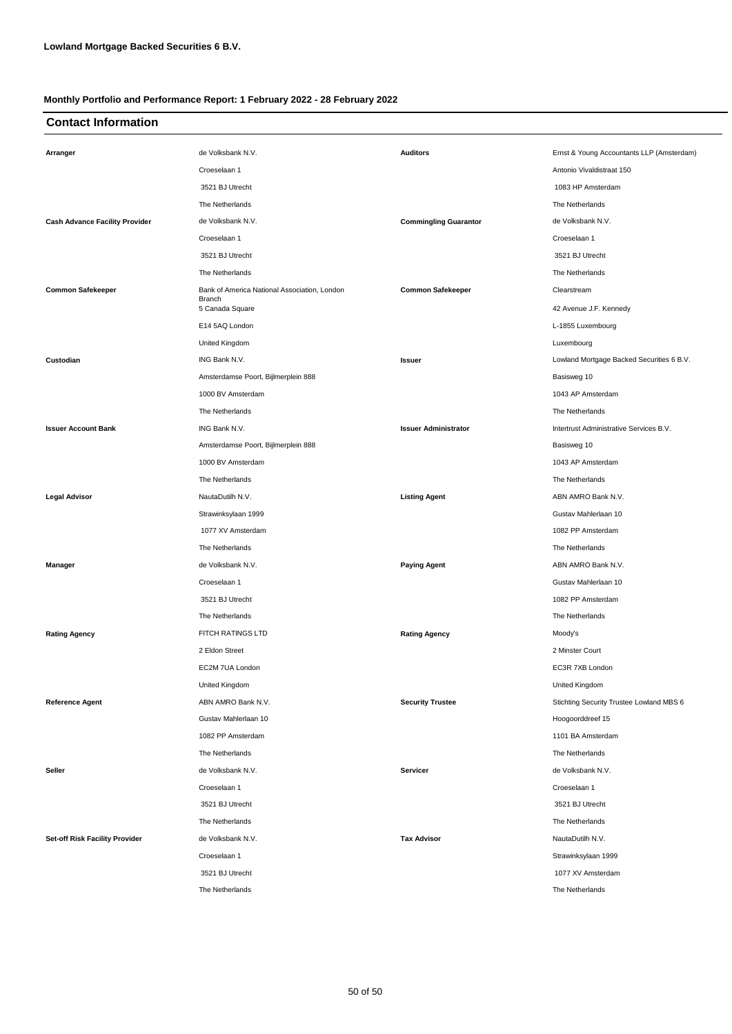**Lowland Mortgage Backed Securities 6 B.V.**

**Monthly Portfolio and Performance Report: 1 February 2022 - 28 February 2022**

## Contact Information

| | | | |
|---|---|---|---|
| **Arranger** | de Volksbank N.V. | **Auditors** | Ernst & Young Accountants LLP (Amsterdam) |
| | Croeselaan 1 | | Antonio Vivaldistraat 150 |
| | 3521 BJ Utrecht | | 1083 HP Amsterdam |
| | The Netherlands | | The Netherlands |
| **Cash Advance Facility Provider** | de Volksbank N.V. | **Commingling Guarantor** | de Volksbank N.V. |
| | Croeselaan 1 | | Croeselaan 1 |
| | 3521 BJ Utrecht | | 3521 BJ Utrecht |
| | The Netherlands | | The Netherlands |
| **Common Safekeeper** | Bank of America National Association, London Branch | **Common Safekeeper** | Clearstream |
| | 5 Canada Square | | 42 Avenue J.F. Kennedy |
| | E14 5AQ London | | L-1855 Luxembourg |
| | United Kingdom | | Luxembourg |
| **Custodian** | ING Bank N.V. | **Issuer** | Lowland Mortgage Backed Securities 6 B.V. |
| | Amsterdamse Poort, Bijlmerplein 888 | | Basisweg 10 |
| | 1000 BV Amsterdam | | 1043 AP Amsterdam |
| | The Netherlands | | The Netherlands |
| **Issuer Account Bank** | ING Bank N.V. | **Issuer Administrator** | Intertrust Administrative Services B.V. |
| | Amsterdamse Poort, Bijlmerplein 888 | | Basisweg 10 |
| | 1000 BV Amsterdam | | 1043 AP Amsterdam |
| | The Netherlands | | The Netherlands |
| **Legal Advisor** | NautaDutilh N.V. | **Listing Agent** | ABN AMRO Bank N.V. |
| | Strawinksylaan 1999 | | Gustav Mahlerlaan 10 |
| | 1077 XV Amsterdam | | 1082 PP Amsterdam |
| | The Netherlands | | The Netherlands |
| **Manager** | de Volksbank N.V. | **Paying Agent** | ABN AMRO Bank N.V. |
| | Croeselaan 1 | | Gustav Mahlerlaan 10 |
| | 3521 BJ Utrecht | | 1082 PP Amsterdam |
| | The Netherlands | | The Netherlands |
| **Rating Agency** | FITCH RATINGS LTD | **Rating Agency** | Moody's |
| | 2 Eldon Street | | 2 Minster Court |
| | EC2M 7UA London | | EC3R 7XB London |
| | United Kingdom | | United Kingdom |
| **Reference Agent** | ABN AMRO Bank N.V. | **Security Trustee** | Stichting Security Trustee Lowland MBS 6 |
| | Gustav Mahlerlaan 10 | | Hoogoorddreef 15 |
| | 1082 PP Amsterdam | | 1101 BA Amsterdam |
| | The Netherlands | | The Netherlands |
| **Seller** | de Volksbank N.V. | **Servicer** | de Volksbank N.V. |
| | Croeselaan 1 | | Croeselaan 1 |
| | 3521 BJ Utrecht | | 3521 BJ Utrecht |
| | The Netherlands | | The Netherlands |
| **Set-off Risk Facility Provider** | de Volksbank N.V. | **Tax Advisor** | NautaDutilh N.V. |
| | Croeselaan 1 | | Strawinksylaan 1999 |
| | 3521 BJ Utrecht | | 1077 XV Amsterdam |
| | The Netherlands | | The Netherlands |